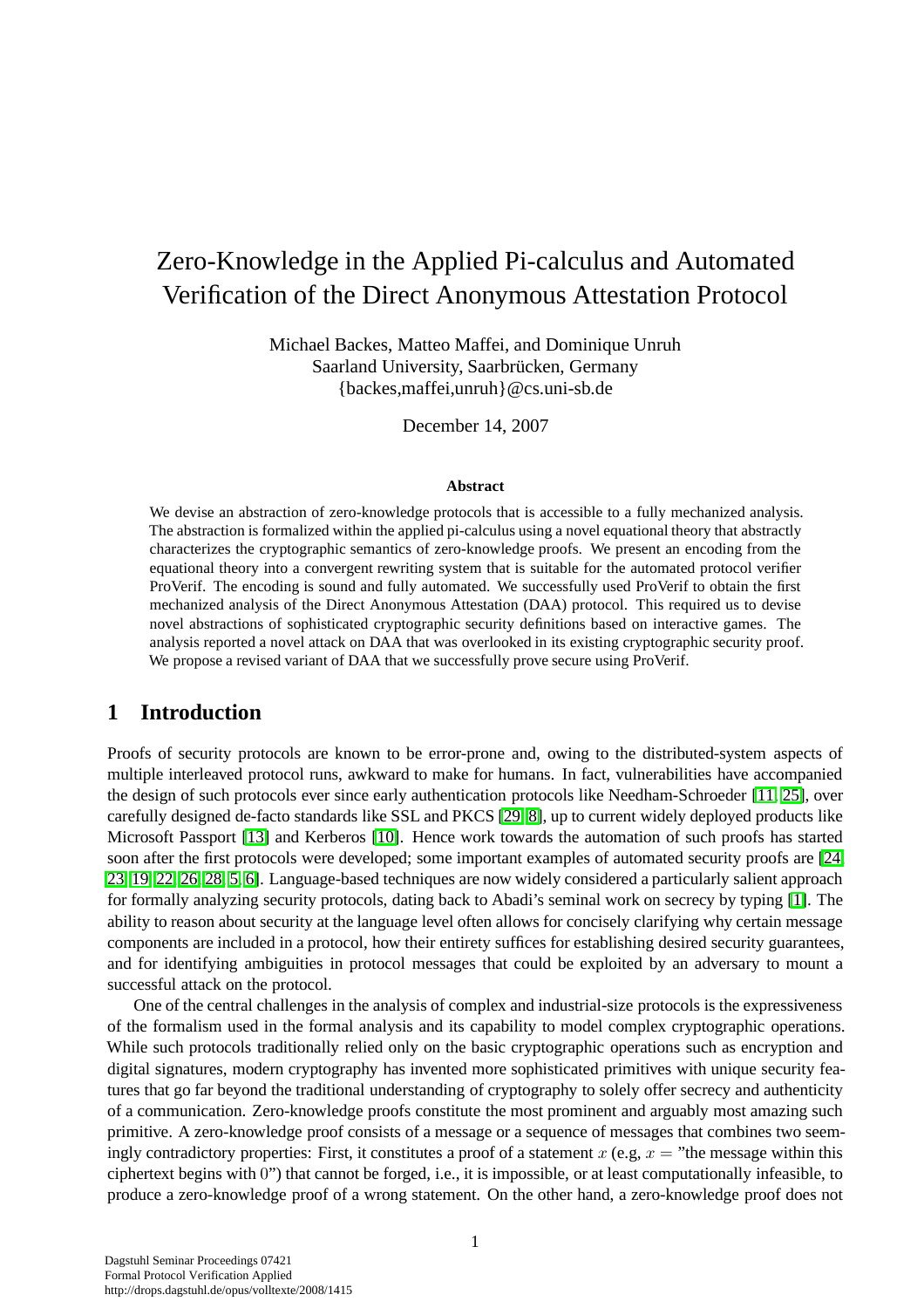# Zero-Knowledge in the Applied Pi-calculus and Automated Verification of the Direct Anonymous Attestation Protocol

Michael Backes, Matteo Maffei, and Dominique Unruh
Saarland University, Saarbrücken, Germany
{backes,maffei,unruh}@cs.uni-sb.de

December 14, 2007

**Abstract**

We devise an abstraction of zero-knowledge protocols that is accessible to a fully mechanized analysis. The abstraction is formalized within the applied pi-calculus using a novel equational theory that abstractly characterizes the cryptographic semantics of zero-knowledge proofs. We present an encoding from the equational theory into a convergent rewriting system that is suitable for the automated protocol verifier ProVerif. The encoding is sound and fully automated. We successfully used ProVerif to obtain the first mechanized analysis of the Direct Anonymous Attestation (DAA) protocol. This required us to devise novel abstractions of sophisticated cryptographic security definitions based on interactive games. The analysis reported a novel attack on DAA that was overlooked in its existing cryptographic security proof. We propose a revised variant of DAA that we successfully prove secure using ProVerif.

## 1 Introduction

Proofs of security protocols are known to be error-prone and, owing to the distributed-system aspects of multiple interleaved protocol runs, awkward to make for humans. In fact, vulnerabilities have accompanied the design of such protocols ever since early authentication protocols like Needham-Schroeder [11, 25], over carefully designed de-facto standards like SSL and PKCS [29, 8], up to current widely deployed products like Microsoft Passport [13] and Kerberos [10]. Hence work towards the automation of such proofs has started soon after the first protocols were developed; some important examples of automated security proofs are [24, 23, 19, 22, 26, 28, 5, 6]. Language-based techniques are now widely considered a particularly salient approach for formally analyzing security protocols, dating back to Abadi's seminal work on secrecy by typing [1]. The ability to reason about security at the language level often allows for concisely clarifying why certain message components are included in a protocol, how their entirety suffices for establishing desired security guarantees, and for identifying ambiguities in protocol messages that could be exploited by an adversary to mount a successful attack on the protocol.

One of the central challenges in the analysis of complex and industrial-size protocols is the expressiveness of the formalism used in the formal analysis and its capability to model complex cryptographic operations. While such protocols traditionally relied only on the basic cryptographic operations such as encryption and digital signatures, modern cryptography has invented more sophisticated primitives with unique security features that go far beyond the traditional understanding of cryptography to solely offer secrecy and authenticity of a communication. Zero-knowledge proofs constitute the most prominent and arguably most amazing such primitive. A zero-knowledge proof consists of a message or a sequence of messages that combines two seemingly contradictory properties: First, it constitutes a proof of a statement $x$ (e.g, $x =$ "the message within this ciphertext begins with $0$") that cannot be forged, i.e., it is impossible, or at least computationally infeasible, to produce a zero-knowledge proof of a wrong statement. On the other hand, a zero-knowledge proof does not

Dagstuhl Seminar Proceedings 07421
Formal Protocol Verification Applied
http://drops.dagstuhl.de/opus/volltexte/2008/1415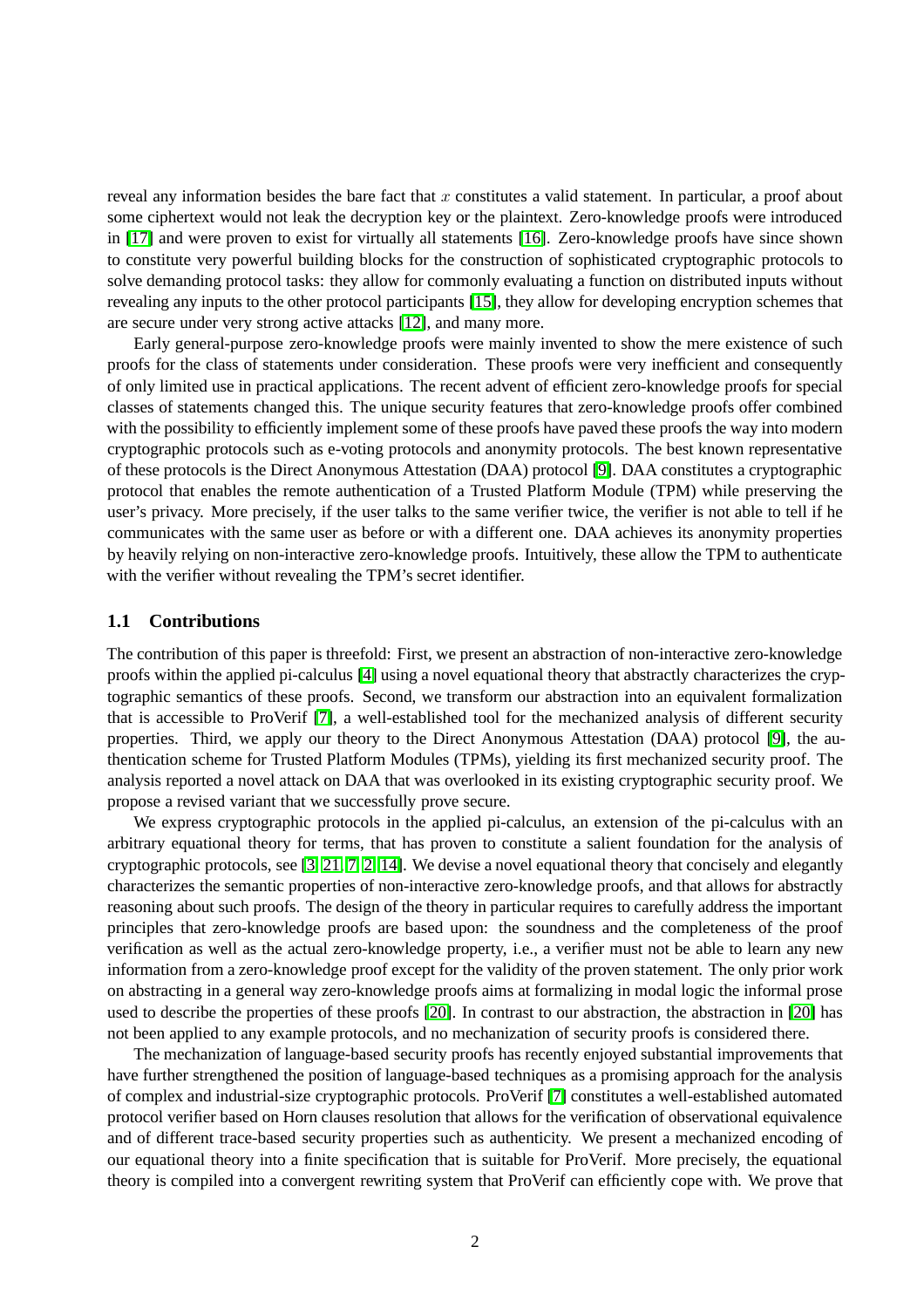reveal any information besides the bare fact that $x$ constitutes a valid statement. In particular, a proof about some ciphertext would not leak the decryption key or the plaintext. Zero-knowledge proofs were introduced in [17] and were proven to exist for virtually all statements [16]. Zero-knowledge proofs have since shown to constitute very powerful building blocks for the construction of sophisticated cryptographic protocols to solve demanding protocol tasks: they allow for commonly evaluating a function on distributed inputs without revealing any inputs to the other protocol participants [15], they allow for developing encryption schemes that are secure under very strong active attacks [12], and many more.

Early general-purpose zero-knowledge proofs were mainly invented to show the mere existence of such proofs for the class of statements under consideration. These proofs were very inefficient and consequently of only limited use in practical applications. The recent advent of efficient zero-knowledge proofs for special classes of statements changed this. The unique security features that zero-knowledge proofs offer combined with the possibility to efficiently implement some of these proofs have paved these proofs the way into modern cryptographic protocols such as e-voting protocols and anonymity protocols. The best known representative of these protocols is the Direct Anonymous Attestation (DAA) protocol [9]. DAA constitutes a cryptographic protocol that enables the remote authentication of a Trusted Platform Module (TPM) while preserving the user's privacy. More precisely, if the user talks to the same verifier twice, the verifier is not able to tell if he communicates with the same user as before or with a different one. DAA achieves its anonymity properties by heavily relying on non-interactive zero-knowledge proofs. Intuitively, these allow the TPM to authenticate with the verifier without revealing the TPM's secret identifier.

### 1.1 Contributions

The contribution of this paper is threefold: First, we present an abstraction of non-interactive zero-knowledge proofs within the applied pi-calculus [4] using a novel equational theory that abstractly characterizes the cryptographic semantics of these proofs. Second, we transform our abstraction into an equivalent formalization that is accessible to ProVerif [7], a well-established tool for the mechanized analysis of different security properties. Third, we apply our theory to the Direct Anonymous Attestation (DAA) protocol [9], the authentication scheme for Trusted Platform Modules (TPMs), yielding its first mechanized security proof. The analysis reported a novel attack on DAA that was overlooked in its existing cryptographic security proof. We propose a revised variant that we successfully prove secure.

We express cryptographic protocols in the applied pi-calculus, an extension of the pi-calculus with an arbitrary equational theory for terms, that has proven to constitute a salient foundation for the analysis of cryptographic protocols, see [3, 21, 7, 2, 14]. We devise a novel equational theory that concisely and elegantly characterizes the semantic properties of non-interactive zero-knowledge proofs, and that allows for abstractly reasoning about such proofs. The design of the theory in particular requires to carefully address the important principles that zero-knowledge proofs are based upon: the soundness and the completeness of the proof verification as well as the actual zero-knowledge property, i.e., a verifier must not be able to learn any new information from a zero-knowledge proof except for the validity of the proven statement. The only prior work on abstracting in a general way zero-knowledge proofs aims at formalizing in modal logic the informal prose used to describe the properties of these proofs [20]. In contrast to our abstraction, the abstraction in [20] has not been applied to any example protocols, and no mechanization of security proofs is considered there.

The mechanization of language-based security proofs has recently enjoyed substantial improvements that have further strengthened the position of language-based techniques as a promising approach for the analysis of complex and industrial-size cryptographic protocols. ProVerif [7] constitutes a well-established automated protocol verifier based on Horn clauses resolution that allows for the verification of observational equivalence and of different trace-based security properties such as authenticity. We present a mechanized encoding of our equational theory into a finite specification that is suitable for ProVerif. More precisely, the equational theory is compiled into a convergent rewriting system that ProVerif can efficiently cope with. We prove that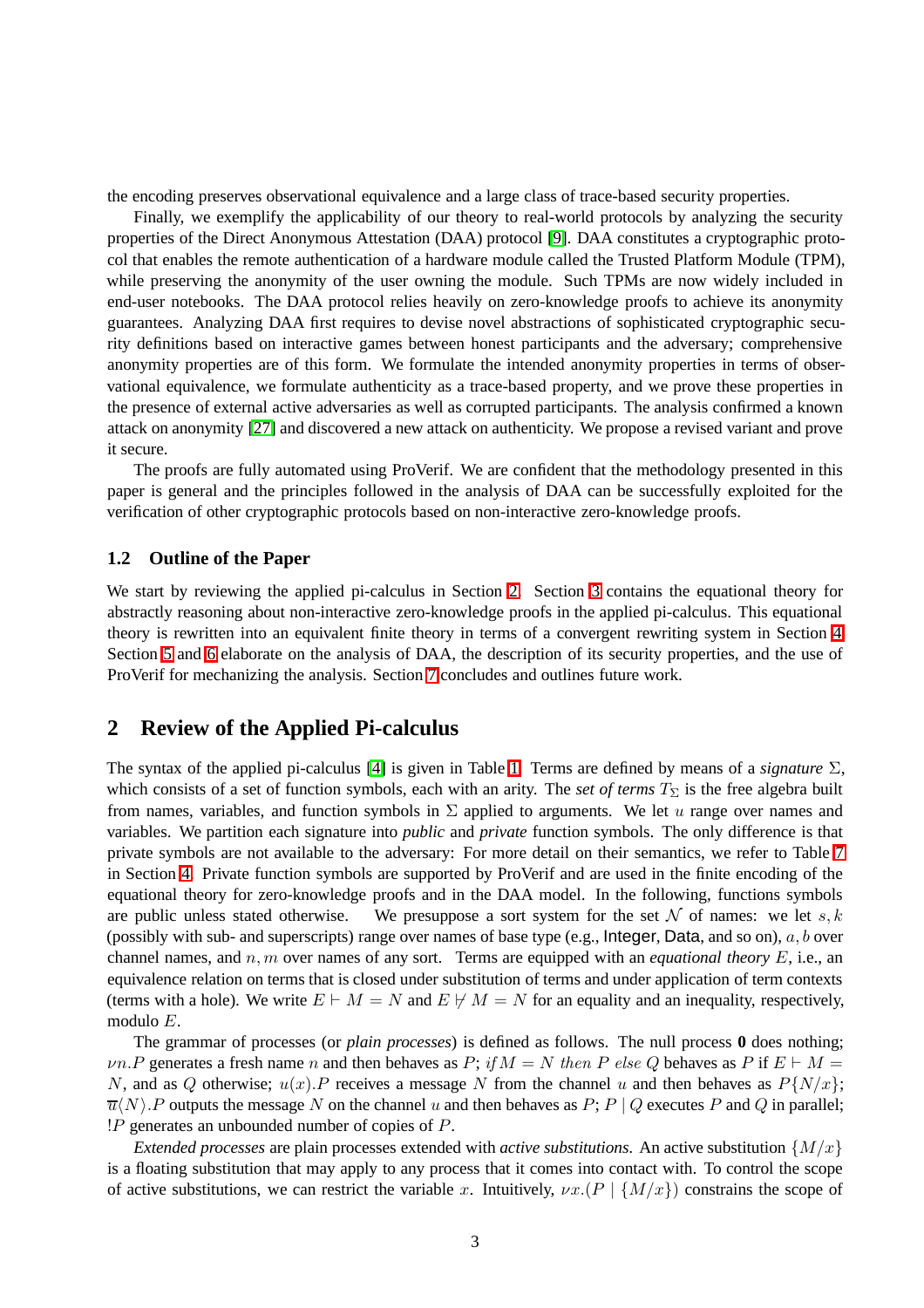the encoding preserves observational equivalence and a large class of trace-based security properties.

Finally, we exemplify the applicability of our theory to real-world protocols by analyzing the security properties of the Direct Anonymous Attestation (DAA) protocol [9]. DAA constitutes a cryptographic protocol that enables the remote authentication of a hardware module called the Trusted Platform Module (TPM), while preserving the anonymity of the user owning the module. Such TPMs are now widely included in end-user notebooks. The DAA protocol relies heavily on zero-knowledge proofs to achieve its anonymity guarantees. Analyzing DAA first requires to devise novel abstractions of sophisticated cryptographic security definitions based on interactive games between honest participants and the adversary; comprehensive anonymity properties are of this form. We formulate the intended anonymity properties in terms of observational equivalence, we formulate authenticity as a trace-based property, and we prove these properties in the presence of external active adversaries as well as corrupted participants. The analysis confirmed a known attack on anonymity [27] and discovered a new attack on authenticity. We propose a revised variant and prove it secure.

The proofs are fully automated using ProVerif. We are confident that the methodology presented in this paper is general and the principles followed in the analysis of DAA can be successfully exploited for the verification of other cryptographic protocols based on non-interactive zero-knowledge proofs.

### 1.2 Outline of the Paper

We start by reviewing the applied pi-calculus in Section 2. Section 3 contains the equational theory for abstractly reasoning about non-interactive zero-knowledge proofs in the applied pi-calculus. This equational theory is rewritten into an equivalent finite theory in terms of a convergent rewriting system in Section 4. Section 5 and 6 elaborate on the analysis of DAA, the description of its security properties, and the use of ProVerif for mechanizing the analysis. Section 7 concludes and outlines future work.

## 2 Review of the Applied Pi-calculus

The syntax of the applied pi-calculus [4] is given in Table 1. Terms are defined by means of a *signature* $\Sigma$, which consists of a set of function symbols, each with an arity. The *set of terms* $T_\Sigma$ is the free algebra built from names, variables, and function symbols in $\Sigma$ applied to arguments. We let $u$ range over names and variables. We partition each signature into *public* and *private* function symbols. The only difference is that private symbols are not available to the adversary: For more detail on their semantics, we refer to Table 7 in Section 4. Private function symbols are supported by ProVerif and are used in the finite encoding of the equational theory for zero-knowledge proofs and in the DAA model. In the following, functions symbols are public unless stated otherwise. We presuppose a sort system for the set $\mathcal{N}$ of names: we let $s, k$ (possibly with sub- and superscripts) range over names of base type (e.g., Integer, Data, and so on), $a, b$ over channel names, and $n, m$ over names of any sort. Terms are equipped with an *equational theory* $E$, i.e., an equivalence relation on terms that is closed under substitution of terms and under application of term contexts (terms with a hole). We write $E \vdash M = N$ and $E \not\vdash M = N$ for an equality and an inequality, respectively, modulo $E$.

The grammar of processes (or *plain processes*) is defined as follows. The null process **0** does nothing; $\nu n.P$ generates a fresh name $n$ and then behaves as $P$; *if* $M = N$ *then* $P$ *else* $Q$ behaves as $P$ if $E \vdash M = N$, and as $Q$ otherwise; $u(x).P$ receives a message $N$ from the channel $u$ and then behaves as $P\{N/x\}$; $\overline{u}\langle N \rangle.P$ outputs the message $N$ on the channel $u$ and then behaves as $P$; $P \mid Q$ executes $P$ and $Q$ in parallel; $!P$ generates an unbounded number of copies of $P$.

*Extended processes* are plain processes extended with *active substitutions*. An active substitution $\{M/x\}$ is a floating substitution that may apply to any process that it comes into contact with. To control the scope of active substitutions, we can restrict the variable $x$. Intuitively, $\nu x.(P \mid \{M/x\})$ constrains the scope of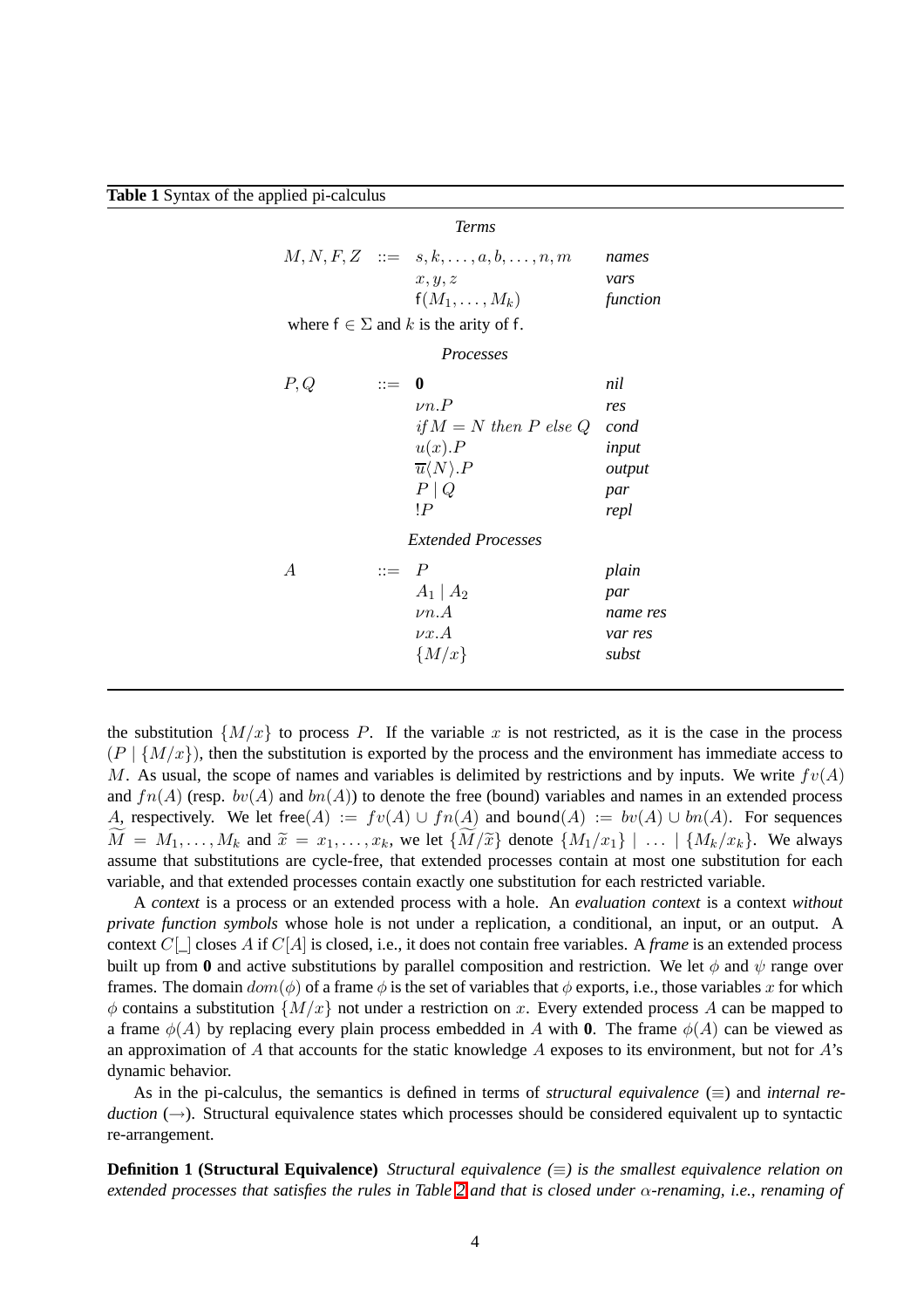**Table 1** Syntax of the applied pi-calculus

*Terms*

| | | | |
|---|---|---|---|
| $M, N, F, Z$ | $::=$ | $s, k, \ldots, a, b, \ldots, n, m$ | *names* |
| | | $x, y, z$ | *vars* |
| | | $\mathsf{f}(M_1, \ldots, M_k)$ | *function* |

where $\mathsf{f} \in \Sigma$ and $k$ is the arity of $\mathsf{f}$.

*Processes*

| | | | |
|---|---|---|---|
| $P, Q$ | $::=$ | $\mathbf{0}$ | *nil* |
| | | $\nu n.P$ | *res* |
| | | $\mathit{if}\, M = N \ \mathit{then}\ P \ \mathit{else}\ Q$ | *cond* |
| | | $u(x).P$ | *input* |
| | | $\overline{u}\langle N \rangle.P$ | *output* |
| | | $P \mid Q$ | *par* |
| | | $!P$ | *repl* |

*Extended Processes*

| | | | |
|---|---|---|---|
| $A$ | $::=$ | $P$ | *plain* |
| | | $A_1 \mid A_2$ | *par* |
| | | $\nu n.A$ | *name res* |
| | | $\nu x.A$ | *var res* |
| | | $\{M/x\}$ | *subst* |

the substitution $\{M/x\}$ to process $P$. If the variable $x$ is not restricted, as it is the case in the process $(P \mid \{M/x\})$, then the substitution is exported by the process and the environment has immediate access to $M$. As usual, the scope of names and variables is delimited by restrictions and by inputs. We write $fv(A)$ and $fn(A)$ (resp. $bv(A)$ and $bn(A)$) to denote the free (bound) variables and names in an extended process $A$, respectively. We let $\mathsf{free}(A) := fv(A) \cup fn(A)$ and $\mathsf{bound}(A) := bv(A) \cup bn(A)$. For sequences $\widetilde{M} = M_1, \ldots, M_k$ and $\widetilde{x} = x_1, \ldots, x_k$, we let $\{\widetilde{M}/\widetilde{x}\}$ denote $\{M_1/x_1\} \mid \ldots \mid \{M_k/x_k\}$. We always assume that substitutions are cycle-free, that extended processes contain at most one substitution for each variable, and that extended processes contain exactly one substitution for each restricted variable.

A *context* is a process or an extended process with a hole. An *evaluation context* is a context *without private function symbols* whose hole is not under a replication, a conditional, an input, or an output. A context $C[\_]$ closes $A$ if $C[A]$ is closed, i.e., it does not contain free variables. A *frame* is an extended process built up from $\mathbf{0}$ and active substitutions by parallel composition and restriction. We let $\phi$ and $\psi$ range over frames. The domain $dom(\phi)$ of a frame $\phi$ is the set of variables that $\phi$ exports, i.e., those variables $x$ for which $\phi$ contains a substitution $\{M/x\}$ not under a restriction on $x$. Every extended process $A$ can be mapped to a frame $\phi(A)$ by replacing every plain process embedded in $A$ with $\mathbf{0}$. The frame $\phi(A)$ can be viewed as an approximation of $A$ that accounts for the static knowledge $A$ exposes to its environment, but not for $A$'s dynamic behavior.

As in the pi-calculus, the semantics is defined in terms of *structural equivalence* ($\equiv$) and *internal reduction* ($\rightarrow$). Structural equivalence states which processes should be considered equivalent up to syntactic re-arrangement.

**Definition 1 (Structural Equivalence)** *Structural equivalence ($\equiv$) is the smallest equivalence relation on extended processes that satisfies the rules in Table 2 and that is closed under $\alpha$-renaming, i.e., renaming of*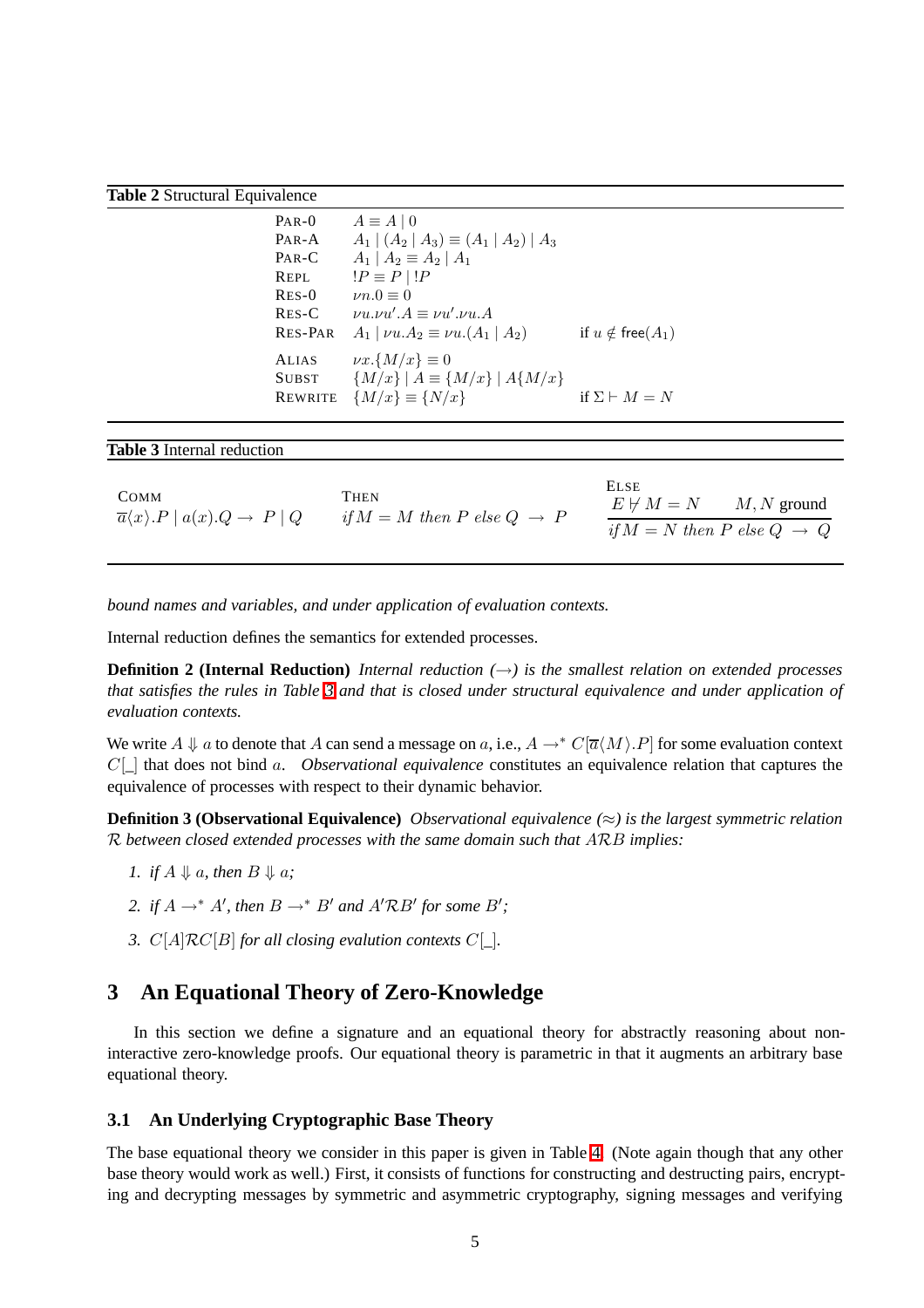**Table 2** Structural Equivalence

| | | |
|---|---|---|
| PAR-0 | $A \equiv A \mid 0$ | |
| PAR-A | $A_1 \mid (A_2 \mid A_3) \equiv (A_1 \mid A_2) \mid A_3$ | |
| PAR-C | $A_1 \mid A_2 \equiv A_2 \mid A_1$ | |
| REPL | $!P \equiv P \mid !P$ | |
| RES-0 | $\nu n.0 \equiv 0$ | |
| RES-C | $\nu u.\nu u'.A \equiv \nu u'.\nu u.A$ | |
| RES-PAR | $A_1 \mid \nu u.A_2 \equiv \nu u.(A_1 \mid A_2)$ | if $u \notin \mathsf{free}(A_1)$ |
| ALIAS | $\nu x.\{M/x\} \equiv 0$ | |
| SUBST | $\{M/x\} \mid A \equiv \{M/x\} \mid A\{M/x\}$ | |
| REWRITE | $\{M/x\} \equiv \{N/x\}$ | if $\Sigma \vdash M = N$ |

**Table 3** Internal reduction

| COMM | THEN | ELSE |
|---|---|---|
| $\overline{a}\langle x\rangle.P \mid a(x).Q \rightarrow P \mid Q$ | $\mathit{if}\, M = M\ \mathit{then}\ P\ \mathit{else}\ Q \rightarrow P$ | $\dfrac{E \not\vdash M = N \qquad M, N \text{ ground}}{\mathit{if}\, M = N\ \mathit{then}\ P\ \mathit{else}\ Q \rightarrow Q}$ |

*bound names and variables, and under application of evaluation contexts.*

Internal reduction defines the semantics for extended processes.

**Definition 2 (Internal Reduction)** *Internal reduction ($\rightarrow$) is the smallest relation on extended processes that satisfies the rules in Table 3 and that is closed under structural equivalence and under application of evaluation contexts.*

We write $A \Downarrow a$ to denote that $A$ can send a message on $a$, i.e., $A \rightarrow^* C[\overline{a}\langle M\rangle.P]$ for some evaluation context $C[\_]$ that does not bind $a$. *Observational equivalence* constitutes an equivalence relation that captures the equivalence of processes with respect to their dynamic behavior.

**Definition 3 (Observational Equivalence)** *Observational equivalence ($\approx$) is the largest symmetric relation $\mathcal{R}$ between closed extended processes with the same domain such that $A\mathcal{R}B$ implies:*

1. *if $A \Downarrow a$, then $B \Downarrow a$;*
2. *if $A \rightarrow^* A'$, then $B \rightarrow^* B'$ and $A'\mathcal{R}B'$ for some $B'$;*
3. *$C[A]\mathcal{R}C[B]$ for all closing evalution contexts $C[\_]$.*

## 3 An Equational Theory of Zero-Knowledge

In this section we define a signature and an equational theory for abstractly reasoning about non-interactive zero-knowledge proofs. Our equational theory is parametric in that it augments an arbitrary base equational theory.

### 3.1 An Underlying Cryptographic Base Theory

The base equational theory we consider in this paper is given in Table 4. (Note again though that any other base theory would work as well.) First, it consists of functions for constructing and destructing pairs, encrypting and decrypting messages by symmetric and asymmetric cryptography, signing messages and verifying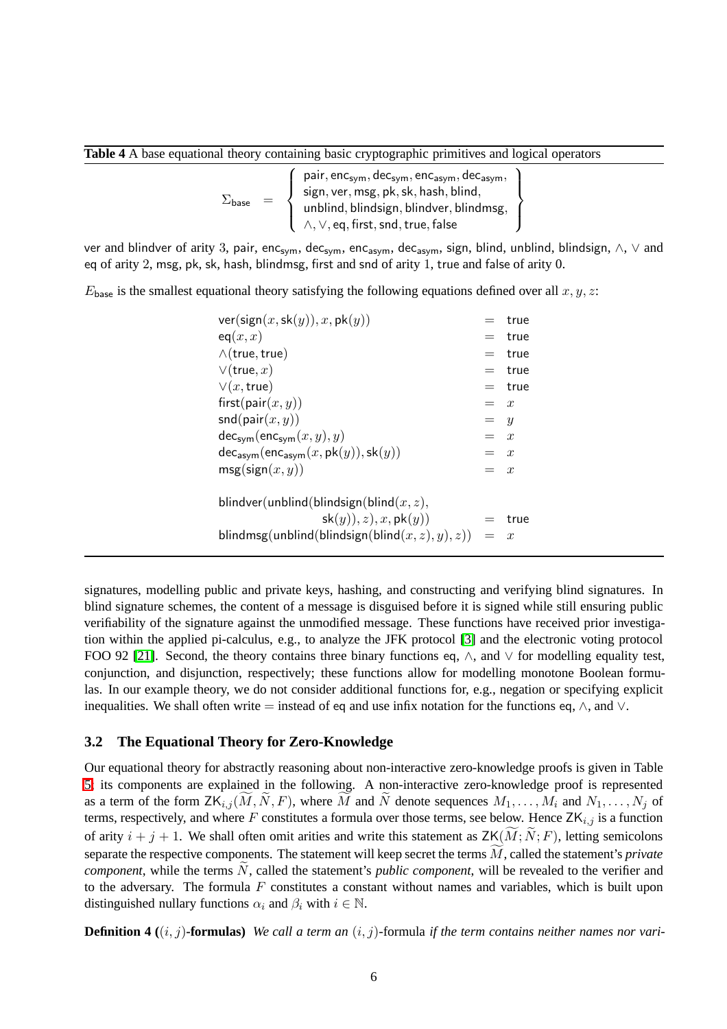**Table 4** A base equational theory containing basic cryptographic primitives and logical operators

$$\Sigma_{\mathsf{base}} = \left\{ \begin{array}{l} \mathsf{pair}, \mathsf{enc}_{\mathsf{sym}}, \mathsf{dec}_{\mathsf{sym}}, \mathsf{enc}_{\mathsf{asym}}, \mathsf{dec}_{\mathsf{asym}}, \\ \mathsf{sign}, \mathsf{ver}, \mathsf{msg}, \mathsf{pk}, \mathsf{sk}, \mathsf{hash}, \mathsf{blind}, \\ \mathsf{unblind}, \mathsf{blindsign}, \mathsf{blindver}, \mathsf{blindmsg}, \\ \wedge, \vee, \mathsf{eq}, \mathsf{first}, \mathsf{snd}, \mathsf{true}, \mathsf{false} \end{array} \right\}$$

$\mathsf{ver}$ and $\mathsf{blindver}$ of arity 3, $\mathsf{pair}$, $\mathsf{enc}_{\mathsf{sym}}$, $\mathsf{dec}_{\mathsf{sym}}$, $\mathsf{enc}_{\mathsf{asym}}$, $\mathsf{dec}_{\mathsf{asym}}$, $\mathsf{sign}$, $\mathsf{blind}$, $\mathsf{unblind}$, $\mathsf{blindsign}$, $\wedge$, $\vee$ and $\mathsf{eq}$ of arity 2, $\mathsf{msg}$, $\mathsf{pk}$, $\mathsf{sk}$, $\mathsf{hash}$, $\mathsf{blindmsg}$, $\mathsf{first}$ and $\mathsf{snd}$ of arity 1, $\mathsf{true}$ and $\mathsf{false}$ of arity 0.

$E_{\mathsf{base}}$ is the smallest equational theory satisfying the following equations defined over all $x, y, z$:

$$
\begin{array}{lcl}
\mathsf{ver}(\mathsf{sign}(x, \mathsf{sk}(y)), x, \mathsf{pk}(y)) & = & \mathsf{true} \\
\mathsf{eq}(x, x) & = & \mathsf{true} \\
\wedge(\mathsf{true}, \mathsf{true}) & = & \mathsf{true} \\
\vee(\mathsf{true}, x) & = & \mathsf{true} \\
\vee(x, \mathsf{true}) & = & \mathsf{true} \\
\mathsf{first}(\mathsf{pair}(x, y)) & = & x \\
\mathsf{snd}(\mathsf{pair}(x, y)) & = & y \\
\mathsf{dec}_{\mathsf{sym}}(\mathsf{enc}_{\mathsf{sym}}(x, y), y) & = & x \\
\mathsf{dec}_{\mathsf{asym}}(\mathsf{enc}_{\mathsf{asym}}(x, \mathsf{pk}(y)), \mathsf{sk}(y)) & = & x \\
\mathsf{msg}(\mathsf{sign}(x, y)) & = & x \\
 & & \\
\mathsf{blindver}(\mathsf{unblind}(\mathsf{blindsign}(\mathsf{blind}(x, z), & & \\
\qquad \mathsf{sk}(y)), z), x, \mathsf{pk}(y)) & = & \mathsf{true} \\
\mathsf{blindmsg}(\mathsf{unblind}(\mathsf{blindsign}(\mathsf{blind}(x, z), y), z)) & = & x
\end{array}
$$

signatures, modelling public and private keys, hashing, and constructing and verifying blind signatures. In blind signature schemes, the content of a message is disguised before it is signed while still ensuring public verifiability of the signature against the unmodified message. These functions have received prior investigation within the applied pi-calculus, e.g., to analyze the JFK protocol [3] and the electronic voting protocol FOO 92 [21]. Second, the theory contains three binary functions $\mathsf{eq}$, $\wedge$, and $\vee$ for modelling equality test, conjunction, and disjunction, respectively; these functions allow for modelling monotone Boolean formulas. In our example theory, we do not consider additional functions for, e.g., negation or specifying explicit inequalities. We shall often write $=$ instead of $\mathsf{eq}$ and use infix notation for the functions $\mathsf{eq}$, $\wedge$, and $\vee$.

### 3.2 The Equational Theory for Zero-Knowledge

Our equational theory for abstractly reasoning about non-interactive zero-knowledge proofs is given in Table 5; its components are explained in the following. A non-interactive zero-knowledge proof is represented as a term of the form $\mathsf{ZK}_{i,j}(\widetilde{M}, \widetilde{N}, F)$, where $\widetilde{M}$ and $\widetilde{N}$ denote sequences $M_1, \ldots, M_i$ and $N_1, \ldots, N_j$ of terms, respectively, and where $F$ constitutes a formula over those terms, see below. Hence $\mathsf{ZK}_{i,j}$ is a function of arity $i + j + 1$. We shall often omit arities and write this statement as $\mathsf{ZK}(\widetilde{M}; \widetilde{N}; F)$, letting semicolons separate the respective components. The statement will keep secret the terms $\widetilde{M}$, called the statement's *private component*, while the terms $\widetilde{N}$, called the statement's *public component*, will be revealed to the verifier and to the adversary. The formula $F$ constitutes a constant without names and variables, which is built upon distinguished nullary functions $\alpha_i$ and $\beta_i$ with $i \in \mathbb{N}$.

**Definition 4 (($i, j$)-formulas)** *We call a term an* $(i, j)$-formula *if the term contains neither names nor vari-*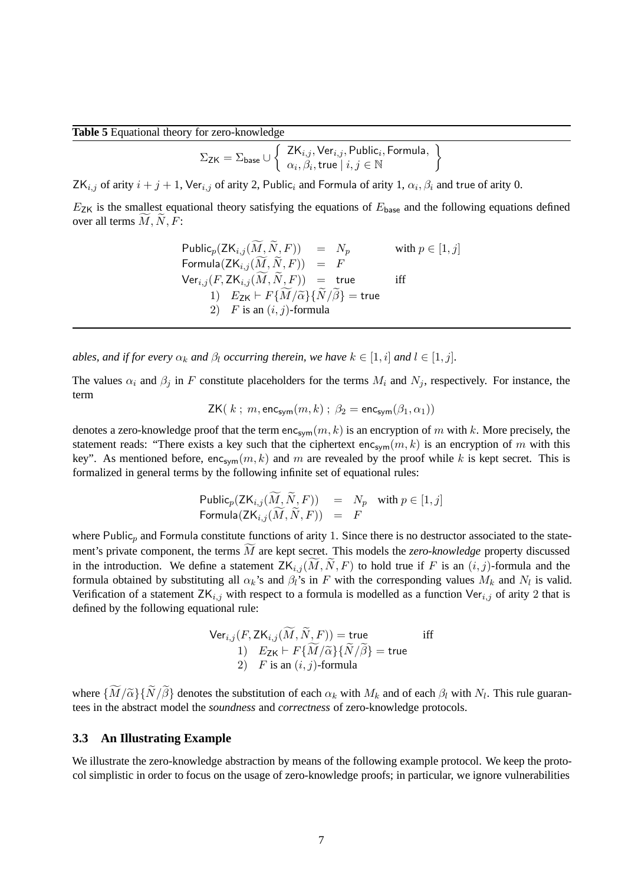**Table 5** Equational theory for zero-knowledge

$$\Sigma_{\mathsf{ZK}} = \Sigma_{\mathsf{base}} \cup \left\{ \begin{array}{l} \mathsf{ZK}_{i,j}, \mathsf{Ver}_{i,j}, \mathsf{Public}_i, \mathsf{Formula}, \\ \alpha_i, \beta_i, \mathsf{true} \mid i,j \in \mathbb{N} \end{array} \right\}$$

$\mathsf{ZK}_{i,j}$ of arity $i+j+1$, $\mathsf{Ver}_{i,j}$ of arity 2, $\mathsf{Public}_i$ and $\mathsf{Formula}$ of arity 1, $\alpha_i, \beta_i$ and $\mathsf{true}$ of arity 0.

$E_{\mathsf{ZK}}$ is the smallest equational theory satisfying the equations of $E_{\mathsf{base}}$ and the following equations defined over all terms $\widetilde{M}, \widetilde{N}, F$:

$$\begin{array}{lcll}
\mathsf{Public}_p(\mathsf{ZK}_{i,j}(\widetilde{M}, \widetilde{N}, F)) & = & N_p & \text{with } p \in [1,j] \\
\mathsf{Formula}(\mathsf{ZK}_{i,j}(\widetilde{M}, \widetilde{N}, F)) & = & F & \\
\mathsf{Ver}_{i,j}(F, \mathsf{ZK}_{i,j}(\widetilde{M}, \widetilde{N}, F)) & = & \mathsf{true} & \text{iff} \\
\quad 1) \;\; E_{\mathsf{ZK}} \vdash F\{\widetilde{M}/\widetilde{\alpha}\}\{\widetilde{N}/\widetilde{\beta}\} = \mathsf{true} & & & \\
\quad 2) \;\; F \text{ is an } (i,j)\text{-formula} & & &
\end{array}$$

*ables, and if for every $\alpha_k$ and $\beta_l$ occurring therein, we have $k \in [1,i]$ and $l \in [1,j]$.*

The values $\alpha_i$ and $\beta_j$ in $F$ constitute placeholders for the terms $M_i$ and $N_j$, respectively. For instance, the term

$$\mathsf{ZK}(\, k \,;\, m, \mathsf{enc_{sym}}(m,k) \,;\, \beta_2 = \mathsf{enc_{sym}}(\beta_1, \alpha_1))$$

denotes a zero-knowledge proof that the term $\mathsf{enc_{sym}}(m,k)$ is an encryption of $m$ with $k$. More precisely, the statement reads: "There exists a key such that the ciphertext $\mathsf{enc_{sym}}(m,k)$ is an encryption of $m$ with this key". As mentioned before, $\mathsf{enc_{sym}}(m,k)$ and $m$ are revealed by the proof while $k$ is kept secret. This is formalized in general terms by the following infinite set of equational rules:

$$\begin{array}{lcll}
\mathsf{Public}_p(\mathsf{ZK}_{i,j}(\widetilde{M}, \widetilde{N}, F)) & = & N_p & \text{with } p \in [1,j] \\
\mathsf{Formula}(\mathsf{ZK}_{i,j}(\widetilde{M}, \widetilde{N}, F)) & = & F &
\end{array}$$

where $\mathsf{Public}_p$ and $\mathsf{Formula}$ constitute functions of arity 1. Since there is no destructor associated to the statement's private component, the terms $\widetilde{M}$ are kept secret. This models the *zero-knowledge* property discussed in the introduction. We define a statement $\mathsf{ZK}_{i,j}(\widetilde{M}, \widetilde{N}, F)$ to hold true if $F$ is an $(i,j)$-formula and the formula obtained by substituting all $\alpha_k$'s and $\beta_l$'s in $F$ with the corresponding values $M_k$ and $N_l$ is valid. Verification of a statement $\mathsf{ZK}_{i,j}$ with respect to a formula is modelled as a function $\mathsf{Ver}_{i,j}$ of arity 2 that is defined by the following equational rule:

$$\begin{array}{ll}
\mathsf{Ver}_{i,j}(F, \mathsf{ZK}_{i,j}(\widetilde{M}, \widetilde{N}, F)) = \mathsf{true} & \text{iff} \\
\quad 1) \;\; E_{\mathsf{ZK}} \vdash F\{\widetilde{M}/\widetilde{\alpha}\}\{\widetilde{N}/\widetilde{\beta}\} = \mathsf{true} & \\
\quad 2) \;\; F \text{ is an } (i,j)\text{-formula} &
\end{array}$$

where $\{\widetilde{M}/\widetilde{\alpha}\}\{\widetilde{N}/\widetilde{\beta}\}$ denotes the substitution of each $\alpha_k$ with $M_k$ and of each $\beta_l$ with $N_l$. This rule guarantees in the abstract model the *soundness* and *correctness* of zero-knowledge protocols.

### 3.3 An Illustrating Example

We illustrate the zero-knowledge abstraction by means of the following example protocol. We keep the protocol simplistic in order to focus on the usage of zero-knowledge proofs; in particular, we ignore vulnerabilities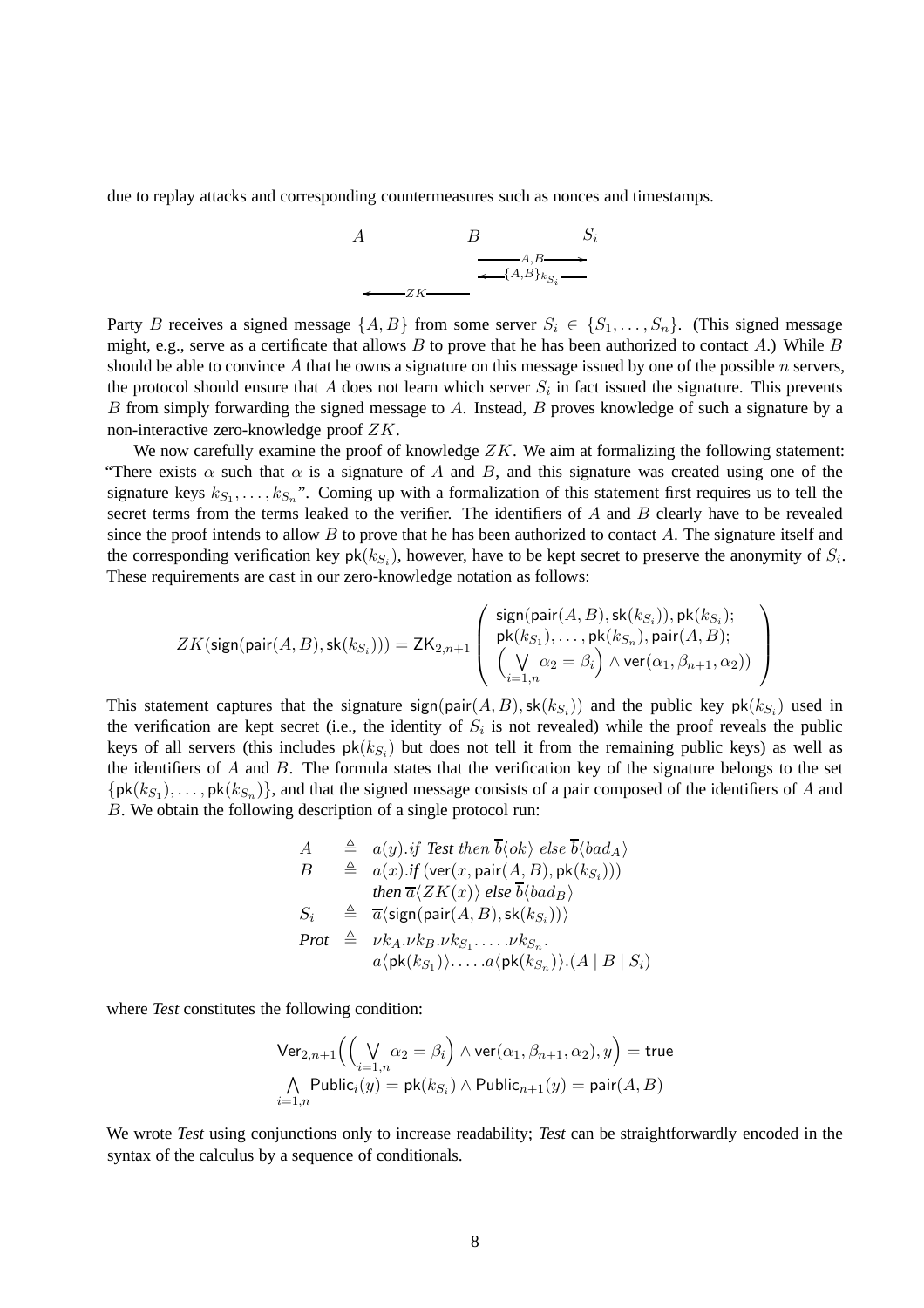due to replay attacks and corresponding countermeasures such as nonces and timestamps.

$$
\begin{array}{ccc}
A & B & S_i \\
 & \xrightarrow{\quad A,B \quad} & \\
 & \xleftarrow{\quad \{A,B\}_{k_{S_i}} \quad} & \\
\xleftarrow{\quad ZK \quad} & &
\end{array}
$$

Party $B$ receives a signed message $\{A, B\}$ from some server $S_i \in \{S_1, \ldots, S_n\}$. (This signed message might, e.g., serve as a certificate that allows $B$ to prove that he has been authorized to contact $A$.) While $B$ should be able to convince $A$ that he owns a signature on this message issued by one of the possible $n$ servers, the protocol should ensure that $A$ does not learn which server $S_i$ in fact issued the signature. This prevents $B$ from simply forwarding the signed message to $A$. Instead, $B$ proves knowledge of such a signature by a non-interactive zero-knowledge proof $ZK$.

We now carefully examine the proof of knowledge $ZK$. We aim at formalizing the following statement: "There exists $\alpha$ such that $\alpha$ is a signature of $A$ and $B$, and this signature was created using one of the signature keys $k_{S_1}, \ldots, k_{S_n}$". Coming up with a formalization of this statement first requires us to tell the secret terms from the terms leaked to the verifier. The identifiers of $A$ and $B$ clearly have to be revealed since the proof intends to allow $B$ to prove that he has been authorized to contact $A$. The signature itself and the corresponding verification key $\mathsf{pk}(k_{S_i})$, however, have to be kept secret to preserve the anonymity of $S_i$. These requirements are cast in our zero-knowledge notation as follows:

$$
ZK(\mathsf{sign}(\mathsf{pair}(A,B),\mathsf{sk}(k_{S_i}))) = \mathsf{ZK}_{2,n+1}\left(\begin{array}{l}\mathsf{sign}(\mathsf{pair}(A,B),\mathsf{sk}(k_{S_i})),\mathsf{pk}(k_{S_i});\\ \mathsf{pk}(k_{S_1}),\ldots,\mathsf{pk}(k_{S_n}),\mathsf{pair}(A,B);\\ \Big(\bigvee_{i=1,n}\alpha_2=\beta_i\Big)\wedge\mathsf{ver}(\alpha_1,\beta_{n+1},\alpha_2)\Big)\end{array}\right)
$$

This statement captures that the signature $\mathsf{sign}(\mathsf{pair}(A,B),\mathsf{sk}(k_{S_i}))$ and the public key $\mathsf{pk}(k_{S_i})$ used in the verification are kept secret (i.e., the identity of $S_i$ is not revealed) while the proof reveals the public keys of all servers (this includes $\mathsf{pk}(k_{S_i})$ but does not tell it from the remaining public keys) as well as the identifiers of $A$ and $B$. The formula states that the verification key of the signature belongs to the set $\{\mathsf{pk}(k_{S_1}), \ldots, \mathsf{pk}(k_{S_n})\}$, and that the signed message consists of a pair composed of the identifiers of $A$ and $B$. We obtain the following description of a single protocol run:

$$
\begin{array}{lcl}
A & \triangleq & a(y).\mathit{if}\ \mathit{Test}\ \mathit{then}\ \overline{b}\langle ok\rangle\ \mathit{else}\ \overline{b}\langle bad_A\rangle\\
B & \triangleq & a(x).\mathit{if}\ (\mathsf{ver}(x,\mathsf{pair}(A,B),\mathsf{pk}(k_{S_i})))\\
 & & \mathit{then}\ \overline{a}\langle ZK(x)\rangle\ \mathit{else}\ \overline{b}\langle bad_B\rangle\\
S_i & \triangleq & \overline{a}\langle\mathsf{sign}(\mathsf{pair}(A,B),\mathsf{sk}(k_{S_i}))\rangle\\
\mathit{Prot} & \triangleq & \nu k_A.\nu k_B.\nu k_{S_1}.\ldots.\nu k_{S_n}.\\
 & & \overline{a}\langle\mathsf{pk}(k_{S_1})\rangle.\ldots.\overline{a}\langle\mathsf{pk}(k_{S_n})\rangle.(A \mid B \mid S_i)
\end{array}
$$

where *Test* constitutes the following condition:

$$
\begin{array}{l}
\mathsf{Ver}_{2,n+1}\Big(\Big(\bigvee_{i=1,n}\alpha_2=\beta_i\Big)\wedge\mathsf{ver}(\alpha_1,\beta_{n+1},\alpha_2),y\Big)=\mathsf{true}\\
\bigwedge_{i=1,n}\mathsf{Public}_i(y)=\mathsf{pk}(k_{S_i})\wedge\mathsf{Public}_{n+1}(y)=\mathsf{pair}(A,B)
\end{array}
$$

We wrote *Test* using conjunctions only to increase readability; *Test* can be straightforwardly encoded in the syntax of the calculus by a sequence of conditionals.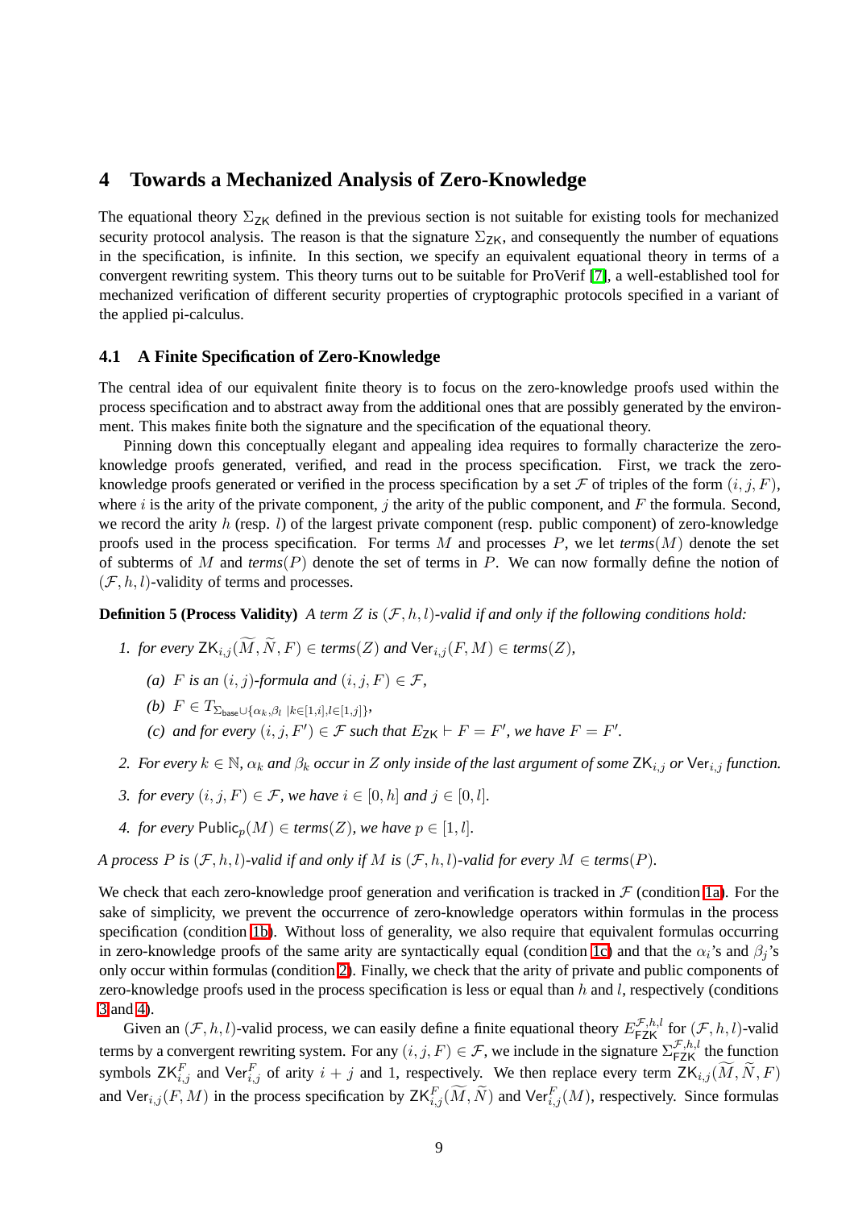## 4 Towards a Mechanized Analysis of Zero-Knowledge

The equational theory $\Sigma_{\mathsf{ZK}}$ defined in the previous section is not suitable for existing tools for mechanized security protocol analysis. The reason is that the signature $\Sigma_{\mathsf{ZK}}$, and consequently the number of equations in the specification, is infinite. In this section, we specify an equivalent equational theory in terms of a convergent rewriting system. This theory turns out to be suitable for ProVerif [7], a well-established tool for mechanized verification of different security properties of cryptographic protocols specified in a variant of the applied pi-calculus.

### 4.1 A Finite Specification of Zero-Knowledge

The central idea of our equivalent finite theory is to focus on the zero-knowledge proofs used within the process specification and to abstract away from the additional ones that are possibly generated by the environment. This makes finite both the signature and the specification of the equational theory.

Pinning down this conceptually elegant and appealing idea requires to formally characterize the zero-knowledge proofs generated, verified, and read in the process specification. First, we track the zero-knowledge proofs generated or verified in the process specification by a set $\mathcal{F}$ of triples of the form $(i, j, F)$, where $i$ is the arity of the private component, $j$ the arity of the public component, and $F$ the formula. Second, we record the arity $h$ (resp. $l$) of the largest private component (resp. public component) of zero-knowledge proofs used in the process specification. For terms $M$ and processes $P$, we let *terms*$(M)$ denote the set of subterms of $M$ and *terms*$(P)$ denote the set of terms in $P$. We can now formally define the notion of $(\mathcal{F}, h, l)$-validity of terms and processes.

**Definition 5 (Process Validity)** *A term $Z$ is $(\mathcal{F}, h, l)$-valid if and only if the following conditions hold:*

1. *for every $\mathsf{ZK}_{i,j}(\widetilde{M}, \widetilde{N}, F) \in$ terms$(Z)$ and $\mathsf{Ver}_{i,j}(F, M) \in$ terms$(Z)$,*
   - *(a) $F$ is an $(i, j)$-formula and $(i, j, F) \in \mathcal{F}$,*
   - *(b) $F \in T_{\Sigma_{\mathsf{base}} \cup \{\alpha_k, \beta_l \mid k \in [1,i], l \in [1,j]\}}$,*
   - *(c) and for every $(i, j, F') \in \mathcal{F}$ such that $E_{\mathsf{ZK}} \vdash F = F'$, we have $F = F'$.*
2. *For every $k \in \mathbb{N}$, $\alpha_k$ and $\beta_k$ occur in $Z$ only inside of the last argument of some $\mathsf{ZK}_{i,j}$ or $\mathsf{Ver}_{i,j}$ function.*
3. *for every $(i, j, F) \in \mathcal{F}$, we have $i \in [0, h]$ and $j \in [0, l]$.*
4. *for every $\mathsf{Public}_p(M) \in$ terms$(Z)$, we have $p \in [1, l]$.*

*A process $P$ is $(\mathcal{F}, h, l)$-valid if and only if $M$ is $(\mathcal{F}, h, l)$-valid for every $M \in$ terms$(P)$.*

We check that each zero-knowledge proof generation and verification is tracked in $\mathcal{F}$ (condition 1a). For the sake of simplicity, we prevent the occurrence of zero-knowledge operators within formulas in the process specification (condition 1b). Without loss of generality, we also require that equivalent formulas occurring in zero-knowledge proofs of the same arity are syntactically equal (condition 1c) and that the $\alpha_i$'s and $\beta_j$'s only occur within formulas (condition 2). Finally, we check that the arity of private and public components of zero-knowledge proofs used in the process specification is less or equal than $h$ and $l$, respectively (conditions 3 and 4).

Given an $(\mathcal{F}, h, l)$-valid process, we can easily define a finite equational theory $E^{\mathcal{F},h,l}_{\mathsf{FZK}}$ for $(\mathcal{F}, h, l)$-valid terms by a convergent rewriting system. For any $(i, j, F) \in \mathcal{F}$, we include in the signature $\Sigma^{\mathcal{F},h,l}_{\mathsf{FZK}}$ the function symbols $\mathsf{ZK}^F_{i,j}$ and $\mathsf{Ver}^F_{i,j}$ of arity $i + j$ and 1, respectively. We then replace every term $\mathsf{ZK}_{i,j}(\widetilde{M}, \widetilde{N}, F)$ and $\mathsf{Ver}_{i,j}(F, M)$ in the process specification by $\mathsf{ZK}^F_{i,j}(\widetilde{M}, \widetilde{N})$ and $\mathsf{Ver}^F_{i,j}(M)$, respectively. Since formulas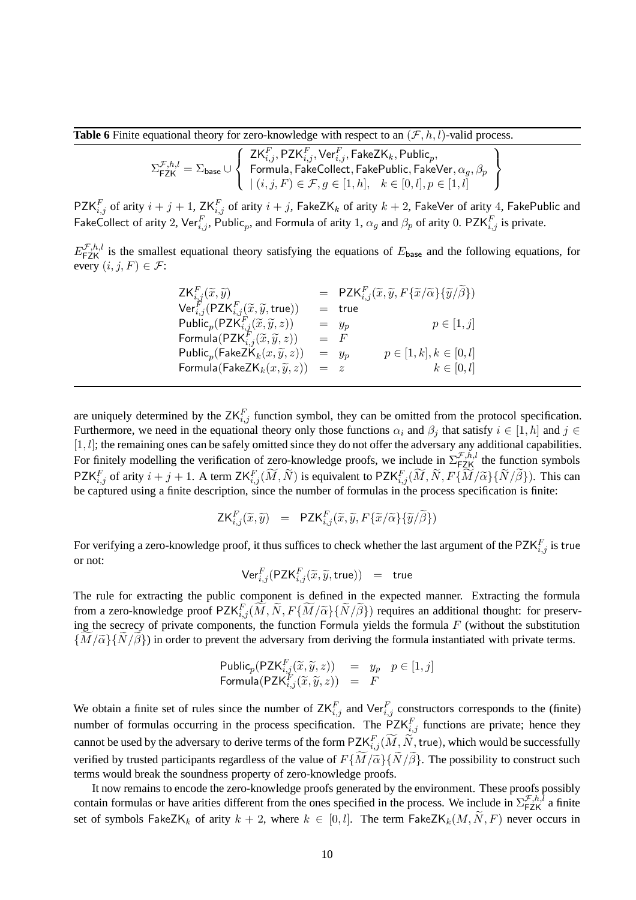**Table 6** Finite equational theory for zero-knowledge with respect to an $(\mathcal{F}, h, l)$-valid process.

$$\Sigma_{\mathsf{FZK}}^{\mathcal{F},h,l} = \Sigma_{\mathsf{base}} \cup \left\{ \begin{array}{l} \mathsf{ZK}_{i,j}^F, \mathsf{PZK}_{i,j}^F, \mathsf{Ver}_{i,j}^F, \mathsf{FakeZK}_k, \mathsf{Public}_p, \\ \mathsf{Formula}, \mathsf{FakeCollect}, \mathsf{FakePublic}, \mathsf{FakeVer}, \alpha_g, \beta_p \\ \mid (i,j,F) \in \mathcal{F}, g \in [1,h], \quad k \in [0,l], p \in [1,l] \end{array} \right\}$$

$\mathsf{PZK}_{i,j}^F$ of arity $i+j+1$, $\mathsf{ZK}_{i,j}^F$ of arity $i+j$, $\mathsf{FakeZK}_k$ of arity $k+2$, $\mathsf{FakeVer}$ of arity 4, $\mathsf{FakePublic}$ and $\mathsf{FakeCollect}$ of arity 2, $\mathsf{Ver}_{i,j}^F$, $\mathsf{Public}_p$, and $\mathsf{Formula}$ of arity 1, $\alpha_g$ and $\beta_p$ of arity 0. $\mathsf{PZK}_{i,j}^F$ is private.

$E_{\mathsf{FZK}}^{\mathcal{F},h,l}$ is the smallest equational theory satisfying the equations of $E_{\mathsf{base}}$ and the following equations, for every $(i,j,F) \in \mathcal{F}$:

$$\begin{array}{lcll} \mathsf{ZK}_{i,j}^F(\widetilde{x}, \widetilde{y}) & = & \mathsf{PZK}_{i,j}^F(\widetilde{x}, \widetilde{y}, F\{\widetilde{x}/\widetilde{\alpha}\}\{\widetilde{y}/\widetilde{\beta}\}) & \\ \mathsf{Ver}_{i,j}^F(\mathsf{PZK}_{i,j}^F(\widetilde{x}, \widetilde{y}, \mathsf{true})) & = & \mathsf{true} & \\ \mathsf{Public}_p(\mathsf{PZK}_{i,j}^F(\widetilde{x}, \widetilde{y}, z)) & = & y_p & p \in [1,j] \\ \mathsf{Formula}(\mathsf{PZK}_{i,j}^F(\widetilde{x}, \widetilde{y}, z)) & = & F & \\ \mathsf{Public}_p(\mathsf{FakeZK}_k(x, \widetilde{y}, z)) & = & y_p & p \in [1,k], k \in [0,l] \\ \mathsf{Formula}(\mathsf{FakeZK}_k(x, \widetilde{y}, z)) & = & z & k \in [0,l] \end{array}$$

are uniquely determined by the $\mathsf{ZK}_{i,j}^F$ function symbol, they can be omitted from the protocol specification. Furthermore, we need in the equational theory only those functions $\alpha_i$ and $\beta_j$ that satisfy $i \in [1,h]$ and $j \in [1,l]$; the remaining ones can be safely omitted since they do not offer the adversary any additional capabilities. For finitely modelling the verification of zero-knowledge proofs, we include in $\Sigma_{\mathsf{FZK}}^{\mathcal{F},h,l}$ the function symbols $\mathsf{PZK}_{i,j}^F$ of arity $i+j+1$. A term $\mathsf{ZK}_{i,j}^F(\widetilde{M}, \widetilde{N})$ is equivalent to $\mathsf{PZK}_{i,j}^F(\widetilde{M}, \widetilde{N}, F\{\widetilde{M}/\widetilde{\alpha}\}\{\widetilde{N}/\widetilde{\beta}\})$. This can be captured using a finite description, since the number of formulas in the process specification is finite:

$$\mathsf{ZK}_{i,j}^F(\widetilde{x}, \widetilde{y}) \quad = \quad \mathsf{PZK}_{i,j}^F(\widetilde{x}, \widetilde{y}, F\{\widetilde{x}/\widetilde{\alpha}\}\{\widetilde{y}/\widetilde{\beta}\})$$

For verifying a zero-knowledge proof, it thus suffices to check whether the last argument of the $\mathsf{PZK}_{i,j}^F$ is $\mathsf{true}$ or not:

$$\mathsf{Ver}_{i,j}^F(\mathsf{PZK}_{i,j}^F(\widetilde{x}, \widetilde{y}, \mathsf{true})) \quad = \quad \mathsf{true}$$

The rule for extracting the public component is defined in the expected manner. Extracting the formula from a zero-knowledge proof $\mathsf{PZK}_{i,j}^F(\widetilde{M}, \widetilde{N}, F\{\widetilde{M}/\widetilde{\alpha}\}\{\widetilde{N}/\widetilde{\beta}\})$ requires an additional thought: for preserving the secrecy of private components, the function $\mathsf{Formula}$ yields the formula $F$ (without the substitution $\{\widetilde{M}/\widetilde{\alpha}\}\{\widetilde{N}/\widetilde{\beta}\}$) in order to prevent the adversary from deriving the formula instantiated with private terms.

$$\begin{array}{lcll} \mathsf{Public}_p(\mathsf{PZK}_{i,j}^F(\widetilde{x}, \widetilde{y}, z)) & = & y_p & p \in [1,j] \\ \mathsf{Formula}(\mathsf{PZK}_{i,j}^F(\widetilde{x}, \widetilde{y}, z)) & = & F & \end{array}$$

We obtain a finite set of rules since the number of $\mathsf{ZK}_{i,j}^F$ and $\mathsf{Ver}_{i,j}^F$ constructors corresponds to the (finite) number of formulas occurring in the process specification. The $\mathsf{PZK}_{i,j}^F$ functions are private; hence they cannot be used by the adversary to derive terms of the form $\mathsf{PZK}_{i,j}^F(\widetilde{M}, \widetilde{N}, \mathsf{true})$, which would be successfully verified by trusted participants regardless of the value of $F\{\widetilde{M}/\widetilde{\alpha}\}\{\widetilde{N}/\widetilde{\beta}\}$. The possibility to construct such terms would break the soundness property of zero-knowledge proofs.

It now remains to encode the zero-knowledge proofs generated by the environment. These proofs possibly contain formulas or have arities different from the ones specified in the process. We include in $\Sigma_{\mathsf{FZK}}^{\mathcal{F},h,l}$ a finite set of symbols $\mathsf{FakeZK}_k$ of arity $k+2$, where $k \in [0,l]$. The term $\mathsf{FakeZK}_k(M, \widetilde{N}, F)$ never occurs in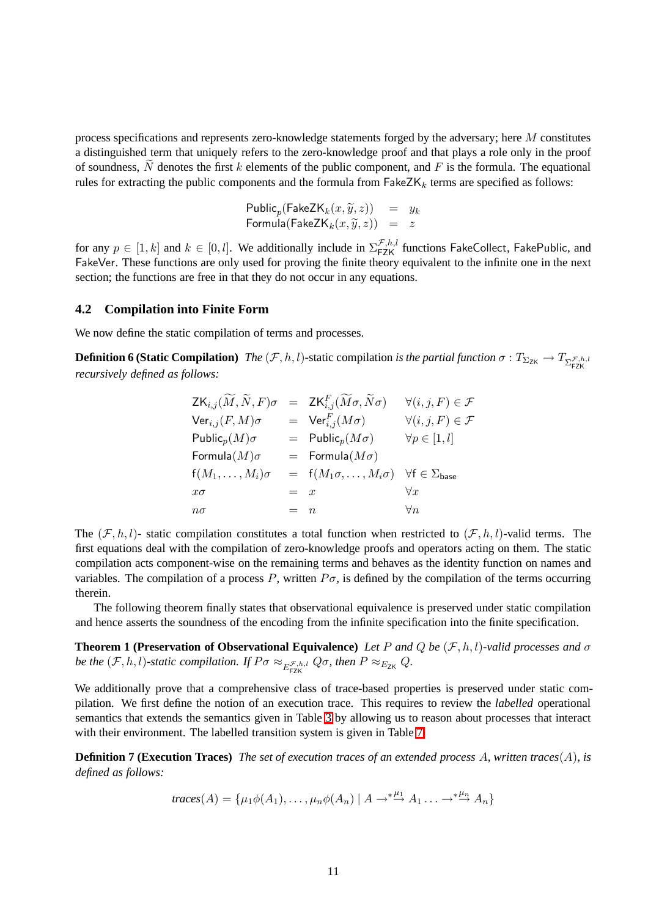process specifications and represents zero-knowledge statements forged by the adversary; here $M$ constitutes a distinguished term that uniquely refers to the zero-knowledge proof and that plays a role only in the proof of soundness, $\widetilde{N}$ denotes the first $k$ elements of the public component, and $F$ is the formula. The equational rules for extracting the public components and the formula from $\mathsf{FakeZK}_k$ terms are specified as follows:

$$\begin{array}{rcl}\mathsf{Public}_p(\mathsf{FakeZK}_k(x, \widetilde{y}, z)) & = & y_k \\ \mathsf{Formula}(\mathsf{FakeZK}_k(x, \widetilde{y}, z)) & = & z\end{array}$$

for any $p \in [1, k]$ and $k \in [0, l]$. We additionally include in $\Sigma_{\mathsf{FZK}}^{\mathcal{F},h,l}$ functions $\mathsf{FakeCollect}$, $\mathsf{FakePublic}$, and $\mathsf{FakeVer}$. These functions are only used for proving the finite theory equivalent to the infinite one in the next section; the functions are free in that they do not occur in any equations.

## 4.2 Compilation into Finite Form

We now define the static compilation of terms and processes.

**Definition 6 (Static Compilation)** *The $(\mathcal{F}, h, l)$-*static compilation *is the partial function $\sigma : T_{\Sigma_{\mathsf{ZK}}} \to T_{\Sigma_{\mathsf{FZK}}^{\mathcal{F},h,l}}$ recursively defined as follows:*

$$\begin{array}{rcll}
\mathsf{ZK}_{i,j}(\widetilde{M}, \widetilde{N}, F)\sigma & = & \mathsf{ZK}_{i,j}^{F}(\widetilde{M}\sigma, \widetilde{N}\sigma) & \forall (i,j,F) \in \mathcal{F} \\
\mathsf{Ver}_{i,j}(F, M)\sigma & = & \mathsf{Ver}_{i,j}^{F}(M\sigma) & \forall (i,j,F) \in \mathcal{F} \\
\mathsf{Public}_p(M)\sigma & = & \mathsf{Public}_p(M\sigma) & \forall p \in [1, l] \\
\mathsf{Formula}(M)\sigma & = & \mathsf{Formula}(M\sigma) & \\
\mathsf{f}(M_1, \dots, M_i)\sigma & = & \mathsf{f}(M_1\sigma, \dots, M_i\sigma) & \forall \mathsf{f} \in \Sigma_{\mathsf{base}} \\
x\sigma & = & x & \forall x \\
n\sigma & = & n & \forall n
\end{array}$$

The $(\mathcal{F}, h, l)$- static compilation constitutes a total function when restricted to $(\mathcal{F}, h, l)$-valid terms. The first equations deal with the compilation of zero-knowledge proofs and operators acting on them. The static compilation acts component-wise on the remaining terms and behaves as the identity function on names and variables. The compilation of a process $P$, written $P\sigma$, is defined by the compilation of the terms occurring therein.

The following theorem finally states that observational equivalence is preserved under static compilation and hence asserts the soundness of the encoding from the infinite specification into the finite specification.

**Theorem 1 (Preservation of Observational Equivalence)** *Let $P$ and $Q$ be $(\mathcal{F}, h, l)$-valid processes and $\sigma$ be the $(\mathcal{F}, h, l)$-static compilation. If $P\sigma \approx_{E_{\mathsf{FZK}}^{\mathcal{F},h,l}} Q\sigma$, then $P \approx_{E_{\mathsf{ZK}}} Q$.*

We additionally prove that a comprehensive class of trace-based properties is preserved under static compilation. We first define the notion of an execution trace. This requires to review the *labelled* operational semantics that extends the semantics given in Table 3 by allowing us to reason about processes that interact with their environment. The labelled transition system is given in Table 7.

**Definition 7 (Execution Traces)** *The set of execution traces of an extended process $A$, written $traces(A)$, is defined as follows:*

$$traces(A) = \{\mu_1\phi(A_1), \dots, \mu_n\phi(A_n) \mid A \rightarrow^{*}\xrightarrow{\mu_1} A_1 \dots \rightarrow^{*}\xrightarrow{\mu_n} A_n\}$$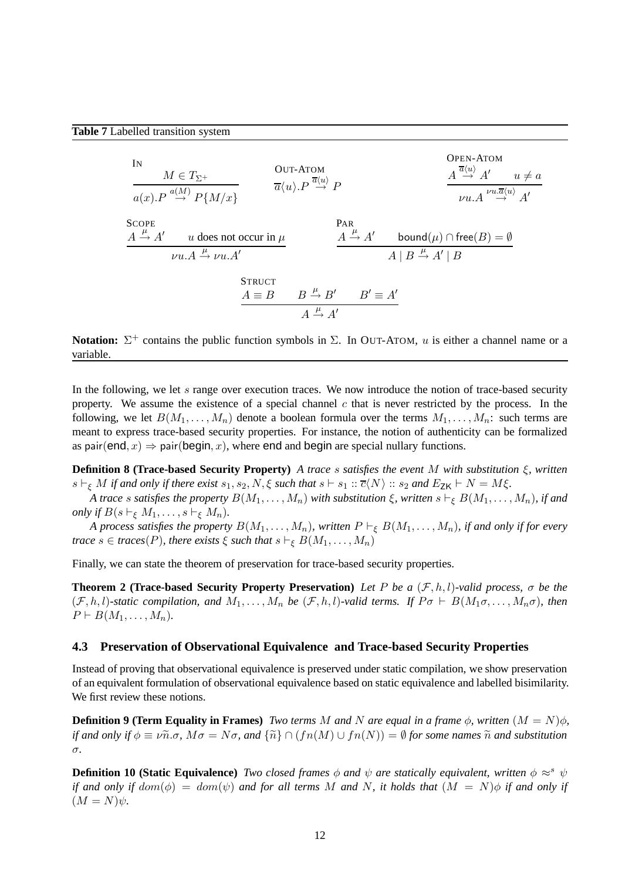**Table 7** Labelled transition system

$$\textsc{In}\quad \frac{M \in T_{\Sigma^+}}{a(x).P \xrightarrow{a(M)} P\{M/x\}} \qquad \textsc{Out-Atom}\quad \overline{a}\langle u\rangle.P \xrightarrow{\overline{a}\langle u\rangle} P \qquad \textsc{Open-Atom}\quad \frac{A \xrightarrow{\overline{a}\langle u\rangle} A' \qquad u \neq a}{\nu u.A \xrightarrow{\nu u.\overline{a}\langle u\rangle} A'}$$

$$\textsc{Scope}\quad \frac{A \xrightarrow{\mu} A' \qquad u \text{ does not occur in } \mu}{\nu u.A \xrightarrow{\mu} \nu u.A'} \qquad \textsc{Par}\quad \frac{A \xrightarrow{\mu} A' \qquad \mathsf{bound}(\mu) \cap \mathsf{free}(B) = \emptyset}{A \mid B \xrightarrow{\mu} A' \mid B}$$

$$\textsc{Struct}\quad \frac{A \equiv B \qquad B \xrightarrow{\mu} B' \qquad B' \equiv A'}{A \xrightarrow{\mu} A'}$$

**Notation:** $\Sigma^+$ contains the public function symbols in $\Sigma$. In OUT-ATOM, $u$ is either a channel name or a variable.

In the following, we let $s$ range over execution traces. We now introduce the notion of trace-based security property. We assume the existence of a special channel $c$ that is never restricted by the process. In the following, we let $B(M_1, \ldots, M_n)$ denote a boolean formula over the terms $M_1, \ldots, M_n$: such terms are meant to express trace-based security properties. For instance, the notion of authenticity can be formalized as $\mathsf{pair}(\mathsf{end}, x) \Rightarrow \mathsf{pair}(\mathsf{begin}, x)$, where $\mathsf{end}$ and $\mathsf{begin}$ are special nullary functions.

**Definition 8 (Trace-based Security Property)** *A trace $s$ satisfies the event $M$ with substitution $\xi$, written $s \vdash_\xi M$ if and only if there exist $s_1, s_2, N, \xi$ such that $s \vdash s_1 :: \overline{c}\langle N\rangle :: s_2$ and $E_{\mathsf{ZK}} \vdash N = M\xi$.*

*A trace $s$ satisfies the property $B(M_1, \ldots, M_n)$ with substitution $\xi$, written $s \vdash_\xi B(M_1, \ldots, M_n)$, if and only if $B(s \vdash_\xi M_1, \ldots, s \vdash_\xi M_n)$.*

*A process satisfies the property $B(M_1, \ldots, M_n)$, written $P \vdash_\xi B(M_1, \ldots, M_n)$, if and only if for every trace $s \in traces(P)$, there exists $\xi$ such that $s \vdash_\xi B(M_1, \ldots, M_n)$*

Finally, we can state the theorem of preservation for trace-based security properties.

**Theorem 2 (Trace-based Security Property Preservation)** *Let $P$ be a $(\mathcal{F}, h, l)$-valid process, $\sigma$ be the $(\mathcal{F}, h, l)$-static compilation, and $M_1, \ldots, M_n$ be $(\mathcal{F}, h, l)$-valid terms. If $P\sigma \vdash B(M_1\sigma, \ldots, M_n\sigma)$, then $P \vdash B(M_1, \ldots, M_n)$.*

### 4.3 Preservation of Observational Equivalence and Trace-based Security Properties

Instead of proving that observational equivalence is preserved under static compilation, we show preservation of an equivalent formulation of observational equivalence based on static equivalence and labelled bisimilarity. We first review these notions.

**Definition 9 (Term Equality in Frames)** *Two terms $M$ and $N$ are equal in a frame $\phi$, written $(M = N)\phi$, if and only if $\phi \equiv \nu\widetilde{n}.\sigma$, $M\sigma = N\sigma$, and $\{\widetilde{n}\} \cap (fn(M) \cup fn(N)) = \emptyset$ for some names $\widetilde{n}$ and substitution $\sigma$.*

**Definition 10 (Static Equivalence)** *Two closed frames $\phi$ and $\psi$ are statically equivalent, written $\phi \approx^s \psi$ if and only if $dom(\phi) = dom(\psi)$ and for all terms $M$ and $N$, it holds that $(M = N)\phi$ if and only if $(M = N)\psi$.*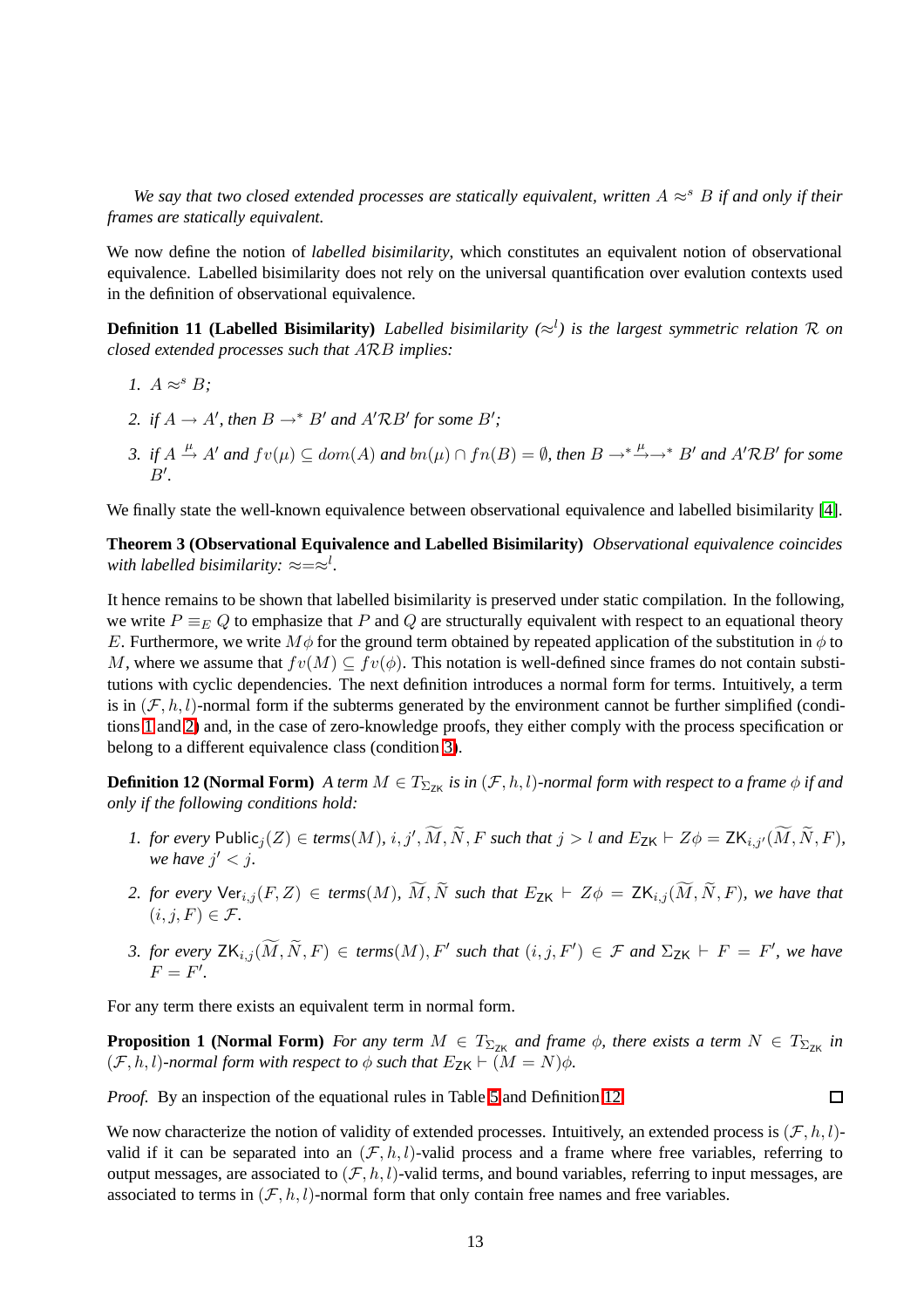*We say that two closed extended processes are statically equivalent, written $A \approx^s B$ if and only if their frames are statically equivalent.*

We now define the notion of *labelled bisimilarity*, which constitutes an equivalent notion of observational equivalence. Labelled bisimilarity does not rely on the universal quantification over evalution contexts used in the definition of observational equivalence.

**Definition 11 (Labelled Bisimilarity)** *Labelled bisimilarity ($\approx^l$) is the largest symmetric relation $\mathcal{R}$ on closed extended processes such that $A\mathcal{R}B$ implies:*

1. *$A \approx^s B$;*
2. *if $A \to A'$, then $B \to^* B'$ and $A'\mathcal{R}B'$ for some $B'$;*
3. *if $A \xrightarrow{\mu} A'$ and $fv(\mu) \subseteq dom(A)$ and $bn(\mu) \cap fn(B) = \emptyset$, then $B \to^* \xrightarrow{\mu} \to^* B'$ and $A'\mathcal{R}B'$ for some $B'$.*

We finally state the well-known equivalence between observational equivalence and labelled bisimilarity [4].

**Theorem 3 (Observational Equivalence and Labelled Bisimilarity)** *Observational equivalence coincides with labelled bisimilarity: $\approx = \approx^l$.*

It hence remains to be shown that labelled bisimilarity is preserved under static compilation. In the following, we write $P \equiv_E Q$ to emphasize that $P$ and $Q$ are structurally equivalent with respect to an equational theory $E$. Furthermore, we write $M\phi$ for the ground term obtained by repeated application of the substitution in $\phi$ to $M$, where we assume that $fv(M) \subseteq fv(\phi)$. This notation is well-defined since frames do not contain substitutions with cyclic dependencies. The next definition introduces a normal form for terms. Intuitively, a term is in $(\mathcal{F}, h, l)$-normal form if the subterms generated by the environment cannot be further simplified (conditions 1 and 2) and, in the case of zero-knowledge proofs, they either comply with the process specification or belong to a different equivalence class (condition 3).

**Definition 12 (Normal Form)** *A term $M \in T_{\Sigma_{\mathsf{ZK}}}$ is in $(\mathcal{F}, h, l)$-normal form with respect to a frame $\phi$ if and only if the following conditions hold:*

1. *for every $\mathsf{Public}_j(Z) \in terms(M)$, $i, j', \widetilde{M}, \widetilde{N}, F$ such that $j > l$ and $E_{\mathsf{ZK}} \vdash Z\phi = \mathsf{ZK}_{i,j'}(\widetilde{M}, \widetilde{N}, F)$, we have $j' < j$.*
2. *for every $\mathsf{Ver}_{i,j}(F, Z) \in terms(M)$, $\widetilde{M}, \widetilde{N}$ such that $E_{\mathsf{ZK}} \vdash Z\phi = \mathsf{ZK}_{i,j}(\widetilde{M}, \widetilde{N}, F)$, we have that $(i, j, F) \in \mathcal{F}$.*
3. *for every $\mathsf{ZK}_{i,j}(\widetilde{M}, \widetilde{N}, F) \in terms(M)$, $F'$ such that $(i, j, F') \in \mathcal{F}$ and $\Sigma_{\mathsf{ZK}} \vdash F = F'$, we have $F = F'$.*

For any term there exists an equivalent term in normal form.

**Proposition 1 (Normal Form)** *For any term $M \in T_{\Sigma_{\mathsf{ZK}}}$ and frame $\phi$, there exists a term $N \in T_{\Sigma_{\mathsf{ZK}}}$ in $(\mathcal{F}, h, l)$-normal form with respect to $\phi$ such that $E_{\mathsf{ZK}} \vdash (M = N)\phi$.*

*Proof.* By an inspection of the equational rules in Table 5 and Definition 12. □

We now characterize the notion of validity of extended processes. Intuitively, an extended process is $(\mathcal{F}, h, l)$-valid if it can be separated into an $(\mathcal{F}, h, l)$-valid process and a frame where free variables, referring to output messages, are associated to $(\mathcal{F}, h, l)$-valid terms, and bound variables, referring to input messages, are associated to terms in $(\mathcal{F}, h, l)$-normal form that only contain free names and free variables.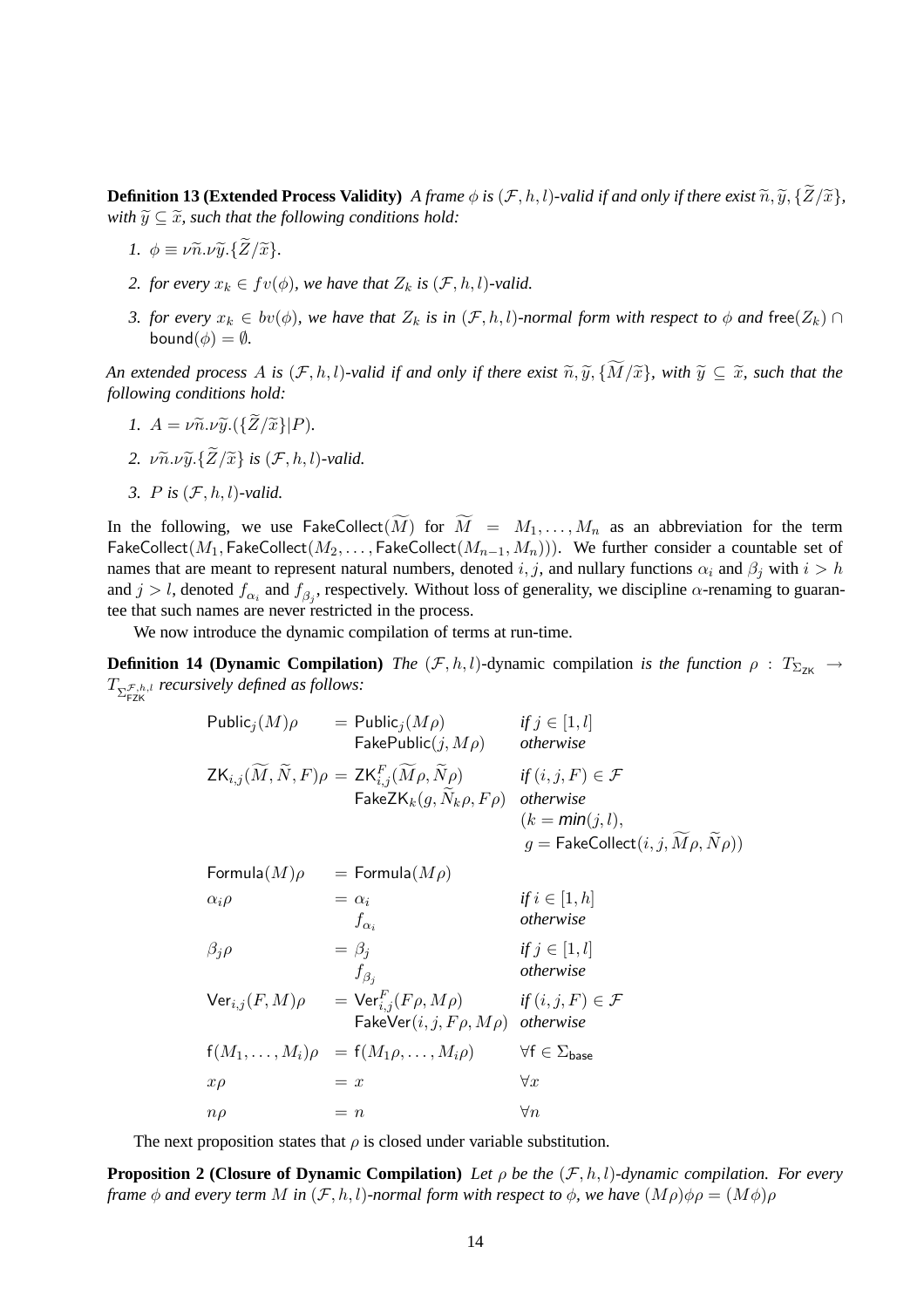**Definition 13 (Extended Process Validity)** *A frame $\phi$ is $(\mathcal{F}, h, l)$-valid if and only if there exist $\widetilde{n}, \widetilde{y}, \{\widetilde{Z}/\widetilde{x}\}$, with $\widetilde{y} \subseteq \widetilde{x}$, such that the following conditions hold:*

1. $\phi \equiv \nu\widetilde{n}.\nu\widetilde{y}.\{\widetilde{Z}/\widetilde{x}\}$.
2. *for every $x_k \in fv(\phi)$, we have that $Z_k$ is $(\mathcal{F}, h, l)$-valid.*
3. *for every $x_k \in bv(\phi)$, we have that $Z_k$ is in $(\mathcal{F}, h, l)$-normal form with respect to $\phi$ and $\mathsf{free}(Z_k) \cap \mathsf{bound}(\phi) = \emptyset$.*

*An extended process $A$ is $(\mathcal{F}, h, l)$-valid if and only if there exist $\widetilde{n}, \widetilde{y}, \{\widetilde{M}/\widetilde{x}\}$, with $\widetilde{y} \subseteq \widetilde{x}$, such that the following conditions hold:*

1. $A = \nu\widetilde{n}.\nu\widetilde{y}.(\{\widetilde{Z}/\widetilde{x}\}|P)$.
2. $\nu\widetilde{n}.\nu\widetilde{y}.\{\widetilde{Z}/\widetilde{x}\}$ *is $(\mathcal{F}, h, l)$-valid.*
3. *$P$ is $(\mathcal{F}, h, l)$-valid.*

In the following, we use $\mathsf{FakeCollect}(\widetilde{M})$ for $\widetilde{M} = M_1, \ldots, M_n$ as an abbreviation for the term $\mathsf{FakeCollect}(M_1, \mathsf{FakeCollect}(M_2, \ldots, \mathsf{FakeCollect}(M_{n-1}, M_n)))$. We further consider a countable set of names that are meant to represent natural numbers, denoted $i, j$, and nullary functions $\alpha_i$ and $\beta_j$ with $i > h$ and $j > l$, denoted $f_{\alpha_i}$ and $f_{\beta_j}$, respectively. Without loss of generality, we discipline $\alpha$-renaming to guarantee that such names are never restricted in the process.

We now introduce the dynamic compilation of terms at run-time.

**Definition 14 (Dynamic Compilation)** *The $(\mathcal{F}, h, l)$-*dynamic compilation *is the function $\rho : T_{\Sigma_{\mathsf{ZK}}} \rightarrow T_{\Sigma^{\mathcal{F},h,l}_{\mathsf{FZK}}}$ recursively defined as follows:*

$$
\begin{array}{lll}
\mathsf{Public}_j(M)\rho & = \mathsf{Public}_j(M\rho) & \text{if } j \in [1, l] \\
 & \phantom{=} \mathsf{FakePublic}(j, M\rho) & \text{otherwise} \\
\mathsf{ZK}_{i,j}(\widetilde{M}, \widetilde{N}, F)\rho & = \mathsf{ZK}^F_{i,j}(\widetilde{M}\rho, \widetilde{N}\rho) & \text{if } (i, j, F) \in \mathcal{F} \\
 & \phantom{=} \mathsf{FakeZK}_k(g, \widetilde{N}_k\rho, F\rho) & \text{otherwise} \\
 & & (k = \min(j, l), \\
 & & \; g = \mathsf{FakeCollect}(i, j, \widetilde{M}\rho, \widetilde{N}\rho)) \\
\mathsf{Formula}(M)\rho & = \mathsf{Formula}(M\rho) & \\
\alpha_i\rho & = \alpha_i & \text{if } i \in [1, h] \\
 & \phantom{=} f_{\alpha_i} & \text{otherwise} \\
\beta_j\rho & = \beta_j & \text{if } j \in [1, l] \\
 & \phantom{=} f_{\beta_j} & \text{otherwise} \\
\mathsf{Ver}_{i,j}(F, M)\rho & = \mathsf{Ver}^F_{i,j}(F\rho, M\rho) & \text{if } (i, j, F) \in \mathcal{F} \\
 & \phantom{=} \mathsf{FakeVer}(i, j, F\rho, M\rho) & \text{otherwise} \\
\mathsf{f}(M_1, \ldots, M_i)\rho & = \mathsf{f}(M_1\rho, \ldots, M_i\rho) & \forall \mathsf{f} \in \Sigma_{\mathsf{base}} \\
x\rho & = x & \forall x \\
n\rho & = n & \forall n
\end{array}
$$

The next proposition states that $\rho$ is closed under variable substitution.

**Proposition 2 (Closure of Dynamic Compilation)** *Let $\rho$ be the $(\mathcal{F}, h, l)$-dynamic compilation. For every frame $\phi$ and every term $M$ in $(\mathcal{F}, h, l)$-normal form with respect to $\phi$, we have $(M\rho)\phi\rho = (M\phi)\rho$*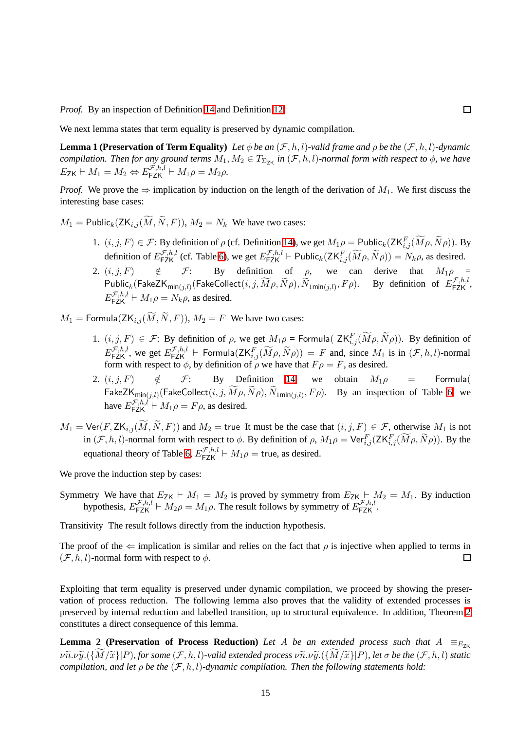*Proof.* By an inspection of Definition 14 and Definition 12. □

We next lemma states that term equality is preserved by dynamic compilation.

**Lemma 1 (Preservation of Term Equality)** *Let $\phi$ be an $(\mathcal{F}, h, l)$-valid frame and $\rho$ be the $(\mathcal{F}, h, l)$-dynamic compilation. Then for any ground terms $M_1, M_2 \in T_{\Sigma_{\mathsf{ZK}}}$ in $(\mathcal{F}, h, l)$-normal form with respect to $\phi$, we have $E_{\mathsf{ZK}} \vdash M_1 = M_2 \Leftrightarrow E_{\mathsf{FZK}}^{\mathcal{F},h,l} \vdash M_1\rho = M_2\rho$.*

*Proof.* We prove the $\Rightarrow$ implication by induction on the length of the derivation of $M_1$. We first discuss the interesting base cases:

$M_1 = \mathsf{Public}_k(\mathsf{ZK}_{i,j}(\widetilde{M}, \widetilde{N}, F))$, $M_2 = N_k$ We have two cases:

1. $(i, j, F) \in \mathcal{F}$: By definition of $\rho$ (cf. Definition 14), we get $M_1\rho = \mathsf{Public}_k(\mathsf{ZK}^F_{i,j}(\widetilde{M}\rho, \widetilde{N}\rho))$. By definition of $E_{\mathsf{FZK}}^{\mathcal{F},h,l}$ (cf. Table 6), we get $E_{\mathsf{FZK}}^{\mathcal{F},h,l} \vdash \mathsf{Public}_k(\mathsf{ZK}^F_{i,j}(\widetilde{M}\rho, \widetilde{N}\rho)) = N_k\rho$, as desired.
2. $(i, j, F) \notin \mathcal{F}$: By definition of $\rho$, we can derive that $M_1\rho = \mathsf{Public}_k(\mathsf{FakeZK}_{\mathsf{min}(j,l)}(\mathsf{FakeCollect}(i, j, \widetilde{M}\rho, \widetilde{N}\rho), \widetilde{N}_{1\mathsf{min}(j,l)}, F\rho)$. By definition of $E_{\mathsf{FZK}}^{\mathcal{F},h,l}$, $E_{\mathsf{FZK}}^{\mathcal{F},h,l} \vdash M_1\rho = N_k\rho$, as desired.

$M_1 = \mathsf{Formula}(\mathsf{ZK}_{i,j}(\widetilde{M}, \widetilde{N}, F))$, $M_2 = F$ We have two cases:

1. $(i, j, F) \in \mathcal{F}$: By definition of $\rho$, we get $M_1\rho$ = $\mathsf{Formula}(\ \mathsf{ZK}^F_{i,j}(\widetilde{M}\rho, \widetilde{N}\rho))$. By definition of $E_{\mathsf{FZK}}^{\mathcal{F},h,l}$, we get $E_{\mathsf{FZK}}^{\mathcal{F},h,l} \vdash \mathsf{Formula}(\mathsf{ZK}^F_{i,j}(\widetilde{M}\rho, \widetilde{N}\rho)) = F$ and, since $M_1$ is in $(\mathcal{F}, h, l)$-normal form with respect to $\phi$, by definition of $\rho$ we have that $F\rho = F$, as desired.
2. $(i, j, F) \notin \mathcal{F}$: By Definition 14 we obtain $M_1\rho = \mathsf{Formula}(\ \mathsf{FakeZK}_{\mathsf{min}(j,l)}(\mathsf{FakeCollect}(i, j, \widetilde{M}\rho, \widetilde{N}\rho), \widetilde{N}_{1\mathsf{min}(j,l)}, F\rho)$. By an inspection of Table 6 we have $E_{\mathsf{FZK}}^{\mathcal{F},h,l} \vdash M_1\rho = F\rho$, as desired.

$M_1 = \mathsf{Ver}(F, \mathsf{ZK}_{i,j}(\widetilde{M}, \widetilde{N}, F))$ and $M_2 = \mathsf{true}$ It must be the case that $(i, j, F) \in \mathcal{F}$, otherwise $M_1$ is not in $(\mathcal{F}, h, l)$-normal form with respect to $\phi$. By definition of $\rho$, $M_1\rho = \mathsf{Ver}^F_{i,j}(\mathsf{ZK}^F_{i,j}(\widetilde{M}\rho, \widetilde{N}\rho))$. By the equational theory of Table 6, $E_{\mathsf{FZK}}^{\mathcal{F},h,l} \vdash M_1\rho = \mathsf{true}$, as desired.

We prove the induction step by cases:

Symmetry We have that $E_{\mathsf{ZK}} \vdash M_1 = M_2$ is proved by symmetry from $E_{\mathsf{ZK}} \vdash M_2 = M_1$. By induction hypothesis, $E_{\mathsf{FZK}}^{\mathcal{F},h,l} \vdash M_2\rho = M_1\rho$. The result follows by symmetry of $E_{\mathsf{FZK}}^{\mathcal{F},h,l}$.

Transitivity The result follows directly from the induction hypothesis.

The proof of the $\Leftarrow$ implication is similar and relies on the fact that $\rho$ is injective when applied to terms in $(\mathcal{F}, h, l)$-normal form with respect to $\phi$. □

Exploiting that term equality is preserved under dynamic compilation, we proceed by showing the preservation of process reduction. The following lemma also proves that the validity of extended processes is preserved by internal reduction and labelled transition, up to structural equivalence. In addition, Theorem 2 constitutes a direct consequence of this lemma.

**Lemma 2 (Preservation of Process Reduction)** *Let $A$ be an extended process such that $A \equiv_{E_{\mathsf{ZK}}} \nu\widetilde{n}.\nu\widetilde{y}.(\{\widetilde{M}/\widetilde{x}\}|P)$, for some $(\mathcal{F}, h, l)$-valid extended process $\nu\widetilde{n}.\nu\widetilde{y}.(\{\widetilde{M}/\widetilde{x}\}|P)$, let $\sigma$ be the $(\mathcal{F}, h, l)$ static compilation, and let $\rho$ be the $(\mathcal{F}, h, l)$-dynamic compilation. Then the following statements hold:*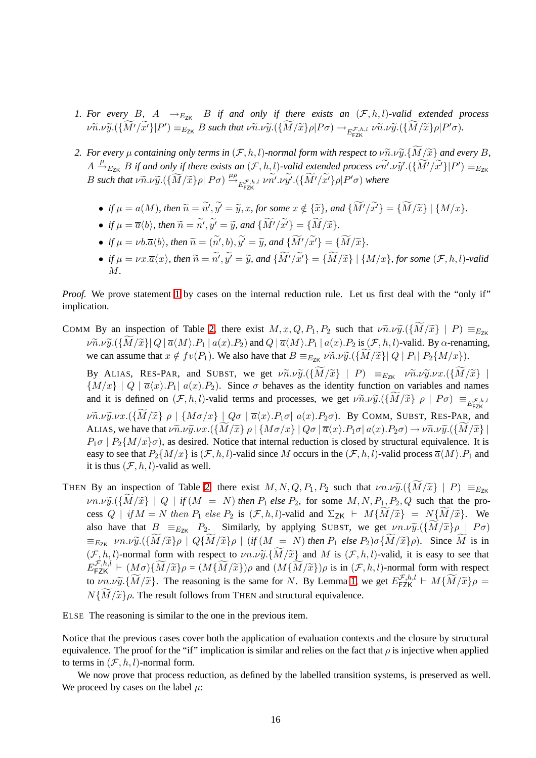1. *For every* $B$, $A \rightarrow_{E_{\mathsf{ZK}}} B$ *if and only if there exists an* $(\mathcal{F},h,l)$*-valid extended process* $\nu\widetilde{n}.\nu\widetilde{y}.(\{\widetilde{M'}/\widetilde{x'}\}|P') \equiv_{E_{\mathsf{ZK}}} B$ *such that* $\nu\widetilde{n}.\nu\widetilde{y}.(\{\widetilde{M}/\widetilde{x}\}\rho|P\sigma) \rightarrow_{E^{\mathcal{F},h,l}_{\mathsf{FZK}}} \nu\widetilde{n}.\nu\widetilde{y}.(\{\widetilde{M}/\widetilde{x}\}\rho|P'\sigma)$.

2. *For every* $\mu$ *containing only terms in* $(\mathcal{F},h,l)$*-normal form with respect to* $\nu\widetilde{n}.\nu\widetilde{y}.\{\widetilde{M}/\widetilde{x}\}$ *and every* $B$, $A \xrightarrow{\mu}_{E_{\mathsf{ZK}}} B$ *if and only if there exists an* $(\mathcal{F},h,l)$*-valid extended process* $\nu\widetilde{n'}.\nu\widetilde{y'}.(\{\widetilde{M'}/\widetilde{x'}\}|P') \equiv_{E_{\mathsf{ZK}}} B$ *such that* $\nu\widetilde{n}.\nu\widetilde{y}.(\{\widetilde{M}/\widetilde{x}\}\rho|\, P\sigma) \xrightarrow{\mu\rho}_{E^{\mathcal{F},h,l}_{\mathsf{FZK}}} \nu\widetilde{n'}.\nu\widetilde{y'}.(\{\widetilde{M'}/\widetilde{x'}\}\rho|P'\sigma)$ *where*

   - *if* $\mu = a(M)$*, then* $\widetilde{n} = \widetilde{n'}, \widetilde{y'} = \widetilde{y}, x$*, for some* $x \notin \{\widetilde{x}\}$*, and* $\{\widetilde{M'}/\widetilde{x'}\} = \{\widetilde{M}/\widetilde{x}\} \mid \{M/x\}$.
   - *if* $\mu = \overline{a}\langle b\rangle$*, then* $\widetilde{n} = \widetilde{n'}, \widetilde{y'} = \widetilde{y}$*, and* $\{\widetilde{M'}/\widetilde{x'}\} = \{\widetilde{M}/\widetilde{x}\}$.
   - *if* $\mu = \nu b.\overline{a}\langle b\rangle$*, then* $\widetilde{n} = (\widetilde{n'}, b), \widetilde{y'} = \widetilde{y}$*, and* $\{\widetilde{M'}/\widetilde{x'}\} = \{\widetilde{M}/\widetilde{x}\}$.
   - *if* $\mu = \nu x.\overline{a}\langle x\rangle$*, then* $\widetilde{n} = \widetilde{n'}, \widetilde{y'} = \widetilde{y}$*, and* $\{\widetilde{M'}/\widetilde{x'}\} = \{\widetilde{M}/\widetilde{x}\} \mid \{M/x\}$*, for some* $(\mathcal{F},h,l)$*-valid* $M$.

*Proof.* We prove statement 1 by cases on the internal reduction rule. Let us first deal with the "only if" implication.

COMM By an inspection of Table 2, there exist $M, x, Q, P_1, P_2$ such that $\nu\widetilde{n}.\nu\widetilde{y}.(\{\widetilde{M}/\widetilde{x}\} \mid P) \equiv_{E_{\mathsf{ZK}}} \nu\widetilde{n}.\nu\widetilde{y}.(\{\widetilde{M}/\widetilde{x}\}|\, Q \mid \overline{a}\langle M\rangle.P_1 \mid a(x).P_2)$ and $Q \mid \overline{a}\langle M\rangle.P_1 \mid a(x).P_2$ is $(\mathcal{F},h,l)$-valid. By $\alpha$-renaming, we can assume that $x \notin fv(P_1)$. We also have that $B \equiv_{E_{\mathsf{ZK}}} \nu\widetilde{n}.\nu\widetilde{y}.(\{\widetilde{M}/\widetilde{x}\}|\, Q \mid P_1|\, P_2\{M/x\})$.

   By ALIAS, RES-PAR, and SUBST, we get $\nu\widetilde{n}.\nu\widetilde{y}.(\{\widetilde{M}/\widetilde{x}\} \mid P) \equiv_{E_{\mathsf{ZK}}} \nu\widetilde{n}.\nu\widetilde{y}.\nu x.(\{\widetilde{M}/\widetilde{x}\} \mid \{M/x\} \mid Q \mid \overline{a}\langle x\rangle.P_1|\, a(x).P_2)$. Since $\sigma$ behaves as the identity function on variables and names and it is defined on $(\mathcal{F},h,l)$-valid terms and processes, we get $\nu\widetilde{n}.\nu\widetilde{y}.(\{\widetilde{M}/\widetilde{x}\}\ \rho \mid P\sigma) \equiv_{E^{\mathcal{F},h,l}_{\mathsf{FZK}}} \nu\widetilde{n}.\nu\widetilde{y}.\nu x.(\{\widetilde{M}/\widetilde{x}\}\ \rho \mid \{M\sigma/x\} \mid Q\sigma \mid \overline{a}\langle x\rangle.P_1\sigma|\, a(x).P_2\sigma)$. By COMM, SUBST, RES-PAR, and ALIAS, we have that $\nu\widetilde{n}.\nu\widetilde{y}.\nu x.(\{\widetilde{M}/\widetilde{x}\}\ \rho \,|\, \{M\sigma/x\} \,|\, Q\sigma \,|\, \overline{a}\langle x\rangle.P_1\sigma|\, a(x).P_2\sigma) \rightarrow \nu\widetilde{n}.\nu\widetilde{y}.(\{\widetilde{M}/\widetilde{x}\} \mid P_1\sigma \mid P_2\{M/x\}\sigma)$, as desired. Notice that internal reduction is closed by structural equivalence. It is easy to see that $P_2\{M/x\}$ is $(\mathcal{F},h,l)$-valid since $M$ occurs in the $(\mathcal{F},h,l)$-valid process $\overline{a}\langle M\rangle.P_1$ and it is thus $(\mathcal{F},h,l)$-valid as well.

THEN By an inspection of Table 2, there exist $M, N, Q, P_1, P_2$ such that $\nu n.\nu\widetilde{y}.(\{\widetilde{M}/\widetilde{x}\} \mid P) \equiv_{E_{\mathsf{ZK}}} \nu n.\nu\widetilde{y}.(\{\widetilde{M}/\widetilde{x}\} \mid Q \mid$ *if* $(M\ =\ N)$ *then* $P_1$ *else* $P_2$), for some $M, N, P_1, P_2, Q$ such that the process $Q \mid$ *if* $M = N$ *then* $P_1$ *else* $P_2$ is $(\mathcal{F},h,l)$-valid and $\Sigma_{\mathsf{ZK}} \vdash M\{\widetilde{M}/\widetilde{x}\} = N\{\widetilde{M}/\widetilde{x}\}$. We also have that $B \equiv_{E_{\mathsf{ZK}}} P_2$. Similarly, by applying SUBST, we get $\nu n.\nu\widetilde{y}.(\{\widetilde{M}/\widetilde{x}\}\rho \mid P\sigma) \equiv_{E_{\mathsf{ZK}}} \nu n.\nu\widetilde{y}.(\{\widetilde{M}/\widetilde{x}\}\rho \mid Q\{\widetilde{M}/\widetilde{x}\}\rho \mid ($*if* $(M\ =\ N)$ *then* $P_1$ *else* $P_2)\sigma\{\widetilde{M}/\widetilde{x}\}\rho)$. Since $\widetilde{M}$ is in $(\mathcal{F},h,l)$-normal form with respect to $\nu n.\nu\widetilde{y}.\{\widetilde{M}/\widetilde{x}\}$ and $M$ is $(\mathcal{F},h,l)$-valid, it is easy to see that $E^{\mathcal{F},h,l}_{\mathsf{FZK}} \vdash (M\sigma)\{\widetilde{M}/\widetilde{x}\}\rho = (M\{\widetilde{M}/\widetilde{x}\})\rho$ and $(M\{\widetilde{M}/\widetilde{x}\})\rho$ is in $(\mathcal{F},h,l)$-normal form with respect to $\nu n.\nu\widetilde{y}.\{\widetilde{M}/\widetilde{x}\}$. The reasoning is the same for $N$. By Lemma 1, we get $E^{\mathcal{F},h,l}_{\mathsf{FZK}} \vdash M\{\widetilde{M}/\widetilde{x}\}\rho = N\{\widetilde{M}/\widetilde{x}\}\rho$. The result follows from THEN and structural equivalence.

ELSE The reasoning is similar to the one in the previous item.

Notice that the previous cases cover both the application of evaluation contexts and the closure by structural equivalence. The proof for the "if" implication is similar and relies on the fact that $\rho$ is injective when applied to terms in $(\mathcal{F},h,l)$-normal form.

We now prove that process reduction, as defined by the labelled transition systems, is preserved as well. We proceed by cases on the label $\mu$: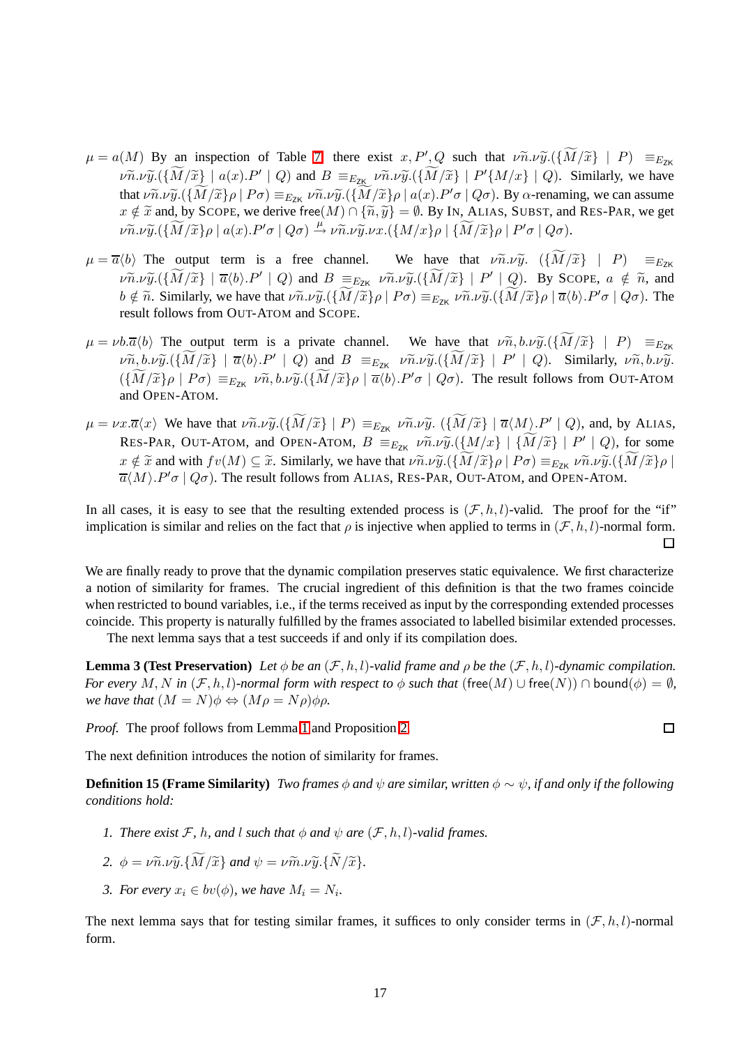$\mu = a(M)$ By an inspection of Table 7 there exist $x, P', Q$ such that $\nu\widetilde{n}.\nu\widetilde{y}.(\{\widetilde{M/x}\} \mid P) \equiv_{E_{\mathsf{ZK}}} \nu\widetilde{n}.\nu\widetilde{y}.(\{\widetilde{M/x}\} \mid a(x).P' \mid Q)$ and $B \equiv_{E_{\mathsf{ZK}}} \nu\widetilde{n}.\nu\widetilde{y}.(\{\widetilde{M/x}\} \mid P'\{M/x\} \mid Q)$. Similarly, we have that $\nu\widetilde{n}.\nu\widetilde{y}.(\{\widetilde{M/x}\}\rho \mid P\sigma) \equiv_{E_{\mathsf{ZK}}} \nu\widetilde{n}.\nu\widetilde{y}.(\{\widetilde{M/x}\}\rho \mid a(x).P'\sigma \mid Q\sigma)$. By $\alpha$-renaming, we can assume $x \notin \widetilde{x}$ and, by SCOPE, we derive $\mathsf{free}(M) \cap \{\widetilde{n}, \widetilde{y}\} = \emptyset$. By IN, ALIAS, SUBST, and RES-PAR, we get $\nu\widetilde{n}.\nu\widetilde{y}.(\{\widetilde{M/x}\}\rho \mid a(x).P'\sigma \mid Q\sigma) \xrightarrow{\mu} \nu\widetilde{n}.\nu\widetilde{y}.\nu x.(\{M/x\}\rho \mid \{\widetilde{M/x}\}\rho \mid P'\sigma \mid Q\sigma)$.

$\mu = \overline{a}\langle b\rangle$ The output term is a free channel. We have that $\nu\widetilde{n}.\nu\widetilde{y}.\ (\{\widetilde{M/x}\} \mid P) \equiv_{E_{\mathsf{ZK}}} \nu\widetilde{n}.\nu\widetilde{y}.(\{\widetilde{M/x}\} \mid \overline{a}\langle b\rangle.P' \mid Q)$ and $B \equiv_{E_{\mathsf{ZK}}} \nu\widetilde{n}.\nu\widetilde{y}.(\{\widetilde{M/x}\} \mid P' \mid Q)$. By SCOPE, $a \notin \widetilde{n}$, and $b \notin \widetilde{n}$. Similarly, we have that $\nu\widetilde{n}.\nu\widetilde{y}.(\{\widetilde{M/x}\}\rho \mid P\sigma) \equiv_{E_{\mathsf{ZK}}} \nu\widetilde{n}.\nu\widetilde{y}.(\{\widetilde{M/x}\}\rho \mid \overline{a}\langle b\rangle.P'\sigma \mid Q\sigma)$. The result follows from OUT-ATOM and SCOPE.

$\mu = \nu b.\overline{a}\langle b\rangle$ The output term is a private channel. We have that $\nu\widetilde{n}, b.\nu\widetilde{y}.(\{\widetilde{M/x}\} \mid P) \equiv_{E_{\mathsf{ZK}}} \nu\widetilde{n}, b.\nu\widetilde{y}.(\{\widetilde{M/x}\} \mid \overline{a}\langle b\rangle.P' \mid Q)$ and $B \equiv_{E_{\mathsf{ZK}}} \nu\widetilde{n}.\nu\widetilde{y}.(\{\widetilde{M/x}\} \mid P' \mid Q)$. Similarly, $\nu\widetilde{n}, b.\nu\widetilde{y}.(\{\widetilde{M/x}\}\rho \mid P\sigma) \equiv_{E_{\mathsf{ZK}}} \nu\widetilde{n}, b.\nu\widetilde{y}.(\{\widetilde{M/x}\}\rho \mid \overline{a}\langle b\rangle.P'\sigma \mid Q\sigma)$. The result follows from OUT-ATOM and OPEN-ATOM.

$\mu = \nu x.\overline{a}\langle x\rangle$ We have that $\nu\widetilde{n}.\nu\widetilde{y}.(\{\widetilde{M/x}\} \mid P) \equiv_{E_{\mathsf{ZK}}} \nu\widetilde{n}.\nu\widetilde{y}.\ (\{\widetilde{M/x}\} \mid \overline{a}\langle M\rangle.P' \mid Q)$, and, by ALIAS, RES-PAR, OUT-ATOM, and OPEN-ATOM, $B \equiv_{E_{\mathsf{ZK}}} \nu\widetilde{n}.\nu\widetilde{y}.(\{M/x\} \mid \{\widetilde{M/x}\} \mid P' \mid Q)$, for some $x \notin \widetilde{x}$ and with $fv(M) \subseteq \widetilde{x}$. Similarly, we have that $\nu\widetilde{n}.\nu\widetilde{y}.(\{\widetilde{M/x}\}\rho \mid P\sigma) \equiv_{E_{\mathsf{ZK}}} \nu\widetilde{n}.\nu\widetilde{y}.(\{\widetilde{M/x}\}\rho \mid \overline{a}\langle M\rangle.P'\sigma \mid Q\sigma)$. The result follows from ALIAS, RES-PAR, OUT-ATOM, and OPEN-ATOM.

In all cases, it is easy to see that the resulting extended process is $(\mathcal{F}, h, l)$-valid. The proof for the "if" implication is similar and relies on the fact that $\rho$ is injective when applied to terms in $(\mathcal{F}, h, l)$-normal form. □

We are finally ready to prove that the dynamic compilation preserves static equivalence. We first characterize a notion of similarity for frames. The crucial ingredient of this definition is that the two frames coincide when restricted to bound variables, i.e., if the terms received as input by the corresponding extended processes coincide. This property is naturally fulfilled by the frames associated to labelled bisimilar extended processes.

The next lemma says that a test succeeds if and only if its compilation does.

**Lemma 3 (Test Preservation)** *Let $\phi$ be an $(\mathcal{F}, h, l)$-valid frame and $\rho$ be the $(\mathcal{F}, h, l)$-dynamic compilation. For every $M, N$ in $(\mathcal{F}, h, l)$-normal form with respect to $\phi$ such that $(\mathsf{free}(M) \cup \mathsf{free}(N)) \cap \mathsf{bound}(\phi) = \emptyset$, we have that $(M = N)\phi \Leftrightarrow (M\rho = N\rho)\phi\rho$.*

*Proof.* The proof follows from Lemma 1 and Proposition 2. □

The next definition introduces the notion of similarity for frames.

**Definition 15 (Frame Similarity)** *Two frames $\phi$ and $\psi$ are similar, written $\phi \sim \psi$, if and only if the following conditions hold:*

1. *There exist $\mathcal{F}$, $h$, and $l$ such that $\phi$ and $\psi$ are $(\mathcal{F}, h, l)$-valid frames.*
2. *$\phi = \nu\widetilde{n}.\nu\widetilde{y}.\{\widetilde{M/x}\}$ and $\psi = \nu\widetilde{m}.\nu\widetilde{y}.\{\widetilde{N/x}\}$.*
3. *For every $x_i \in bv(\phi)$, we have $M_i = N_i$.*

The next lemma says that for testing similar frames, it suffices to only consider terms in $(\mathcal{F}, h, l)$-normal form.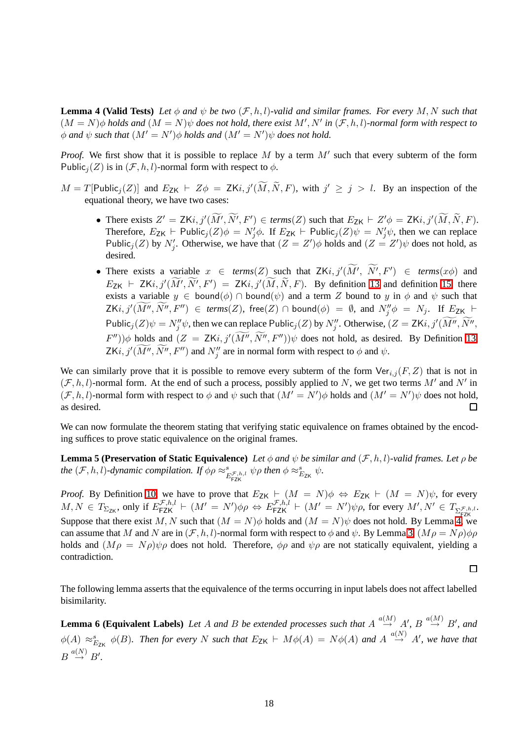**Lemma 4 (Valid Tests)** *Let $\phi$ and $\psi$ be two $(\mathcal{F}, h, l)$-valid and similar frames. For every $M, N$ such that $(M = N)\phi$ holds and $(M = N)\psi$ does not hold, there exist $M', N'$ in $(\mathcal{F}, h, l)$-normal form with respect to $\phi$ and $\psi$ such that $(M' = N')\phi$ holds and $(M' = N')\psi$ does not hold.*

*Proof.* We first show that it is possible to replace $M$ by a term $M'$ such that every subterm of the form $\mathsf{Public}_j(Z)$ is in $(\mathcal{F}, h, l)$-normal form with respect to $\phi$.

$M = T[\mathsf{Public}_j(Z)]$ and $E_{\mathsf{ZK}} \vdash Z\phi = \mathsf{ZK}i, j'(\widetilde{M}, \widetilde{N}, F)$, with $j' \geq j > l$. By an inspection of the equational theory, we have two cases:

- There exists $Z' = \mathsf{ZK}i, j'(\widetilde{M'}, \widetilde{N'}, F') \in \textit{terms}(Z)$ such that $E_{\mathsf{ZK}} \vdash Z'\phi = \mathsf{ZK}i, j'(\widetilde{M}, \widetilde{N}, F)$. Therefore, $E_{\mathsf{ZK}} \vdash \mathsf{Public}_j(Z)\phi = N'_j\phi$. If $E_{\mathsf{ZK}} \vdash \mathsf{Public}_j(Z)\psi = N'_j\psi$, then we can replace $\mathsf{Public}_j(Z)$ by $N'_j$. Otherwise, we have that $(Z = Z')\phi$ holds and $(Z = Z')\psi$ does not hold, as desired.
- There exists a variable $x \in \textit{terms}(Z)$ such that $\mathsf{ZK}i, j'(\widetilde{M'}, \widetilde{N'}, F') \in \textit{terms}(x\phi)$ and $E_{\mathsf{ZK}} \vdash \mathsf{ZK}i, j'(\widetilde{M'}, \widetilde{N'}, F') = \mathsf{ZK}i, j'(\widetilde{M}, \widetilde{N}, F)$. By definition 13 and definition 15, there exists a variable $y \in \mathsf{bound}(\phi) \cap \mathsf{bound}(\psi)$ and a term $Z$ bound to $y$ in $\phi$ and $\psi$ such that $\mathsf{ZK}i, j'(\widetilde{M''}, \widetilde{N''}, F'') \in \textit{terms}(Z)$, $\mathsf{free}(Z) \cap \mathsf{bound}(\phi) = \emptyset$, and $N''_j\phi = N_j$. If $E_{\mathsf{ZK}} \vdash \mathsf{Public}_j(Z)\psi = N''_j\psi$, then we can replace $\mathsf{Public}_j(Z)$ by $N''_j$. Otherwise, $(Z = \mathsf{ZK}i, j'(\widetilde{M''}, \widetilde{N''}, F''))\phi$ holds and $(Z = \mathsf{ZK}i, j'(\widetilde{M''}, \widetilde{N''}, F''))\psi$ does not hold, as desired. By Definition 13, $\mathsf{ZK}i, j'(\widetilde{M''}, \widetilde{N''}, F'')$ and $N''_j$ are in normal form with respect to $\phi$ and $\psi$.

We can similarly prove that it is possible to remove every subterm of the form $\mathsf{Ver}_{i,j}(F, Z)$ that is not in $(\mathcal{F}, h, l)$-normal form. At the end of such a process, possibly applied to $N$, we get two terms $M'$ and $N'$ in $(\mathcal{F}, h, l)$-normal form with respect to $\phi$ and $\psi$ such that $(M' = N')\phi$ holds and $(M' = N')\psi$ does not hold, as desired. $\square$

We can now formulate the theorem stating that verifying static equivalence on frames obtained by the encoding suffices to prove static equivalence on the original frames.

**Lemma 5 (Preservation of Static Equivalence)** *Let $\phi$ and $\psi$ be similar and $(\mathcal{F}, h, l)$-valid frames. Let $\rho$ be the $(\mathcal{F}, h, l)$-dynamic compilation. If $\phi\rho \approx^s_{E^{\mathcal{F},h,l}_{\mathsf{FZK}}} \psi\rho$ then $\phi \approx^s_{E_{\mathsf{ZK}}} \psi$.*

*Proof.* By Definition 10, we have to prove that $E_{\mathsf{ZK}} \vdash (M = N)\phi \Leftrightarrow E_{\mathsf{ZK}} \vdash (M = N)\psi$, for every $M, N \in T_{\Sigma_{\mathsf{ZK}}}$, only if $E^{\mathcal{F},h,l}_{\mathsf{FZK}} \vdash (M' = N')\phi\rho \Leftrightarrow E^{\mathcal{F},h,l}_{\mathsf{FZK}} \vdash (M' = N')\psi\rho$, for every $M', N' \in T_{\Sigma^{\mathcal{F},h,l}_{\mathsf{FZK}}}$. Suppose that there exist $M, N$ such that $(M = N)\phi$ holds and $(M = N)\psi$ does not hold. By Lemma 4, we can assume that $M$ and $N$ are in $(\mathcal{F}, h, l)$-normal form with respect to $\phi$ and $\psi$. By Lemma 3, $(M\rho = N\rho)\phi\rho$ holds and $(M\rho = N\rho)\psi\rho$ does not hold. Therefore, $\phi\rho$ and $\psi\rho$ are not statically equivalent, yielding a contradiction.

$\square$

The following lemma asserts that the equivalence of the terms occurring in input labels does not affect labelled bisimilarity.

**Lemma 6 (Equivalent Labels)** *Let $A$ and $B$ be extended processes such that $A \overset{a(M)}{\rightarrow} A'$, $B \overset{a(M)}{\rightarrow} B'$, and $\phi(A) \approx^s_{E_{\mathsf{ZK}}} \phi(B)$. Then for every $N$ such that $E_{\mathsf{ZK}} \vdash M\phi(A) = N\phi(A)$ and $A \overset{a(N)}{\rightarrow} A'$, we have that $B \overset{a(N)}{\rightarrow} B'$.*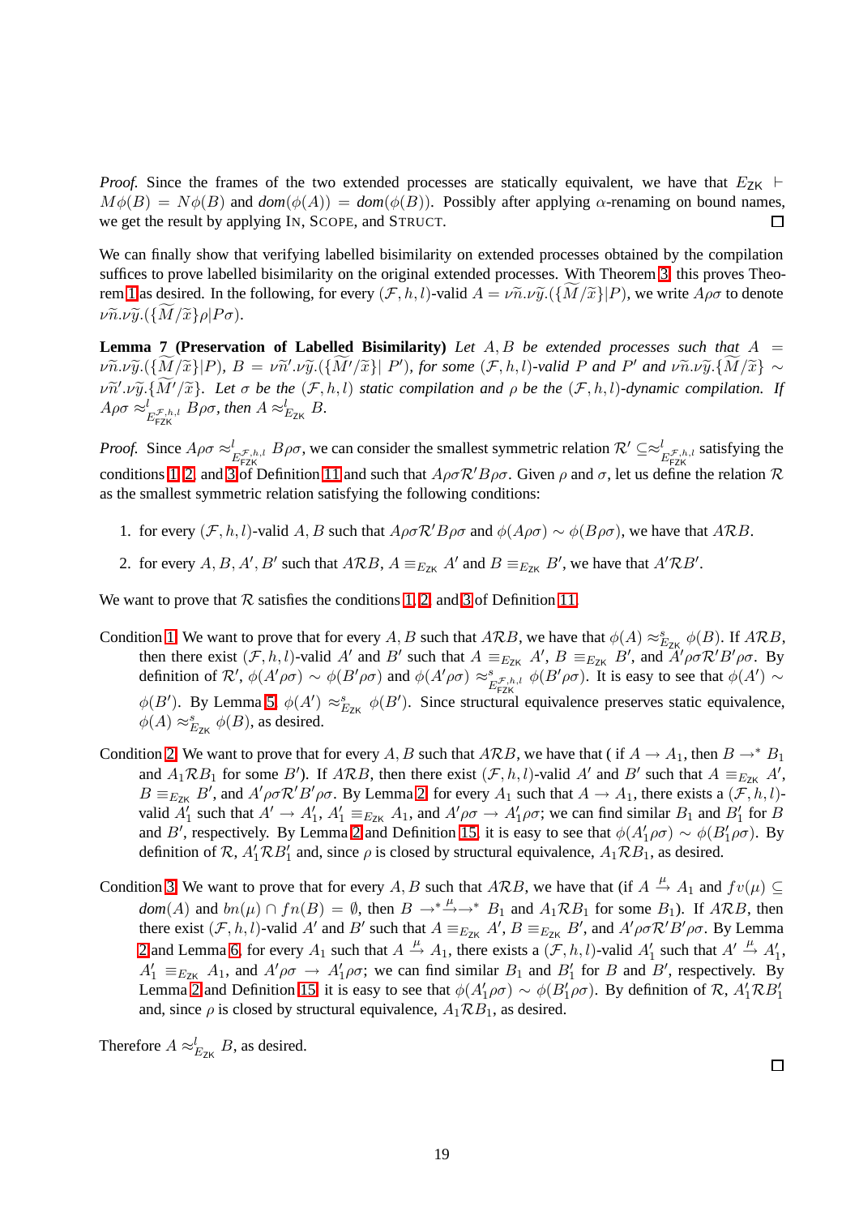*Proof.* Since the frames of the two extended processes are statically equivalent, we have that $E_{\mathsf{ZK}} \vdash M\phi(B) = N\phi(B)$ and $dom(\phi(A)) = dom(\phi(B))$. Possibly after applying $\alpha$-renaming on bound names, we get the result by applying IN, SCOPE, and STRUCT. $\square$

We can finally show that verifying labelled bisimilarity on extended processes obtained by the compilation suffices to prove labelled bisimilarity on the original extended processes. With Theorem 3, this proves Theorem 1 as desired. In the following, for every $(\mathcal{F}, h, l)$-valid $A = \nu\widetilde{n}.\nu\widetilde{y}.(\{\widetilde{M}/\widetilde{x}\}|P)$, we write $A\rho\sigma$ to denote $\nu\widetilde{n}.\nu\widetilde{y}.(\{\widetilde{M}/\widetilde{x}\}\rho|P\sigma)$.

**Lemma 7 (Preservation of Labelled Bisimilarity)** *Let $A, B$ be extended processes such that $A = \nu\widetilde{n}.\nu\widetilde{y}.(\{\widetilde{M}/\widetilde{x}\}|P)$, $B = \nu\widetilde{n}'.\nu\widetilde{y}.(\{\widetilde{M'}/\widetilde{x}\}|\ P')$, for some $(\mathcal{F}, h, l)$-valid $P$ and $P'$ and $\nu\widetilde{n}.\nu\widetilde{y}.\{\widetilde{M}/\widetilde{x}\} \sim \nu\widetilde{n}'.\nu\widetilde{y}.\{\widetilde{M'}/\widetilde{x}\}$. Let $\sigma$ be the $(\mathcal{F}, h, l)$ static compilation and $\rho$ be the $(\mathcal{F}, h, l)$-dynamic compilation. If $A\rho\sigma \approx^l_{E^{\mathcal{F},h,l}_{\mathsf{FZK}}} B\rho\sigma$, then $A \approx^l_{E_{\mathsf{ZK}}} B$.*

*Proof.* Since $A\rho\sigma \approx^l_{E^{\mathcal{F},h,l}_{\mathsf{FZK}}} B\rho\sigma$, we can consider the smallest symmetric relation $\mathcal{R}' \subseteq \approx^l_{E^{\mathcal{F},h,l}_{\mathsf{FZK}}}$ satisfying the conditions 1, 2, and 3 of Definition 11 and such that $A\rho\sigma\mathcal{R}'B\rho\sigma$. Given $\rho$ and $\sigma$, let us define the relation $\mathcal{R}$ as the smallest symmetric relation satisfying the following conditions:

1. for every $(\mathcal{F}, h, l)$-valid $A, B$ such that $A\rho\sigma\mathcal{R}'B\rho\sigma$ and $\phi(A\rho\sigma) \sim \phi(B\rho\sigma)$, we have that $A\mathcal{R}B$.
2. for every $A, B, A', B'$ such that $A\mathcal{R}B$, $A \equiv_{E_{\mathsf{ZK}}} A'$ and $B \equiv_{E_{\mathsf{ZK}}} B'$, we have that $A'\mathcal{R}B'$.

We want to prove that $\mathcal{R}$ satisfies the conditions 1, 2, and 3 of Definition 11.

Condition 1. We want to prove that for every $A, B$ such that $A\mathcal{R}B$, we have that $\phi(A) \approx^s_{E_{\mathsf{ZK}}} \phi(B)$. If $A\mathcal{R}B$, then there exist $(\mathcal{F}, h, l)$-valid $A'$ and $B'$ such that $A \equiv_{E_{\mathsf{ZK}}} A'$, $B \equiv_{E_{\mathsf{ZK}}} B'$, and $A'\rho\sigma\mathcal{R}'B'\rho\sigma$. By definition of $\mathcal{R}'$, $\phi(A'\rho\sigma) \sim \phi(B'\rho\sigma)$ and $\phi(A'\rho\sigma) \approx^s_{E^{\mathcal{F},h,l}_{\mathsf{FZK}}} \phi(B'\rho\sigma)$. It is easy to see that $\phi(A') \sim \phi(B')$. By Lemma 5, $\phi(A') \approx^s_{E_{\mathsf{ZK}}} \phi(B')$. Since structural equivalence preserves static equivalence, $\phi(A) \approx^s_{E_{\mathsf{ZK}}} \phi(B)$, as desired.

Condition 2. We want to prove that for every $A, B$ such that $A\mathcal{R}B$, we have that ( if $A \rightarrow A_1$, then $B \rightarrow^* B_1$ and $A_1\mathcal{R}B_1$ for some $B'$). If $A\mathcal{R}B$, then there exist $(\mathcal{F}, h, l)$-valid $A'$ and $B'$ such that $A \equiv_{E_{\mathsf{ZK}}} A'$, $B \equiv_{E_{\mathsf{ZK}}} B'$, and $A'\rho\sigma\mathcal{R}'B'\rho\sigma$. By Lemma 2, for every $A_1$ such that $A \rightarrow A_1$, there exists a $(\mathcal{F}, h, l)$-valid $A'_1$ such that $A' \rightarrow A'_1$, $A'_1 \equiv_{E_{\mathsf{ZK}}} A_1$, and $A'\rho\sigma \rightarrow A'_1\rho\sigma$; we can find similar $B_1$ and $B'_1$ for $B$ and $B'$, respectively. By Lemma 2 and Definition 15, it is easy to see that $\phi(A'_1\rho\sigma) \sim \phi(B'_1\rho\sigma)$. By definition of $\mathcal{R}$, $A'_1\mathcal{R}B'_1$ and, since $\rho$ is closed by structural equivalence, $A_1\mathcal{R}B_1$, as desired.

Condition 3. We want to prove that for every $A, B$ such that $A\mathcal{R}B$, we have that (if $A \xrightarrow{\mu} A_1$ and $fv(\mu) \subseteq dom(A)$ and $bn(\mu) \cap fn(B) = \emptyset$, then $B \rightarrow^* \xrightarrow{\mu} \rightarrow^* B_1$ and $A_1\mathcal{R}B_1$ for some $B_1$). If $A\mathcal{R}B$, then there exist $(\mathcal{F}, h, l)$-valid $A'$ and $B'$ such that $A \equiv_{E_{\mathsf{ZK}}} A'$, $B \equiv_{E_{\mathsf{ZK}}} B'$, and $A'\rho\sigma\mathcal{R}'B'\rho\sigma$. By Lemma 2 and Lemma 6, for every $A_1$ such that $A \xrightarrow{\mu} A_1$, there exists a $(\mathcal{F}, h, l)$-valid $A'_1$ such that $A' \xrightarrow{\mu} A'_1$, $A'_1 \equiv_{E_{\mathsf{ZK}}} A_1$, and $A'\rho\sigma \rightarrow A'_1\rho\sigma$; we can find similar $B_1$ and $B'_1$ for $B$ and $B'$, respectively. By Lemma 2 and Definition 15, it is easy to see that $\phi(A'_1\rho\sigma) \sim \phi(B'_1\rho\sigma)$. By definition of $\mathcal{R}$, $A'_1\mathcal{R}B'_1$ and, since $\rho$ is closed by structural equivalence, $A_1\mathcal{R}B_1$, as desired.

Therefore $A \approx^l_{E_{\mathsf{ZK}}} B$, as desired. $\square$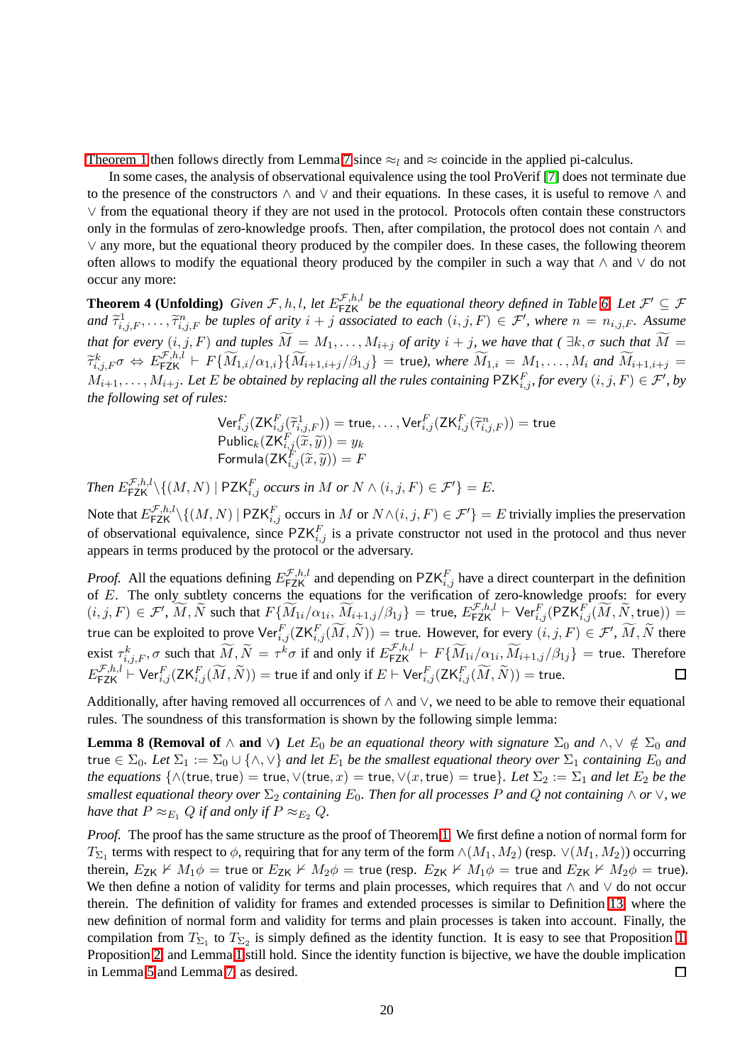Theorem 1 then follows directly from Lemma 7 since $\approx_l$ and $\approx$ coincide in the applied pi-calculus.

In some cases, the analysis of observational equivalence using the tool ProVerif [7] does not terminate due to the presence of the constructors $\wedge$ and $\vee$ and their equations. In these cases, it is useful to remove $\wedge$ and $\vee$ from the equational theory if they are not used in the protocol. Protocols often contain these constructors only in the formulas of zero-knowledge proofs. Then, after compilation, the protocol does not contain $\wedge$ and $\vee$ any more, but the equational theory produced by the compiler does. In these cases, the following theorem often allows to modify the equational theory produced by the compiler in such a way that $\wedge$ and $\vee$ do not occur any more:

**Theorem 4 (Unfolding)** *Given $\mathcal{F}, h, l$, let $E^{\mathcal{F},h,l}_{\mathsf{FZK}}$ be the equational theory defined in Table 6. Let $\mathcal{F}' \subseteq \mathcal{F}$ and $\widetilde{\tau}^1_{i,j,F}, \ldots, \widetilde{\tau}^n_{i,j,F}$ be tuples of arity $i+j$ associated to each $(i,j,F) \in \mathcal{F}'$, where $n = n_{i,j,F}$. Assume that for every $(i,j,F)$ and tuples $\widetilde{M} = M_1, \ldots, M_{i+j}$ of arity $i+j$, we have that ( $\exists k, \sigma$ such that $\widetilde{M} = \widetilde{\tau}^k_{i,j,F}\sigma \Leftrightarrow E^{\mathcal{F},h,l}_{\mathsf{FZK}} \vdash F\{\widetilde{M}_{1,i}/\alpha_{1,i}\}\{\widetilde{M}_{i+1,i+j}/\beta_{1,j}\} = \mathsf{true}$), where $\widetilde{M}_{1,i} = M_1, \ldots, M_i$ and $\widetilde{M}_{i+1,i+j} = M_{i+1}, \ldots, M_{i+j}$. Let $E$ be obtained by replacing all the rules containing $\mathsf{PZK}^F_{i,j}$, for every $(i,j,F) \in \mathcal{F}'$, by the following set of rules:*

$$\mathsf{Ver}^F_{i,j}(\mathsf{ZK}^F_{i,j}(\widetilde{\tau}^1_{i,j,F})) = \mathsf{true}, \ldots, \mathsf{Ver}^F_{i,j}(\mathsf{ZK}^F_{i,j}(\widetilde{\tau}^n_{i,j,F})) = \mathsf{true}$$
$$\mathsf{Public}_k(\mathsf{ZK}^F_{i,j}(\widetilde{x}, \widetilde{y})) = y_k$$
$$\mathsf{Formula}(\mathsf{ZK}^F_{i,j}(\widetilde{x}, \widetilde{y})) = F$$

*Then $E^{\mathcal{F},h,l}_{\mathsf{FZK}} \backslash \{(M,N) \mid \mathsf{PZK}^F_{i,j}$ occurs in $M$ or $N \wedge (i,j,F) \in \mathcal{F}'\} = E$.*

Note that $E^{\mathcal{F},h,l}_{\mathsf{FZK}} \backslash \{(M,N) \mid \mathsf{PZK}^F_{i,j}$ occurs in $M$ or $N \wedge (i,j,F) \in \mathcal{F}'\} = E$ trivially implies the preservation of observational equivalence, since $\mathsf{PZK}^F_{i,j}$ is a private constructor not used in the protocol and thus never appears in terms produced by the protocol or the adversary.

*Proof.* All the equations defining $E^{\mathcal{F},h,l}_{\mathsf{FZK}}$ and depending on $\mathsf{PZK}^F_{i,j}$ have a direct counterpart in the definition of $E$. The only subtlety concerns the equations for the verification of zero-knowledge proofs: for every $(i,j,F) \in \mathcal{F}'$, $\widetilde{M}, \widetilde{N}$ such that $F\{\widetilde{M}_{1i}/\alpha_{1i}, \widetilde{M}_{i+1,j}/\beta_{1j}\} = \mathsf{true}$, $E^{\mathcal{F},h,l}_{\mathsf{FZK}} \vdash \mathsf{Ver}^F_{i,j}(\mathsf{PZK}^F_{i,j}(\widetilde{M}, \widetilde{N}, \mathsf{true})) = \mathsf{true}$ can be exploited to prove $\mathsf{Ver}^F_{i,j}(\mathsf{ZK}^F_{i,j}(\widetilde{M}, \widetilde{N})) = \mathsf{true}$. However, for every $(i,j,F) \in \mathcal{F}'$, $\widetilde{M}, \widetilde{N}$ there exist $\tau^k_{i,j,F}, \sigma$ such that $\widetilde{M}, \widetilde{N} = \tau^k\sigma$ if and only if $E^{\mathcal{F},h,l}_{\mathsf{FZK}} \vdash F\{\widetilde{M}_{1i}/\alpha_{1i}, \widetilde{M}_{i+1,j}/\beta_{1j}\} = \mathsf{true}$. Therefore $E^{\mathcal{F},h,l}_{\mathsf{FZK}} \vdash \mathsf{Ver}^F_{i,j}(\mathsf{ZK}^F_{i,j}(\widetilde{M}, \widetilde{N})) = \mathsf{true}$ if and only if $E \vdash \mathsf{Ver}^F_{i,j}(\mathsf{ZK}^F_{i,j}(\widetilde{M}, \widetilde{N})) = \mathsf{true}$. $\square$

Additionally, after having removed all occurrences of $\wedge$ and $\vee$, we need to be able to remove their equational rules. The soundness of this transformation is shown by the following simple lemma:

**Lemma 8 (Removal of $\wedge$ and $\vee$)** *Let $E_0$ be an equational theory with signature $\Sigma_0$ and $\wedge, \vee \notin \Sigma_0$ and $\mathsf{true} \in \Sigma_0$. Let $\Sigma_1 := \Sigma_0 \cup \{\wedge, \vee\}$ and let $E_1$ be the smallest equational theory over $\Sigma_1$ containing $E_0$ and the equations $\{\wedge(\mathsf{true}, \mathsf{true}) = \mathsf{true}, \vee(\mathsf{true}, x) = \mathsf{true}, \vee(x, \mathsf{true}) = \mathsf{true}\}$. Let $\Sigma_2 := \Sigma_1$ and let $E_2$ be the smallest equational theory over $\Sigma_2$ containing $E_0$. Then for all processes $P$ and $Q$ not containing $\wedge$ or $\vee$, we have that $P \approx_{E_1} Q$ if and only if $P \approx_{E_2} Q$.*

*Proof.* The proof has the same structure as the proof of Theorem 1. We first define a notion of normal form for $T_{\Sigma_1}$ terms with respect to $\phi$, requiring that for any term of the form $\wedge(M_1, M_2)$ (resp. $\vee(M_1, M_2)$) occurring therein, $E_{\mathsf{ZK}} \nvdash M_1\phi = \mathsf{true}$ or $E_{\mathsf{ZK}} \nvdash M_2\phi = \mathsf{true}$ (resp. $E_{\mathsf{ZK}} \nvdash M_1\phi = \mathsf{true}$ and $E_{\mathsf{ZK}} \nvdash M_2\phi = \mathsf{true}$). We then define a notion of validity for terms and plain processes, which requires that $\wedge$ and $\vee$ do not occur therein. The definition of validity for frames and extended processes is similar to Definition 13, where the new definition of normal form and validity for terms and plain processes is taken into account. Finally, the compilation from $T_{\Sigma_1}$ to $T_{\Sigma_2}$ is simply defined as the identity function. It is easy to see that Proposition 1, Proposition 2, and Lemma 1 still hold. Since the identity function is bijective, we have the double implication in Lemma 5 and Lemma 7, as desired. $\square$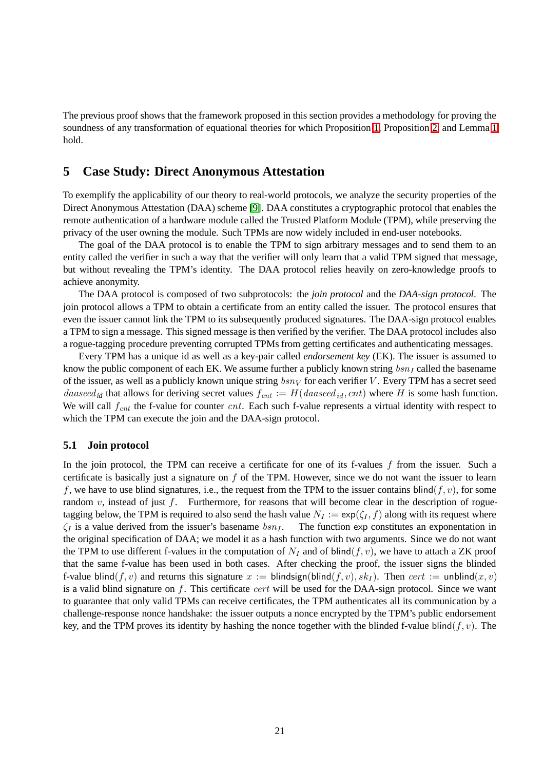The previous proof shows that the framework proposed in this section provides a methodology for proving the soundness of any transformation of equational theories for which Proposition 1, Proposition 2, and Lemma 1 hold.

## 5 Case Study: Direct Anonymous Attestation

To exemplify the applicability of our theory to real-world protocols, we analyze the security properties of the Direct Anonymous Attestation (DAA) scheme [9]. DAA constitutes a cryptographic protocol that enables the remote authentication of a hardware module called the Trusted Platform Module (TPM), while preserving the privacy of the user owning the module. Such TPMs are now widely included in end-user notebooks.

The goal of the DAA protocol is to enable the TPM to sign arbitrary messages and to send them to an entity called the verifier in such a way that the verifier will only learn that a valid TPM signed that message, but without revealing the TPM's identity. The DAA protocol relies heavily on zero-knowledge proofs to achieve anonymity.

The DAA protocol is composed of two subprotocols: the *join protocol* and the *DAA-sign protocol*. The join protocol allows a TPM to obtain a certificate from an entity called the issuer. The protocol ensures that even the issuer cannot link the TPM to its subsequently produced signatures. The DAA-sign protocol enables a TPM to sign a message. This signed message is then verified by the verifier. The DAA protocol includes also a rogue-tagging procedure preventing corrupted TPMs from getting certificates and authenticating messages.

Every TPM has a unique id as well as a key-pair called *endorsement key* (EK). The issuer is assumed to know the public component of each EK. We assume further a publicly known string $bsn_I$ called the basename of the issuer, as well as a publicly known unique string $bsn_V$ for each verifier $V$. Every TPM has a secret seed $daaseed_{id}$ that allows for deriving secret values $f_{cnt} := H(daaseed_{id}, cnt)$ where $H$ is some hash function. We will call $f_{cnt}$ the f-value for counter $cnt$. Each such f-value represents a virtual identity with respect to which the TPM can execute the join and the DAA-sign protocol.

### 5.1 Join protocol

In the join protocol, the TPM can receive a certificate for one of its f-values $f$ from the issuer. Such a certificate is basically just a signature on $f$ of the TPM. However, since we do not want the issuer to learn $f$, we have to use blind signatures, i.e., the request from the TPM to the issuer contains $\mathsf{blind}(f, v)$, for some random $v$, instead of just $f$. Furthermore, for reasons that will become clear in the description of rogue-tagging below, the TPM is required to also send the hash value $N_I := \mathsf{exp}(\zeta_I, f)$ along with its request where $\zeta_I$ is a value derived from the issuer's basename $bsn_I$. The function $\mathsf{exp}$ constitutes an exponentation in the original specification of DAA; we model it as a hash function with two arguments. Since we do not want the TPM to use different f-values in the computation of $N_I$ and of $\mathsf{blind}(f, v)$, we have to attach a ZK proof that the same f-value has been used in both cases. After checking the proof, the issuer signs the blinded f-value $\mathsf{blind}(f, v)$ and returns this signature $x := \mathsf{blindsign}(\mathsf{blind}(f, v), sk_I)$. Then $cert := \mathsf{unblind}(x, v)$ is a valid blind signature on $f$. This certificate $cert$ will be used for the DAA-sign protocol. Since we want to guarantee that only valid TPMs can receive certificates, the TPM authenticates all its communication by a challenge-response nonce handshake: the issuer outputs a nonce encrypted by the TPM's public endorsement key, and the TPM proves its identity by hashing the nonce together with the blinded f-value $\mathsf{blind}(f, v)$. The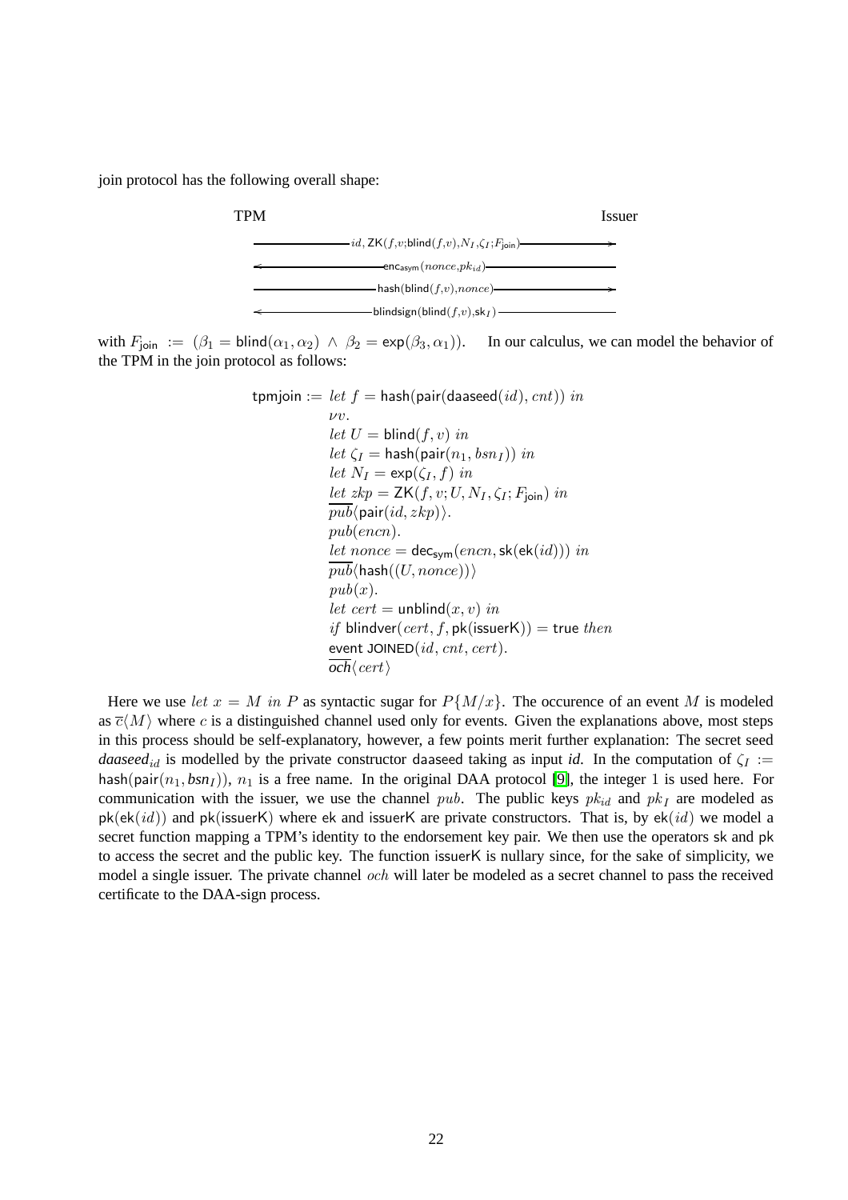join protocol has the following overall shape:

$$
\begin{array}{lcr}
\text{TPM} & & \text{Issuer} \\
 & \xrightarrow{\quad id,\, \mathsf{ZK}(f,v;\mathsf{blind}(f,v),N_I,\zeta_I;F_{\mathsf{join}}) \quad} & \\
 & \xleftarrow{\quad \mathsf{enc}_{\mathsf{asym}}(nonce,pk_{id}) \quad} & \\
 & \xrightarrow{\quad \mathsf{hash}(\mathsf{blind}(f,v),nonce) \quad} & \\
 & \xleftarrow{\quad \mathsf{blindsign}(\mathsf{blind}(f,v),\mathsf{sk}_I) \quad} &
\end{array}
$$

with $F_{\mathsf{join}} := (\beta_1 = \mathsf{blind}(\alpha_1, \alpha_2) \wedge \beta_2 = \mathsf{exp}(\beta_3, \alpha_1))$. In our calculus, we can model the behavior of the TPM in the join protocol as follows:

$$
\begin{aligned}
\mathsf{tpmjoin} := \; & let\ f = \mathsf{hash}(\mathsf{pair}(\mathsf{daaseed}(id), cnt))\ in \\
& \nu v. \\
& let\ U = \mathsf{blind}(f, v)\ in \\
& let\ \zeta_I = \mathsf{hash}(\mathsf{pair}(n_1, bsn_I))\ in \\
& let\ N_I = \mathsf{exp}(\zeta_I, f)\ in \\
& let\ zkp = \mathsf{ZK}(f, v; U, N_I, \zeta_I; F_{\mathsf{join}})\ in \\
& \overline{pub}\langle \mathsf{pair}(id, zkp)\rangle. \\
& pub(encn). \\
& let\ nonce = \mathsf{dec}_{\mathsf{sym}}(encn, \mathsf{sk}(\mathsf{ek}(id)))\ in \\
& \overline{pub}\langle \mathsf{hash}((U, nonce))\rangle \\
& pub(x). \\
& let\ cert = \mathsf{unblind}(x, v)\ in \\
& if\ \mathsf{blindver}(cert, f, \mathsf{pk}(\mathsf{issuerK})) = \mathsf{true}\ then \\
& \text{event } \mathsf{JOINED}(id, cnt, cert). \\
& \overline{och}\langle cert\rangle
\end{aligned}
$$

Here we use $let\ x = M\ in\ P$ as syntactic sugar for $P\{M/x\}$. The occurence of an event $M$ is modeled as $\overline{c}\langle M\rangle$ where $c$ is a distinguished channel used only for events. Given the explanations above, most steps in this process should be self-explanatory, however, a few points merit further explanation: The secret seed $daaseed_{id}$ is modelled by the private constructor daaseed taking as input *id*. In the computation of $\zeta_I := \mathsf{hash}(\mathsf{pair}(n_1, bsn_I))$, $n_1$ is a free name. In the original DAA protocol [9], the integer 1 is used here. For communication with the issuer, we use the channel $pub$. The public keys $pk_{id}$ and $pk_I$ are modeled as $\mathsf{pk}(\mathsf{ek}(id))$ and $\mathsf{pk}(\mathsf{issuerK})$ where ek and issuerK are private constructors. That is, by $\mathsf{ek}(id)$ we model a secret function mapping a TPM's identity to the endorsement key pair. We then use the operators sk and pk to access the secret and the public key. The function issuerK is nullary since, for the sake of simplicity, we model a single issuer. The private channel $och$ will later be modeled as a secret channel to pass the received certificate to the DAA-sign process.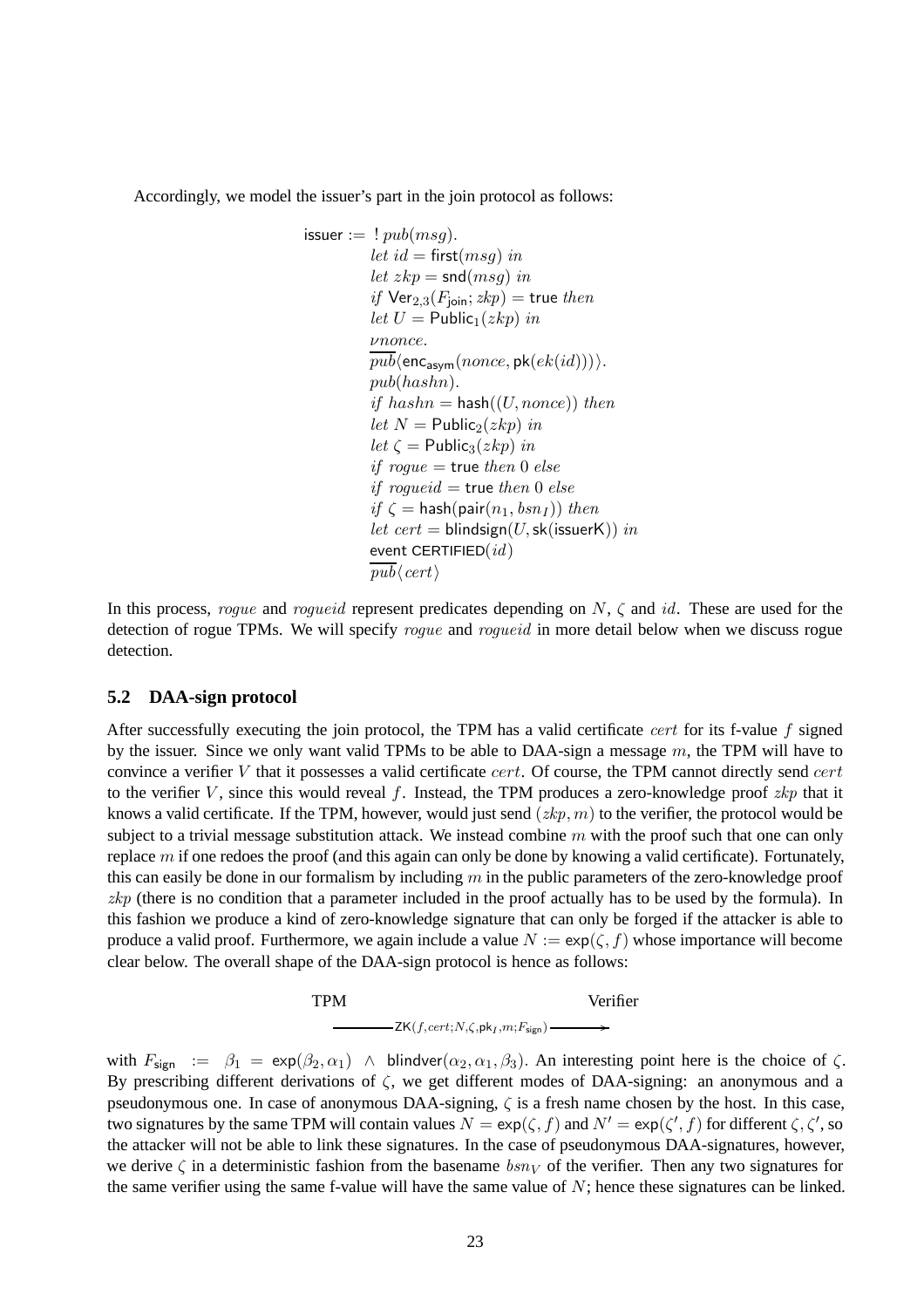Accordingly, we model the issuer's part in the join protocol as follows:

$$
\begin{aligned}
\mathsf{issuer} := \; & !\, pub(msg). \\
& let\ id = \mathsf{first}(msg)\ in \\
& let\ zkp = \mathsf{snd}(msg)\ in \\
& if\ \mathsf{Ver}_{2,3}(F_{\mathsf{join}}; zkp) = \mathsf{true}\ then \\
& let\ U = \mathsf{Public}_1(zkp)\ in \\
& \nu nonce. \\
& \overline{pub}\langle \mathsf{enc}_{\mathsf{asym}}(nonce, \mathsf{pk}(ek(id)))\rangle. \\
& pub(hashn). \\
& if\ hashn = \mathsf{hash}((U, nonce))\ then \\
& let\ N = \mathsf{Public}_2(zkp)\ in \\
& let\ \zeta = \mathsf{Public}_3(zkp)\ in \\
& if\ rogue = \mathsf{true}\ then\ 0\ else \\
& if\ rogueid = \mathsf{true}\ then\ 0\ else \\
& if\ \zeta = \mathsf{hash}(\mathsf{pair}(n_1, bsn_I))\ then \\
& let\ cert = \mathsf{blindsign}(U, \mathsf{sk}(\mathsf{issuerK}))\ in \\
& \mathsf{event\ CERTIFIED}(id) \\
& \overline{pub}\langle cert \rangle
\end{aligned}
$$

In this process, $rogue$ and $rogueid$ represent predicates depending on $N$, $\zeta$ and $id$. These are used for the detection of rogue TPMs. We will specify $rogue$ and $rogueid$ in more detail below when we discuss rogue detection.

### 5.2 DAA-sign protocol

After successfully executing the join protocol, the TPM has a valid certificate $cert$ for its f-value $f$ signed by the issuer. Since we only want valid TPMs to be able to DAA-sign a message $m$, the TPM will have to convince a verifier $V$ that it possesses a valid certificate $cert$. Of course, the TPM cannot directly send $cert$ to the verifier $V$, since this would reveal $f$. Instead, the TPM produces a zero-knowledge proof $zkp$ that it knows a valid certificate. If the TPM, however, would just send $(zkp, m)$ to the verifier, the protocol would be subject to a trivial message substitution attack. We instead combine $m$ with the proof such that one can only replace $m$ if one redoes the proof (and this again can only be done by knowing a valid certificate). Fortunately, this can easily be done in our formalism by including $m$ in the public parameters of the zero-knowledge proof $zkp$ (there is no condition that a parameter included in the proof actually has to be used by the formula). In this fashion we produce a kind of zero-knowledge signature that can only be forged if the attacker is able to produce a valid proof. Furthermore, we again include a value $N := \mathsf{exp}(\zeta, f)$ whose importance will become clear below. The overall shape of the DAA-sign protocol is hence as follows:

$$
\text{TPM} \xrightarrow{\mathsf{ZK}(f, cert; N, \zeta, \mathsf{pk}_I, m; F_{\mathsf{sign}})} \text{Verifier}
$$

with $F_{\mathsf{sign}} := \beta_1 = \mathsf{exp}(\beta_2, \alpha_1) \wedge \mathsf{blindver}(\alpha_2, \alpha_1, \beta_3)$. An interesting point here is the choice of $\zeta$. By prescribing different derivations of $\zeta$, we get different modes of DAA-signing: an anonymous and a pseudonymous one. In case of anonymous DAA-signing, $\zeta$ is a fresh name chosen by the host. In this case, two signatures by the same TPM will contain values $N = \mathsf{exp}(\zeta, f)$ and $N' = \mathsf{exp}(\zeta', f)$ for different $\zeta, \zeta'$, so the attacker will not be able to link these signatures. In the case of pseudonymous DAA-signatures, however, we derive $\zeta$ in a deterministic fashion from the basename $bsn_V$ of the verifier. Then any two signatures for the same verifier using the same f-value will have the same value of $N$; hence these signatures can be linked.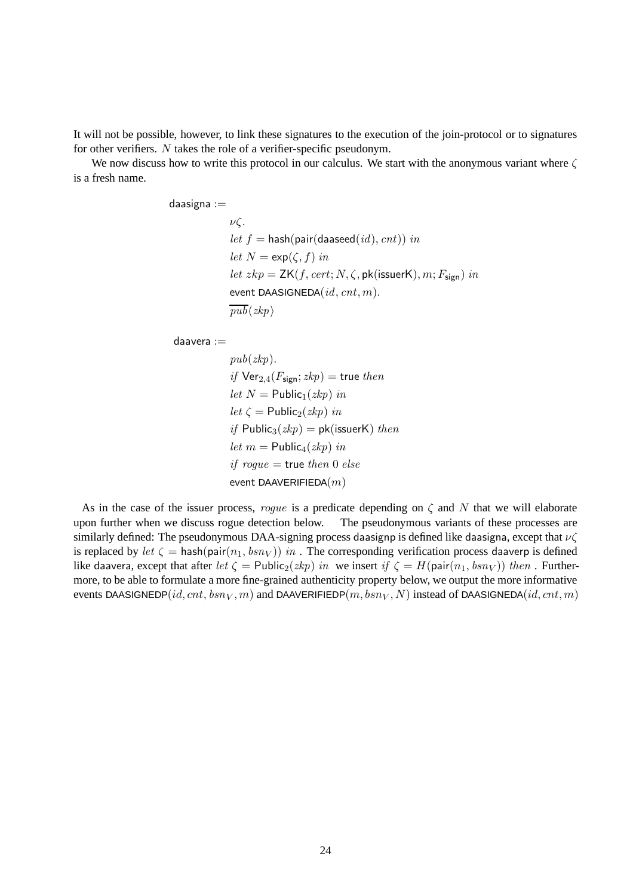It will not be possible, however, to link these signatures to the execution of the join-protocol or to signatures for other verifiers. $N$ takes the role of a verifier-specific pseudonym.

We now discuss how to write this protocol in our calculus. We start with the anonymous variant where $\zeta$ is a fresh name.

$$
\begin{aligned}
\mathsf{daasigna} :=\ & \\
& \nu\zeta. \\
& \mathit{let}\ f = \mathsf{hash}(\mathsf{pair}(\mathsf{daaseed}(id), cnt))\ \mathit{in} \\
& \mathit{let}\ N = \mathsf{exp}(\zeta, f)\ \mathit{in} \\
& \mathit{let}\ zkp = \mathsf{ZK}(f, cert; N, \zeta, \mathsf{pk}(\mathsf{issuerK}), m; F_{\mathsf{sign}})\ \mathit{in} \\
& \text{event } \mathsf{DAASIGNEDA}(id, cnt, m). \\
& \overline{pub}\langle zkp \rangle
\end{aligned}
$$

$$
\begin{aligned}
\mathsf{daavera} :=\ & \\
& pub(zkp). \\
& \mathit{if}\ \mathsf{Ver}_{2,4}(F_{\mathsf{sign}}; zkp) = \mathsf{true}\ \mathit{then} \\
& \mathit{let}\ N = \mathsf{Public}_1(zkp)\ \mathit{in} \\
& \mathit{let}\ \zeta = \mathsf{Public}_2(zkp)\ \mathit{in} \\
& \mathit{if}\ \mathsf{Public}_3(zkp) = \mathsf{pk}(\mathsf{issuerK})\ \mathit{then} \\
& \mathit{let}\ m = \mathsf{Public}_4(zkp)\ \mathit{in} \\
& \mathit{if}\ rogue = \mathsf{true}\ \mathit{then}\ 0\ \mathit{else} \\
& \text{event } \mathsf{DAAVERIFIEDA}(m)
\end{aligned}
$$

As in the case of the issuer process, $rogue$ is a predicate depending on $\zeta$ and $N$ that we will elaborate upon further when we discuss rogue detection below. The pseudonymous variants of these processes are similarly defined: The pseudonymous DAA-signing process daasignp is defined like daasigna, except that $\nu\zeta$ is replaced by $\mathit{let}\ \zeta = \mathsf{hash}(\mathsf{pair}(n_1, bsn_V))\ \mathit{in}$ . The corresponding verification process daaverp is defined like daavera, except that after $\mathit{let}\ \zeta = \mathsf{Public}_2(zkp)\ \mathit{in}$ we insert $\mathit{if}\ \zeta = H(\mathsf{pair}(n_1, bsn_V))\ \mathit{then}$ . Furthermore, to be able to formulate a more fine-grained authenticity property below, we output the more informative events $\mathsf{DAASIGNEDP}(id, cnt, bsn_V, m)$ and $\mathsf{DAAVERIFIEDP}(m, bsn_V, N)$ instead of $\mathsf{DAASIGNEDA}(id, cnt, m)$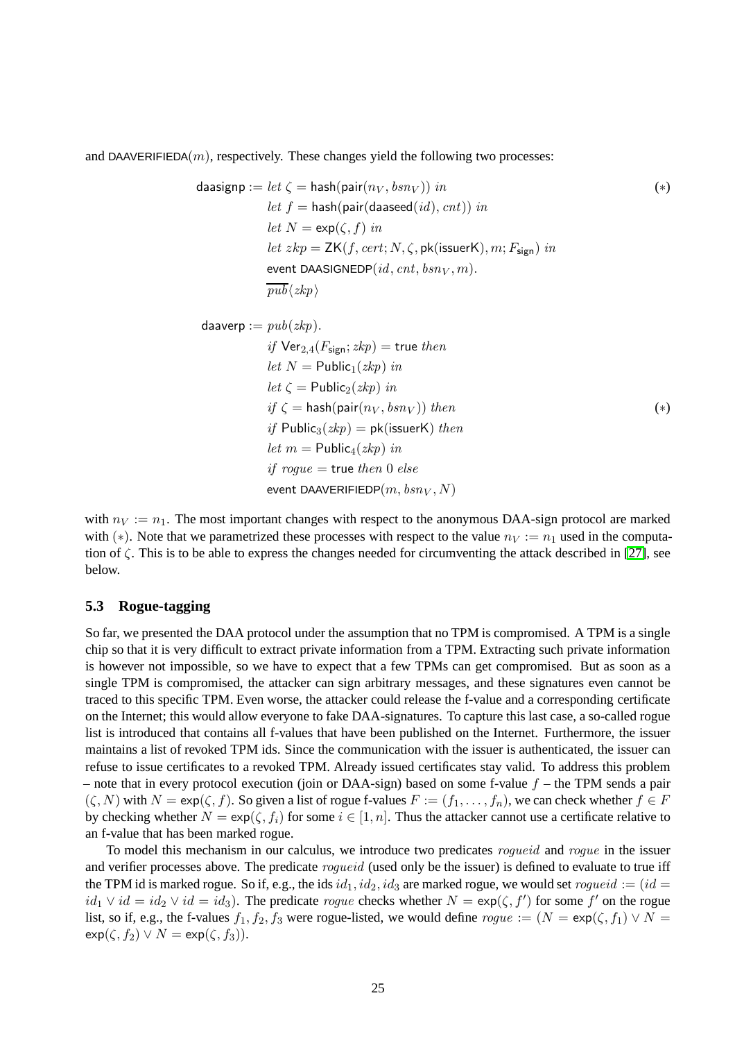and $\mathsf{DAAVERIFIEDA}(m)$, respectively. These changes yield the following two processes:

$$
\begin{aligned}
\mathsf{daasignp} := \;& \mathit{let}\ \zeta = \mathsf{hash}(\mathsf{pair}(n_V, bsn_V))\ \mathit{in} && (*)\\
& \mathit{let}\ f = \mathsf{hash}(\mathsf{pair}(\mathsf{daaseed}(id), cnt))\ \mathit{in}\\
& \mathit{let}\ N = \mathsf{exp}(\zeta, f)\ \mathit{in}\\
& \mathit{let}\ zkp = \mathsf{ZK}(f, cert; N, \zeta, \mathsf{pk}(\mathsf{issuerK}), m; F_{\mathsf{sign}})\ \mathit{in}\\
& \mathsf{event}\ \mathsf{DAASIGNEDP}(id, cnt, bsn_V, m).\\
& \overline{pub}\langle zkp\rangle
\end{aligned}
$$

$$
\begin{aligned}
\mathsf{daaverp} := \;& pub(zkp).\\
& \mathit{if}\ \mathsf{Ver}_{2,4}(F_{\mathsf{sign}}; zkp) = \mathsf{true}\ \mathit{then}\\
& \mathit{let}\ N = \mathsf{Public}_1(zkp)\ \mathit{in}\\
& \mathit{let}\ \zeta = \mathsf{Public}_2(zkp)\ \mathit{in}\\
& \mathit{if}\ \zeta = \mathsf{hash}(\mathsf{pair}(n_V, bsn_V))\ \mathit{then} && (*)\\
& \mathit{if}\ \mathsf{Public}_3(zkp) = \mathsf{pk}(\mathsf{issuerK})\ \mathit{then}\\
& \mathit{let}\ m = \mathsf{Public}_4(zkp)\ \mathit{in}\\
& \mathit{if}\ rogue = \mathsf{true}\ \mathit{then}\ 0\ \mathit{else}\\
& \mathsf{event}\ \mathsf{DAAVERIFIEDP}(m, bsn_V, N)
\end{aligned}
$$

with $n_V := n_1$. The most important changes with respect to the anonymous DAA-sign protocol are marked with $(*)$. Note that we parametrized these processes with respect to the value $n_V := n_1$ used in the computation of $\zeta$. This is to be able to express the changes needed for circumventing the attack described in [27], see below.

### 5.3 Rogue-tagging

So far, we presented the DAA protocol under the assumption that no TPM is compromised. A TPM is a single chip so that it is very difficult to extract private information from a TPM. Extracting such private information is however not impossible, so we have to expect that a few TPMs can get compromised. But as soon as a single TPM is compromised, the attacker can sign arbitrary messages, and these signatures even cannot be traced to this specific TPM. Even worse, the attacker could release the f-value and a corresponding certificate on the Internet; this would allow everyone to fake DAA-signatures. To capture this last case, a so-called rogue list is introduced that contains all f-values that have been published on the Internet. Furthermore, the issuer maintains a list of revoked TPM ids. Since the communication with the issuer is authenticated, the issuer can refuse to issue certificates to a revoked TPM. Already issued certificates stay valid. To address this problem – note that in every protocol execution (join or DAA-sign) based on some f-value $f$ – the TPM sends a pair $(\zeta, N)$ with $N = \mathsf{exp}(\zeta, f)$. So given a list of rogue f-values $F := (f_1, \dots, f_n)$, we can check whether $f \in F$ by checking whether $N = \mathsf{exp}(\zeta, f_i)$ for some $i \in [1, n]$. Thus the attacker cannot use a certificate relative to an f-value that has been marked rogue.

To model this mechanism in our calculus, we introduce two predicates $rogueid$ and $rogue$ in the issuer and verifier processes above. The predicate $rogueid$ (used only be the issuer) is defined to evaluate to true iff the TPM id is marked rogue. So if, e.g., the ids $id_1, id_2, id_3$ are marked rogue, we would set $rogueid := (id = id_1 \lor id = id_2 \lor id = id_3)$. The predicate $rogue$ checks whether $N = \mathsf{exp}(\zeta, f')$ for some $f'$ on the rogue list, so if, e.g., the f-values $f_1, f_2, f_3$ were rogue-listed, we would define $rogue := (N = \mathsf{exp}(\zeta, f_1) \lor N = \mathsf{exp}(\zeta, f_2) \lor N = \mathsf{exp}(\zeta, f_3))$.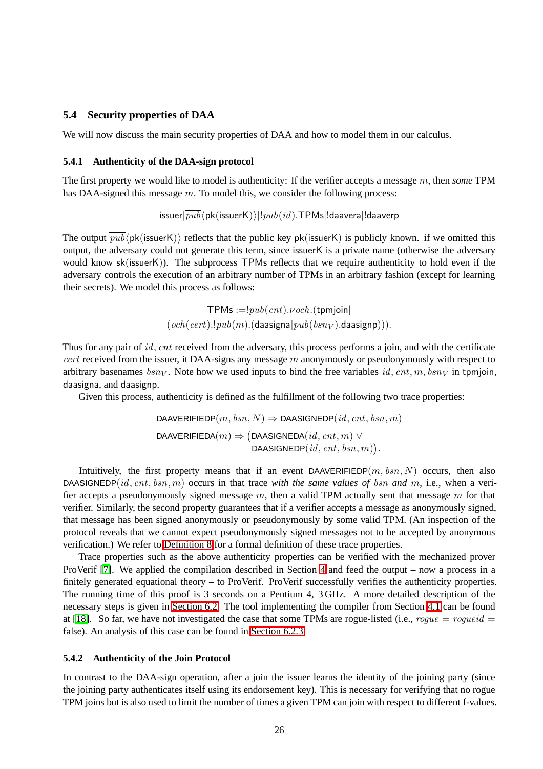### 5.4 Security properties of DAA

We will now discuss the main security properties of DAA and how to model them in our calculus.

#### 5.4.1 Authenticity of the DAA-sign protocol

The first property we would like to model is authenticity: If the verifier accepts a message $m$, then *some* TPM has DAA-signed this message $m$. To model this, we consider the following process:

$$\mathsf{issuer}|\overline{pub}\langle \mathsf{pk}(\mathsf{issuerK})\rangle|!pub(id).\mathsf{TPMs}|!\mathsf{daavera}|!\mathsf{daaverp}$$

The output $\overline{pub}\langle \mathsf{pk}(\mathsf{issuerK})\rangle$ reflects that the public key $\mathsf{pk}(\mathsf{issuerK})$ is publicly known. if we omitted this output, the adversary could not generate this term, since $\mathsf{issuerK}$ is a private name (otherwise the adversary would know $\mathsf{sk}(\mathsf{issuerK})$). The subprocess $\mathsf{TPMs}$ reflects that we require authenticity to hold even if the adversary controls the execution of an arbitrary number of TPMs in an arbitrary fashion (except for learning their secrets). We model this process as follows:

$$\begin{aligned}\mathsf{TPMs} :=\,&!pub(cnt).\nu och.(\mathsf{tpmjoin}|\\&(och(cert).!pub(m).(\mathsf{daasigna}|pub(bsn_V).\mathsf{daasignp}))).\end{aligned}$$

Thus for any pair of $id, cnt$ received from the adversary, this process performs a join, and with the certificate $cert$ received from the issuer, it DAA-signs any message $m$ anonymously or pseudonymously with respect to arbitrary basenames $bsn_V$. Note how we used inputs to bind the free variables $id, cnt, m, bsn_V$ in $\mathsf{tpmjoin}$, $\mathsf{daasigna}$, and $\mathsf{daasignp}$.

Given this process, authenticity is defined as the fulfillment of the following two trace properties:

$$\begin{aligned}&\mathsf{DAAVERIFIEDP}(m, bsn, N) \Rightarrow \mathsf{DAASIGNEDP}(id, cnt, bsn, m)\\&\mathsf{DAAVERIFIEDA}(m) \Rightarrow \big(\mathsf{DAASIGNEDA}(id, cnt, m) \vee\\&\qquad\qquad\qquad\qquad\quad \mathsf{DAASIGNEDP}(id, cnt, bsn, m)\big).\end{aligned}$$

Intuitively, the first property means that if an event $\mathsf{DAAVERIFIEDP}(m, bsn, N)$ occurs, then also $\mathsf{DAASIGNEDP}(id, cnt, bsn, m)$ occurs in that trace *with the same values of* $bsn$ *and* $m$, i.e., when a verifier accepts a pseudonymously signed message $m$, then a valid TPM actually sent that message $m$ for that verifier. Similarly, the second property guarantees that if a verifier accepts a message as anonymously signed, that message has been signed anonymously or pseudonymously by some valid TPM. (An inspection of the protocol reveals that we cannot expect pseudonymously signed messages not to be accepted by anonymous verification.) We refer to Definition 8 for a formal definition of these trace properties.

Trace properties such as the above authenticity properties can be verified with the mechanized prover ProVerif [7]. We applied the compilation described in Section 4 and feed the output – now a process in a finitely generated equational theory – to ProVerif. ProVerif successfully verifies the authenticity properties. The running time of this proof is 3 seconds on a Pentium 4, 3 GHz. A more detailed description of the necessary steps is given in Section 6.2. The tool implementing the compiler from Section 4.1 can be found at [18]. So far, we have not investigated the case that some TPMs are rogue-listed (i.e., $rogue = rogueid =$ false). An analysis of this case can be found in Section 6.2.3.

#### 5.4.2 Authenticity of the Join Protocol

In contrast to the DAA-sign operation, after a join the issuer learns the identity of the joining party (since the joining party authenticates itself using its endorsement key). This is necessary for verifying that no rogue TPM joins but is also used to limit the number of times a given TPM can join with respect to different f-values.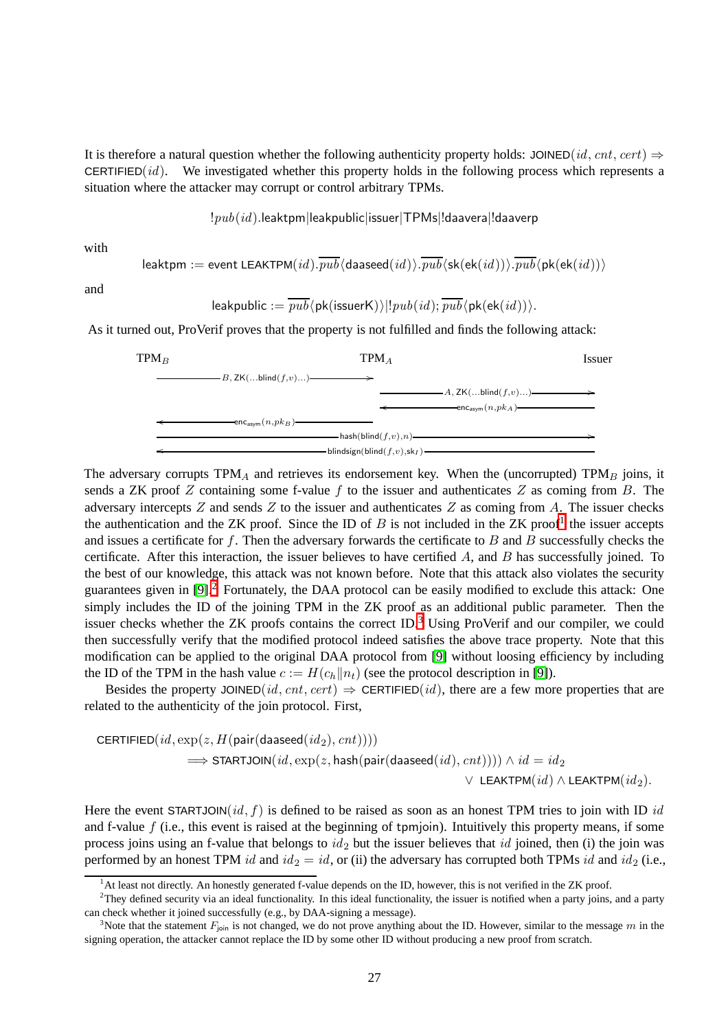It is therefore a natural question whether the following authenticity property holds: $\mathsf{JOINED}(id, cnt, cert) \Rightarrow \mathsf{CERTIFIED}(id)$. We investigated whether this property holds in the following process which represents a situation where the attacker may corrupt or control arbitrary TPMs.

$$!pub(id).\mathsf{leaktpm}|\mathsf{leakpublic}|\mathsf{issuer}|\mathsf{TPMs}|!\mathsf{daavera}|!\mathsf{daaverp}$$

with

$$\mathsf{leaktpm} := \text{event } \mathsf{LEAKTPM}(id).\overline{pub}\langle \mathsf{daaseed}(id)\rangle.\overline{pub}\langle \mathsf{sk}(\mathsf{ek}(id))\rangle.\overline{pub}\langle \mathsf{pk}(\mathsf{ek}(id))\rangle$$

and

$$\mathsf{leakpublic} := \overline{pub}\langle \mathsf{pk}(\mathsf{issuerK})\rangle|!pub(id); \overline{pub}\langle \mathsf{pk}(\mathsf{ek}(id))\rangle.$$

As it turned out, ProVerif proves that the property is not fulfilled and finds the following attack:

| $\mathrm{TPM}_B$ | | $\mathrm{TPM}_A$ | | Issuer |
|---|---|---|---|---|
| $\longrightarrow$ | $B, \mathsf{ZK}(\ldots \mathsf{blind}(f,v)\ldots)$ | $\longrightarrow$ | | |
| | | $\longrightarrow$ | $A, \mathsf{ZK}(\ldots \mathsf{blind}(f,v)\ldots)$ | $\longrightarrow$ |
| | | $\longleftarrow$ | $\mathsf{enc_{asym}}(n, pk_A)$ | $\longleftarrow$ |
| $\longleftarrow$ | $\mathsf{enc_{asym}}(n, pk_B)$ | $\longleftarrow$ | | |
| $\longrightarrow$ | | $\mathsf{hash}(\mathsf{blind}(f,v),n)$ | | $\longrightarrow$ |
| $\longleftarrow$ | | $\mathsf{blindsign}(\mathsf{blind}(f,v),\mathsf{sk}_I)$ | | $\longleftarrow$ |

The adversary corrupts $\mathrm{TPM}_A$ and retrieves its endorsement key. When the (uncorrupted) $\mathrm{TPM}_B$ joins, it sends a ZK proof $Z$ containing some f-value $f$ to the issuer and authenticates $Z$ as coming from $B$. The adversary intercepts $Z$ and sends $Z$ to the issuer and authenticates $Z$ as coming from $A$. The issuer checks the authentication and the ZK proof. Since the ID of $B$ is not included in the ZK proof[1] the issuer accepts and issues a certificate for $f$. Then the adversary forwards the certificate to $B$ and $B$ successfully checks the certificate. After this interaction, the issuer believes to have certified $A$, and $B$ has successfully joined. To the best of our knowledge, this attack was not known before. Note that this attack also violates the security guarantees given in [9].[2] Fortunately, the DAA protocol can be easily modified to exclude this attack: One simply includes the ID of the joining TPM in the ZK proof as an additional public parameter. Then the issuer checks whether the ZK proofs contains the correct ID.[3] Using ProVerif and our compiler, we could then successfully verify that the modified protocol indeed satisfies the above trace property. Note that this modification can be applied to the original DAA protocol from [9] without loosing efficiency by including the ID of the TPM in the hash value $c := H(c_h \| n_t)$ (see the protocol description in [9]).

Besides the property $\mathsf{JOINED}(id, cnt, cert) \Rightarrow \mathsf{CERTIFIED}(id)$, there are a few more properties that are related to the authenticity of the join protocol. First,

$$\begin{aligned} &\mathsf{CERTIFIED}(id, \exp(z, H(\mathsf{pair}(\mathsf{daaseed}(id_2), cnt)))) \\ &\qquad \Longrightarrow \mathsf{STARTJOIN}(id, \exp(z, \mathsf{hash}(\mathsf{pair}(\mathsf{daaseed}(id), cnt)))) \wedge id = id_2 \\ &\qquad\qquad \vee\ \mathsf{LEAKTPM}(id) \wedge \mathsf{LEAKTPM}(id_2). \end{aligned}$$

Here the event $\mathsf{STARTJOIN}(id, f)$ is defined to be raised as soon as an honest TPM tries to join with ID $id$ and f-value $f$ (i.e., this event is raised at the beginning of tpmjoin). Intuitively this property means, if some process joins using an f-value that belongs to $id_2$ but the issuer believes that $id$ joined, then (i) the join was performed by an honest TPM $id$ and $id_2 = id$, or (ii) the adversary has corrupted both TPMs $id$ and $id_2$ (i.e.,

[1] At least not directly. An honestly generated f-value depends on the ID, however, this is not verified in the ZK proof.

[2] They defined security via an ideal functionality. In this ideal functionality, the issuer is notified when a party joins, and a party can check whether it joined successfully (e.g., by DAA-signing a message).

[3] Note that the statement $F_{\mathsf{join}}$ is not changed, we do not prove anything about the ID. However, similar to the message $m$ in the signing operation, the attacker cannot replace the ID by some other ID without producing a new proof from scratch.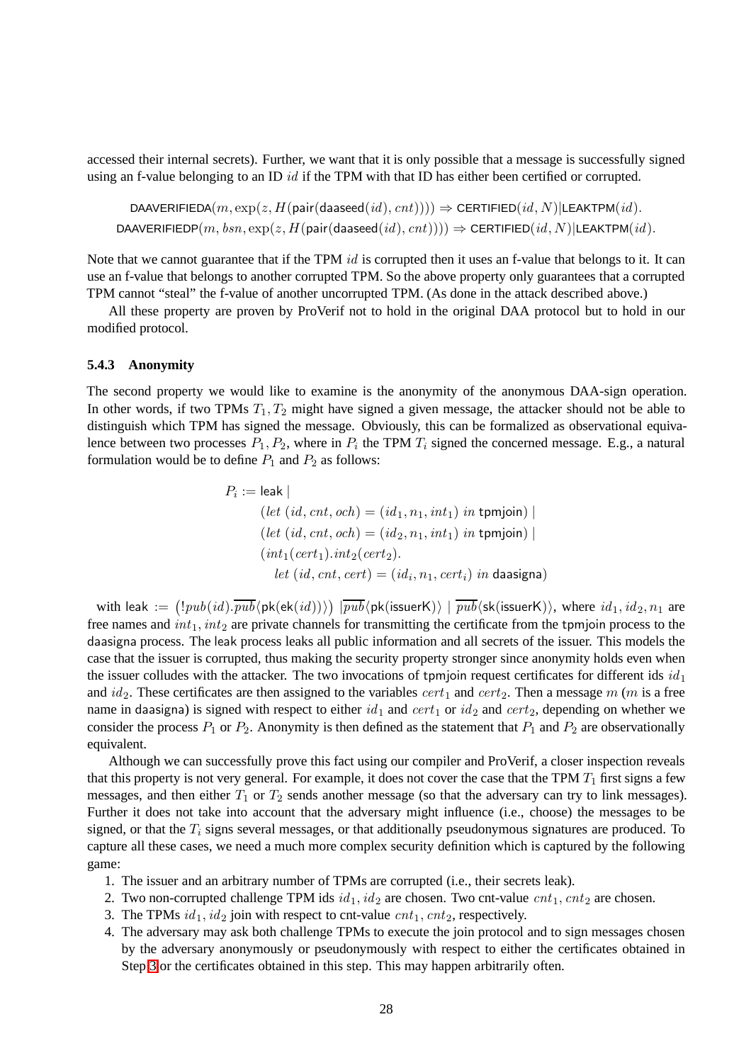accessed their internal secrets). Further, we want that it is only possible that a message is successfully signed using an f-value belonging to an ID $id$ if the TPM with that ID has either been certified or corrupted.

$$\mathsf{DAAVERIFIEDA}(m, \exp(z, H(\mathsf{pair}(\mathsf{daaseed}(id), cnt)))) \Rightarrow \mathsf{CERTIFIED}(id, N) | \mathsf{LEAKTPM}(id).$$
$$\mathsf{DAAVERIFIEDP}(m, bsn, \exp(z, H(\mathsf{pair}(\mathsf{daaseed}(id), cnt)))) \Rightarrow \mathsf{CERTIFIED}(id, N) | \mathsf{LEAKTPM}(id).$$

Note that we cannot guarantee that if the TPM $id$ is corrupted then it uses an f-value that belongs to it. It can use an f-value that belongs to another corrupted TPM. So the above property only guarantees that a corrupted TPM cannot "steal" the f-value of another uncorrupted TPM. (As done in the attack described above.)

All these property are proven by ProVerif not to hold in the original DAA protocol but to hold in our modified protocol.

### 5.4.3 Anonymity

The second property we would like to examine is the anonymity of the anonymous DAA-sign operation. In other words, if two TPMs $T_1, T_2$ might have signed a given message, the attacker should not be able to distinguish which TPM has signed the message. Obviously, this can be formalized as observational equivalence between two processes $P_1, P_2$, where in $P_i$ the TPM $T_i$ signed the concerned message. E.g., a natural formulation would be to define $P_1$ and $P_2$ as follows:

$$
\begin{aligned}
P_i := {} & \mathsf{leak} \mid \\
& (let\ (id, cnt, och) = (id_1, n_1, int_1)\ in\ \mathsf{tpmjoin}) \mid \\
& (let\ (id, cnt, och) = (id_2, n_1, int_1)\ in\ \mathsf{tpmjoin}) \mid \\
& (int_1(cert_1).int_2(cert_2). \\
& \quad let\ (id, cnt, cert) = (id_i, n_1, cert_i)\ in\ \mathsf{daasigna})
\end{aligned}
$$

with $\mathsf{leak} := \big(!pub(id).\overline{pub}\langle \mathsf{pk}(\mathsf{ek}(id))\rangle\big) \mid \overline{pub}\langle \mathsf{pk}(\mathsf{issuerK})\rangle \mid \overline{pub}\langle \mathsf{sk}(\mathsf{issuerK})\rangle$, where $id_1, id_2, n_1$ are free names and $int_1, int_2$ are private channels for transmitting the certificate from the tpmjoin process to the daasigna process. The leak process leaks all public information and all secrets of the issuer. This models the case that the issuer is corrupted, thus making the security property stronger since anonymity holds even when the issuer colludes with the attacker. The two invocations of tpmjoin request certificates for different ids $id_1$ and $id_2$. These certificates are then assigned to the variables $cert_1$ and $cert_2$. Then a message $m$ ($m$ is a free name in daasigna) is signed with respect to either $id_1$ and $cert_1$ or $id_2$ and $cert_2$, depending on whether we consider the process $P_1$ or $P_2$. Anonymity is then defined as the statement that $P_1$ and $P_2$ are observationally equivalent.

Although we can successfully prove this fact using our compiler and ProVerif, a closer inspection reveals that this property is not very general. For example, it does not cover the case that the TPM $T_1$ first signs a few messages, and then either $T_1$ or $T_2$ sends another message (so that the adversary can try to link messages). Further it does not take into account that the adversary might influence (i.e., choose) the messages to be signed, or that the $T_i$ signs several messages, or that additionally pseudonymous signatures are produced. To capture all these cases, we need a much more complex security definition which is captured by the following game:

1. The issuer and an arbitrary number of TPMs are corrupted (i.e., their secrets leak).
2. Two non-corrupted challenge TPM ids $id_1, id_2$ are chosen. Two cnt-value $cnt_1, cnt_2$ are chosen.
3. The TPMs $id_1, id_2$ join with respect to cnt-value $cnt_1, cnt_2$, respectively.
4. The adversary may ask both challenge TPMs to execute the join protocol and to sign messages chosen by the adversary anonymously or pseudonymously with respect to either the certificates obtained in Step 3 or the certificates obtained in this step. This may happen arbitrarily often.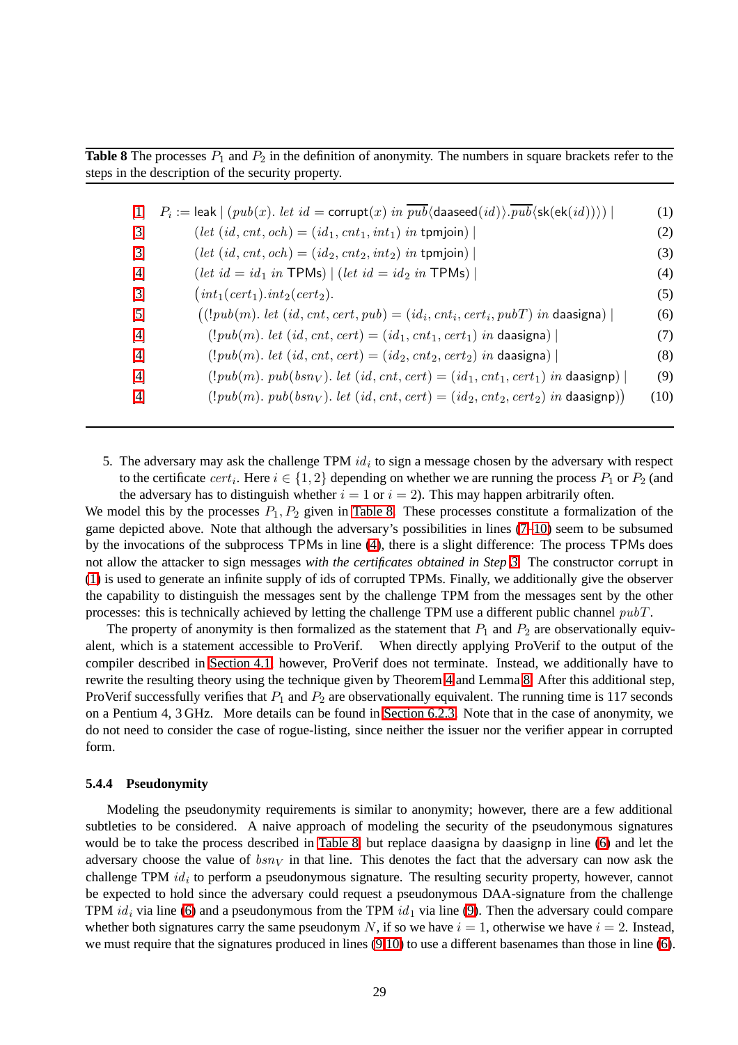**Table 8** The processes $P_1$ and $P_2$ in the definition of anonymity. The numbers in square brackets refer to the steps in the description of the security property.

| Step | Process | |
|---|---|---|
| 1 | $P_i := \mathsf{leak} \mid (pub(x).\ let\ id = \mathsf{corrupt}(x)\ in\ \overline{pub}\langle \mathsf{daaseed}(id)\rangle.\overline{pub}\langle \mathsf{sk}(\mathsf{ek}(id))\rangle) \mid$ | (1) |
| 3 | $(let\ (id, cnt, och) = (id_1, cnt_1, int_1)\ in\ \mathsf{tpmjoin}) \mid$ | (2) |
| 3 | $(let\ (id, cnt, och) = (id_2, cnt_2, int_2)\ in\ \mathsf{tpmjoin}) \mid$ | (3) |
| 4 | $(let\ id = id_1\ in\ \mathsf{TPMs}) \mid (let\ id = id_2\ in\ \mathsf{TPMs}) \mid$ | (4) |
| 3 | $(int_1(cert_1).int_2(cert_2).$ | (5) |
| 5 | $((!pub(m).\ let\ (id, cnt, cert, pub) = (id_i, cnt_i, cert_i, pubT)\ in\ \mathsf{daasigna}) \mid$ | (6) |
| 4 | $(!pub(m).\ let\ (id, cnt, cert) = (id_1, cnt_1, cert_1)\ in\ \mathsf{daasigna}) \mid$ | (7) |
| 4 | $(!pub(m).\ let\ (id, cnt, cert) = (id_2, cnt_2, cert_2)\ in\ \mathsf{daasigna}) \mid$ | (8) |
| 4 | $(!pub(m).\ pub(bsn_V).\ let\ (id, cnt, cert) = (id_1, cnt_1, cert_1)\ in\ \mathsf{daasignp}) \mid$ | (9) |
| 4 | $(!pub(m).\ pub(bsn_V).\ let\ (id, cnt, cert) = (id_2, cnt_2, cert_2)\ in\ \mathsf{daasignp}))$ | (10) |

5. The adversary may ask the challenge TPM $id_i$ to sign a message chosen by the adversary with respect to the certificate $cert_i$. Here $i \in \{1, 2\}$ depending on whether we are running the process $P_1$ or $P_2$ (and the adversary has to distinguish whether $i = 1$ or $i = 2$). This may happen arbitrarily often.

We model this by the processes $P_1, P_2$ given in Table 8. These processes constitute a formalization of the game depicted above. Note that although the adversary's possibilities in lines (7–10) seem to be subsumed by the invocations of the subprocess TPMs in line (4), there is a slight difference: The process TPMs does not allow the attacker to sign messages *with the certificates obtained in Step 3*. The constructor corrupt in (1) is used to generate an infinite supply of ids of corrupted TPMs. Finally, we additionally give the observer the capability to distinguish the messages sent by the challenge TPM from the messages sent by the other processes: this is technically achieved by letting the challenge TPM use a different public channel $pubT$.

The property of anonymity is then formalized as the statement that $P_1$ and $P_2$ are observationally equivalent, which is a statement accessible to ProVerif. When directly applying ProVerif to the output of the compiler described in Section 4.1, however, ProVerif does not terminate. Instead, we additionally have to rewrite the resulting theory using the technique given by Theorem 4 and Lemma 8. After this additional step, ProVerif successfully verifies that $P_1$ and $P_2$ are observationally equivalent. The running time is 117 seconds on a Pentium 4, 3 GHz. More details can be found in Section 6.2.3. Note that in the case of anonymity, we do not need to consider the case of rogue-listing, since neither the issuer nor the verifier appear in corrupted form.

### 5.4.4 Pseudonymity

Modeling the pseudonymity requirements is similar to anonymity; however, there are a few additional subtleties to be considered. A naive approach of modeling the security of the pseudonymous signatures would be to take the process described in Table 8 but replace daasigna by daasignp in line (6) and let the adversary choose the value of $bsn_V$ in that line. This denotes the fact that the adversary can now ask the challenge TPM $id_i$ to perform a pseudonymous signature. The resulting security property, however, cannot be expected to hold since the adversary could request a pseudonymous DAA-signature from the challenge TPM $id_i$ via line (6) and a pseudonymous from the TPM $id_1$ via line (9). Then the adversary could compare whether both signatures carry the same pseudonym $N$, if so we have $i = 1$, otherwise we have $i = 2$. Instead, we must require that the signatures produced in lines (9,10) to use a different basenames than those in line (6).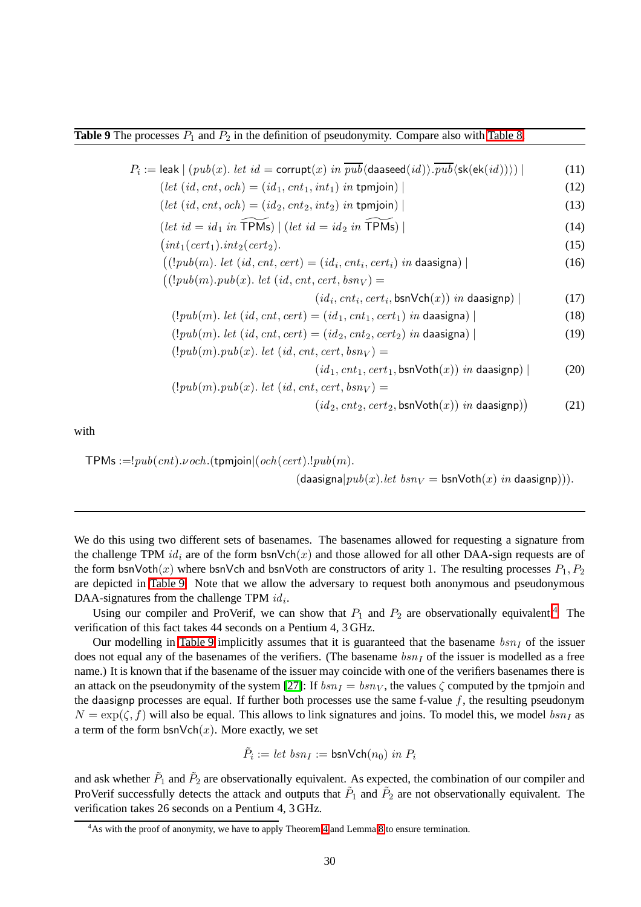**Table 9** The processes $P_1$ and $P_2$ in the definition of pseudonymity. Compare also with Table 8.

$$
\begin{aligned}
P_i := \;& \mathsf{leak} \mid (pub(x).\ let\ id = \mathsf{corrupt}(x)\ in\ \overline{pub}\langle \mathsf{daaseed}(id)\rangle.\overline{pub}\langle \mathsf{sk}(\mathsf{ek}(id))\rangle) \mid && (11)\\
& (let\ (id, cnt, och) = (id_1, cnt_1, int_1)\ in\ \mathsf{tpmjoin}) \mid && (12)\\
& (let\ (id, cnt, och) = (id_2, cnt_2, int_2)\ in\ \mathsf{tpmjoin}) \mid && (13)\\
& (let\ id = id_1\ in\ \widetilde{\mathsf{TPMs}}) \mid (let\ id = id_2\ in\ \widetilde{\mathsf{TPMs}}) \mid && (14)\\
& \big(int_1(cert_1).int_2(cert_2). && (15)\\
& \quad \big((!pub(m).\ let\ (id, cnt, cert) = (id_i, cnt_i, cert_i)\ in\ \mathsf{daasigna}) \mid && (16)\\
& \quad \big((!pub(m).pub(x).\ let\ (id, cnt, cert, bsn_V) = \\
& \qquad\qquad (id_i, cnt_i, cert_i, \mathsf{bsnVch}(x))\ in\ \mathsf{daasignp}) \mid && (17)\\
& \quad (!pub(m).\ let\ (id, cnt, cert) = (id_1, cnt_1, cert_1)\ in\ \mathsf{daasigna}) \mid && (18)\\
& \quad (!pub(m).\ let\ (id, cnt, cert) = (id_2, cnt_2, cert_2)\ in\ \mathsf{daasigna}) \mid && (19)\\
& \quad (!pub(m).pub(x).\ let\ (id, cnt, cert, bsn_V) = \\
& \qquad\qquad (id_1, cnt_1, cert_1, \mathsf{bsnVoth}(x))\ in\ \mathsf{daasignp}) \mid && (20)\\
& \quad (!pub(m).pub(x).\ let\ (id, cnt, cert, bsn_V) = \\
& \qquad\qquad (id_2, cnt_2, cert_2, \mathsf{bsnVoth}(x))\ in\ \mathsf{daasignp})\big) && (21)
\end{aligned}
$$

with

$$
\begin{aligned}
\mathsf{TPMs} :=\; & !pub(cnt).\nu och.(\mathsf{tpmjoin} | (och(cert).!pub(m). \\
& \qquad (\mathsf{daasigna} | pub(x).let\ bsn_V = \mathsf{bsnVoth}(x)\ in\ \mathsf{daasignp}))).
\end{aligned}
$$

We do this using two different sets of basenames. The basenames allowed for requesting a signature from the challenge TPM $id_i$ are of the form $\mathsf{bsnVch}(x)$ and those allowed for all other DAA-sign requests are of the form $\mathsf{bsnVoth}(x)$ where $\mathsf{bsnVch}$ and $\mathsf{bsnVoth}$ are constructors of arity 1. The resulting processes $P_1, P_2$ are depicted in Table 9. Note that we allow the adversary to request both anonymous and pseudonymous DAA-signatures from the challenge TPM $id_i$.

Using our compiler and ProVerif, we can show that $P_1$ and $P_2$ are observationally equivalent.[4] The verification of this fact takes 44 seconds on a Pentium 4, 3 GHz.

Our modelling in Table 9 implicitly assumes that it is guaranteed that the basename $bsn_I$ of the issuer does not equal any of the basenames of the verifiers. (The basename $bsn_I$ of the issuer is modelled as a free name.) It is known that if the basename of the issuer may coincide with one of the verifiers basenames there is an attack on the pseudonymity of the system [27]: If $bsn_I = bsn_V$, the values $\zeta$ computed by the tpmjoin and the daasignp processes are equal. If further both processes use the same f-value $f$, the resulting pseudonym $N = \exp(\zeta, f)$ will also be equal. This allows to link signatures and joins. To model this, we model $bsn_I$ as a term of the form $\mathsf{bsnVch}(x)$. More exactly, we set

$$\tilde{P}_i := let\ bsn_I := \mathsf{bsnVch}(n_0)\ in\ P_i$$

and ask whether $\tilde{P}_1$ and $\tilde{P}_2$ are observationally equivalent. As expected, the combination of our compiler and ProVerif successfully detects the attack and outputs that $\tilde{P}_1$ and $\tilde{P}_2$ are not observationally equivalent. The verification takes 26 seconds on a Pentium 4, 3 GHz.

[4] As with the proof of anonymity, we have to apply Theorem 4 and Lemma 8 to ensure termination.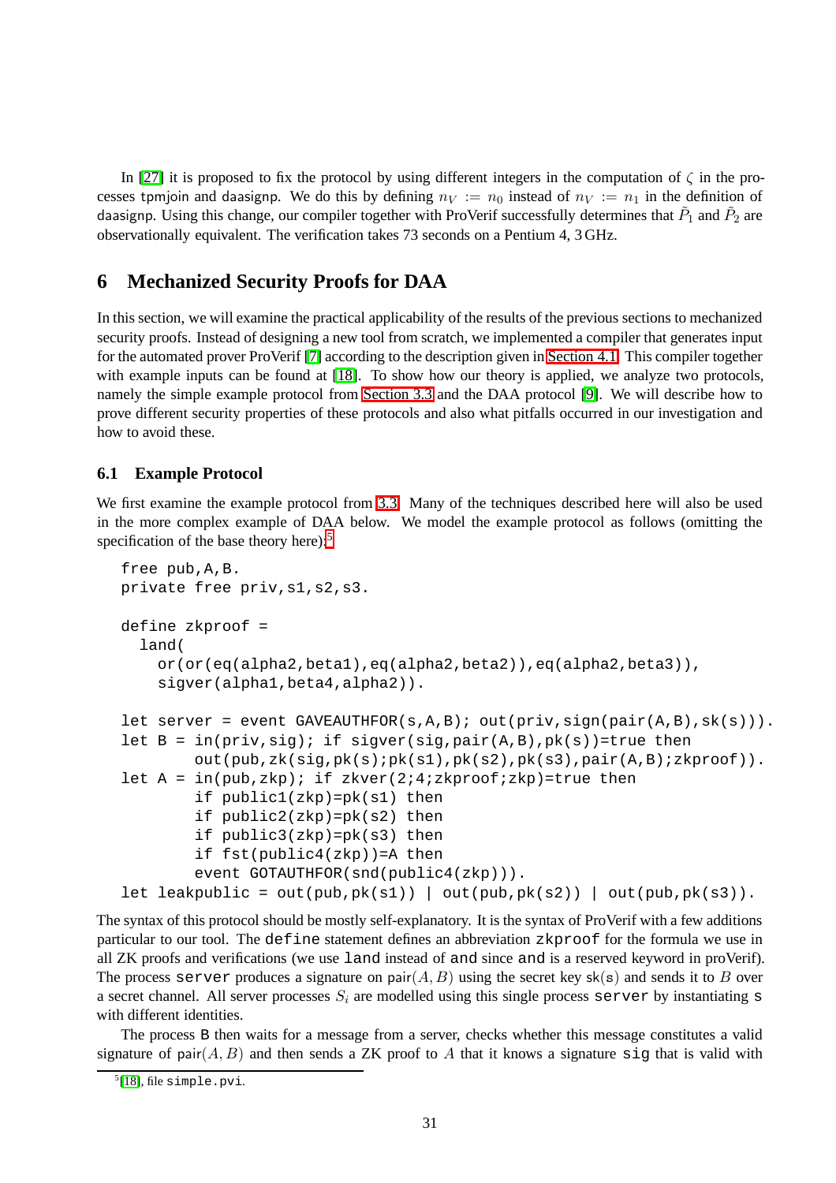In [27] it is proposed to fix the protocol by using different integers in the computation of $\zeta$ in the processes tpmjoin and daasignp. We do this by defining $n_V := n_0$ instead of $n_V := n_1$ in the definition of daasignp. Using this change, our compiler together with ProVerif successfully determines that $\tilde{P}_1$ and $\tilde{P}_2$ are observationally equivalent. The verification takes 73 seconds on a Pentium 4, 3 GHz.

## 6 Mechanized Security Proofs for DAA

In this section, we will examine the practical applicability of the results of the previous sections to mechanized security proofs. Instead of designing a new tool from scratch, we implemented a compiler that generates input for the automated prover ProVerif [7] according to the description given in Section 4.1. This compiler together with example inputs can be found at [18]. To show how our theory is applied, we analyze two protocols, namely the simple example protocol from Section 3.3 and the DAA protocol [9]. We will describe how to prove different security properties of these protocols and also what pitfalls occurred in our investigation and how to avoid these.

### 6.1 Example Protocol

We first examine the example protocol from 3.3. Many of the techniques described here will also be used in the more complex example of DAA below. We model the example protocol as follows (omitting the specification of the base theory here):[5]

```
free pub,A,B.
private free priv,s1,s2,s3.

define zkproof =
  land(
    or(or(eq(alpha2,beta1),eq(alpha2,beta2)),eq(alpha2,beta3)),
    sigver(alpha1,beta4,alpha2)).

let server = event GAVEAUTHFOR(s,A,B); out(priv,sign(pair(A,B),sk(s))).
let B = in(priv,sig); if sigver(sig,pair(A,B),pk(s))=true then
        out(pub,zk(sig,pk(s);pk(s1),pk(s2),pk(s3),pair(A,B);zkproof)).
let A = in(pub,zkp); if zkver(2;4;zkproof;zkp)=true then
        if public1(zkp)=pk(s1) then
        if public2(zkp)=pk(s2) then
        if public3(zkp)=pk(s3) then
        if fst(public4(zkp))=A then
        event GOTAUTHFOR(snd(public4(zkp))).
let leakpublic = out(pub,pk(s1)) | out(pub,pk(s2)) | out(pub,pk(s3)).
```

The syntax of this protocol should be mostly self-explanatory. It is the syntax of ProVerif with a few additions particular to our tool. The define statement defines an abbreviation zkproof for the formula we use in all ZK proofs and verifications (we use land instead of and since and is a reserved keyword in proVerif). The process server produces a signature on $\mathsf{pair}(A, B)$ using the secret key $\mathsf{sk}(\mathtt{s})$ and sends it to $B$ over a secret channel. All server processes $S_i$ are modelled using this single process server by instantiating s with different identities.

The process B then waits for a message from a server, checks whether this message constitutes a valid signature of $\mathsf{pair}(A, B)$ and then sends a ZK proof to $A$ that it knows a signature sig that is valid with

[5] [18], file simple.pvi.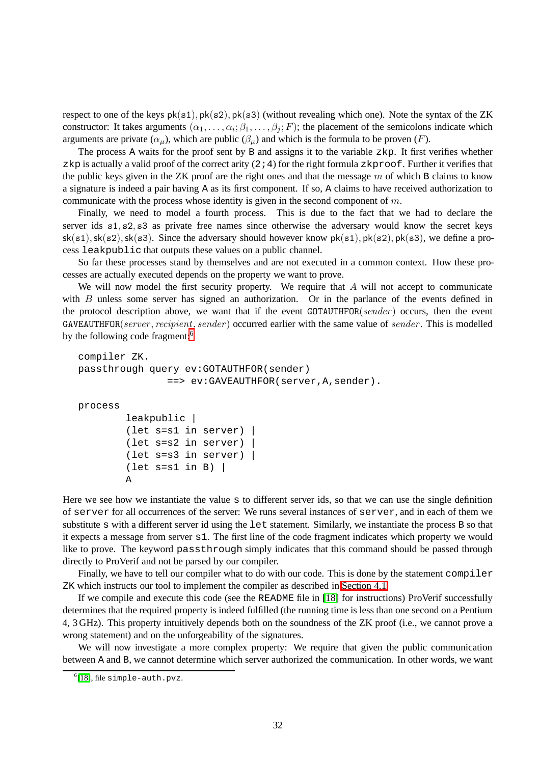respect to one of the keys pk(s1), pk(s2), pk(s3) (without revealing which one). Note the syntax of the ZK constructor: It takes arguments $(\alpha_1, \ldots, \alpha_i; \beta_1, \ldots, \beta_j; F)$; the placement of the semicolons indicate which arguments are private ($\alpha_\mu$), which are public ($\beta_\mu$) and which is the formula to be proven ($F$).

The process A waits for the proof sent by B and assigns it to the variable `zkp`. It first verifies whether `zkp` is actually a valid proof of the correct arity (`2;4`) for the right formula `zkproof`. Further it verifies that the public keys given in the ZK proof are the right ones and that the message $m$ of which B claims to know a signature is indeed a pair having A as its first component. If so, A claims to have received authorization to communicate with the process whose identity is given in the second component of $m$.

Finally, we need to model a fourth process. This is due to the fact that we had to declare the server ids s1, s2, s3 as private free names since otherwise the adversary would know the secret keys sk(s1), sk(s2), sk(s3). Since the adversary should however know pk(s1), pk(s2), pk(s3), we define a process `leakpublic` that outputs these values on a public channel.

So far these processes stand by themselves and are not executed in a common context. How these processes are actually executed depends on the property we want to prove.

We will now model the first security property. We require that $A$ will not accept to communicate with $B$ unless some server has signed an authorization. Or in the parlance of the events defined in the protocol description above, we want that if the event GOTAUTHFOR(*sender*) occurs, then the event GAVEAUTHFOR(*server*, *recipient*, *sender*) occurred earlier with the same value of *sender*. This is modelled by the following code fragment:[6]

```
compiler ZK.
passthrough query ev:GOTAUTHFOR(sender)
               ==> ev:GAVEAUTHFOR(server,A,sender).

process
        leakpublic |
        (let s=s1 in server) |
        (let s=s2 in server) |
        (let s=s3 in server) |
        (let s=s1 in B) |
        A
```

Here we see how we instantiate the value `s` to different server ids, so that we can use the single definition of `server` for all occurrences of the server: We runs several instances of `server`, and in each of them we substitute `s` with a different server id using the `let` statement. Similarly, we instantiate the process B so that it expects a message from server `s1`. The first line of the code fragment indicates which property we would like to prove. The keyword `passthrough` simply indicates that this command should be passed through directly to ProVerif and not be parsed by our compiler.

Finally, we have to tell our compiler what to do with our code. This is done by the statement `compiler ZK` which instructs our tool to implement the compiler as described in Section 4.1.

If we compile and execute this code (see the README file in [18] for instructions) ProVerif successfully determines that the required property is indeed fulfilled (the running time is less than one second on a Pentium 4, 3 GHz). This property intuitively depends both on the soundness of the ZK proof (i.e., we cannot prove a wrong statement) and on the unforgeability of the signatures.

We will now investigate a more complex property: We require that given the public communication between A and B, we cannot determine which server authorized the communication. In other words, we want

[6] [18], file `simple-auth.pvz`.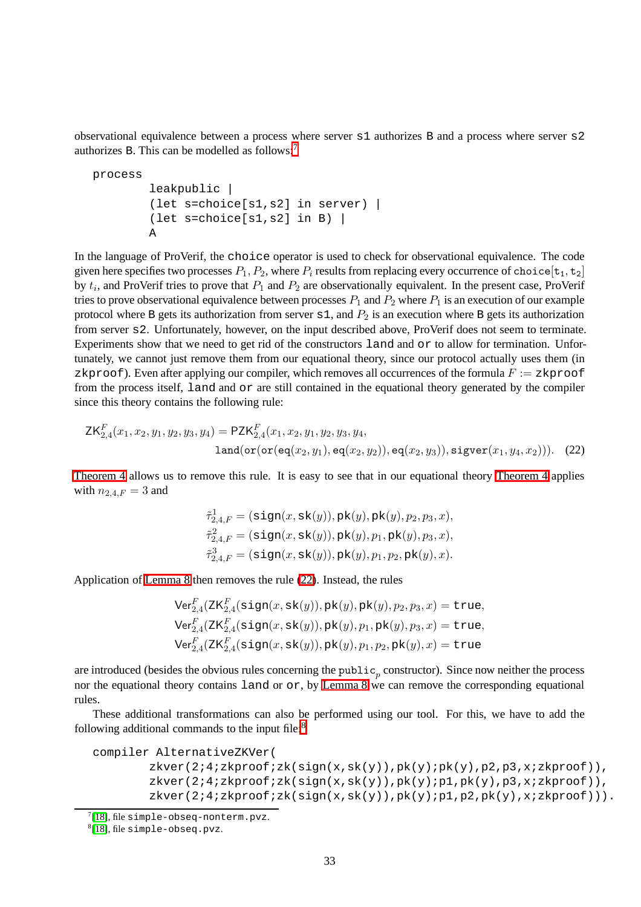observational equivalence between a process where server `s1` authorizes `B` and a process where server `s2` authorizes `B`. This can be modelled as follows:[7]

```
process
        leakpublic |
        (let s=choice[s1,s2] in server) |
        (let s=choice[s1,s2] in B) |
        A
```

In the language of ProVerif, the `choice` operator is used to check for observational equivalence. The code given here specifies two processes $P_1, P_2$, where $P_i$ results from replacing every occurrence of $\mathtt{choice}[\mathtt{t}_1, \mathtt{t}_2]$ by $t_i$, and ProVerif tries to prove that $P_1$ and $P_2$ are observationally equivalent. In the present case, ProVerif tries to prove observational equivalence between processes $P_1$ and $P_2$ where $P_1$ is an execution of our example protocol where `B` gets its authorization from server `s1`, and $P_2$ is an execution where `B` gets its authorization from server `s2`. Unfortunately, however, on the input described above, ProVerif does not seem to terminate. Experiments show that we need to get rid of the constructors `land` and `or` to allow for termination. Unfortunately, we cannot just remove them from our equational theory, since our protocol actually uses them (in `zkproof`). Even after applying our compiler, which removes all occurrences of the formula $F := \mathtt{zkproof}$ from the process itself, `land` and `or` are still contained in the equational theory generated by the compiler since this theory contains the following rule:

$$\mathsf{ZK}^F_{2,4}(x_1, x_2, y_1, y_2, y_3, y_4) = \mathsf{PZK}^F_{2,4}(x_1, x_2, y_1, y_2, y_3, y_4, \\ \mathtt{land}(\mathtt{or}(\mathtt{or}(\mathtt{eq}(x_2, y_1), \mathtt{eq}(x_2, y_2)), \mathtt{eq}(x_2, y_3)), \mathtt{sigver}(x_1, y_4, x_2))). \quad (22)$$

Theorem 4 allows us to remove this rule. It is easy to see that in our equational theory Theorem 4 applies with $n_{2,4,F} = 3$ and

$$\tilde{\tau}^1_{2,4,F} = (\mathsf{sign}(x, \mathsf{sk}(y)), \mathsf{pk}(y), \mathsf{pk}(y), p_2, p_3, x),$$
$$\tilde{\tau}^2_{2,4,F} = (\mathsf{sign}(x, \mathsf{sk}(y)), \mathsf{pk}(y), p_1, \mathsf{pk}(y), p_3, x),$$
$$\tilde{\tau}^3_{2,4,F} = (\mathsf{sign}(x, \mathsf{sk}(y)), \mathsf{pk}(y), p_1, p_2, \mathsf{pk}(y), x).$$

Application of Lemma 8 then removes the rule (22). Instead, the rules

$$\mathsf{Ver}^F_{2,4}(\mathsf{ZK}^F_{2,4}(\mathsf{sign}(x, \mathsf{sk}(y)), \mathsf{pk}(y), \mathsf{pk}(y), p_2, p_3, x) = \mathtt{true},$$
$$\mathsf{Ver}^F_{2,4}(\mathsf{ZK}^F_{2,4}(\mathsf{sign}(x, \mathsf{sk}(y)), \mathsf{pk}(y), p_1, \mathsf{pk}(y), p_3, x) = \mathtt{true},$$
$$\mathsf{Ver}^F_{2,4}(\mathsf{ZK}^F_{2,4}(\mathsf{sign}(x, \mathsf{sk}(y)), \mathsf{pk}(y), p_1, p_2, \mathsf{pk}(y), x) = \mathtt{true}$$

are introduced (besides the obvious rules concerning the $\mathtt{public}_p$ constructor). Since now neither the process nor the equational theory contains `land` or `or`, by Lemma 8 we can remove the corresponding equational rules.

These additional transformations can also be performed using our tool. For this, we have to add the following additional commands to the input file:[8]

```
compiler AlternativeZKVer(
        zkver(2;4;zkproof;zk(sign(x,sk(y)),pk(y);pk(y),p2,p3,x;zkproof)),
        zkver(2;4;zkproof;zk(sign(x,sk(y)),pk(y);p1,pk(y),p3,x;zkproof)),
        zkver(2;4;zkproof;zk(sign(x,sk(y)),pk(y);p1,p2,pk(y),x;zkproof))).
```

[7] [18], file `simple-obseq-nonterm.pvz`.

[8] [18], file `simple-obseq.pvz`.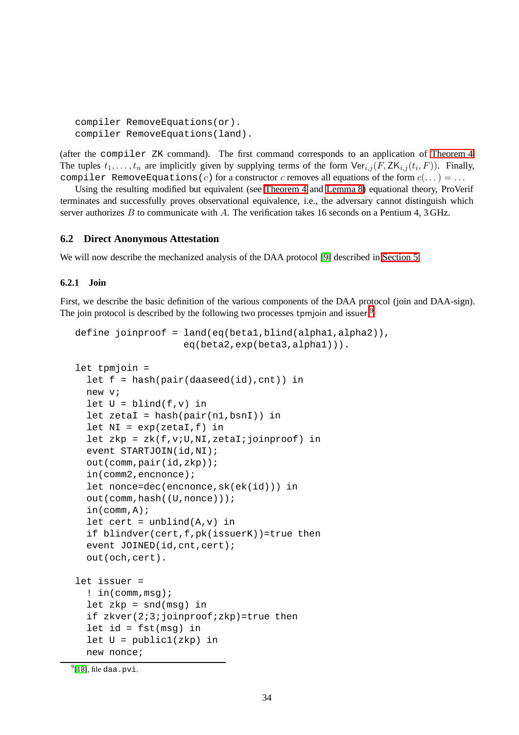```
compiler RemoveEquations(or).
compiler RemoveEquations(land).
```

(after the `compiler ZK` command). The first command corresponds to an application of Theorem 4. The tuples $t_1, \ldots, t_n$ are implicitly given by supplying terms of the form $\mathsf{Ver}_{i,j}(F, \mathsf{ZK}_{i,j}(t_i, F))$. Finally, `compiler RemoveEquations(`$c$`)` for a constructor $c$ removes all equations of the form $c(\ldots) = \ldots$

Using the resulting modified but equivalent (see Theorem 4 and Lemma 8) equational theory, ProVerif terminates and successfully proves observational equivalence, i.e., the adversary cannot distinguish which server authorizes $B$ to communicate with $A$. The verification takes 16 seconds on a Pentium 4, 3 GHz.

### 6.2 Direct Anonymous Attestation

We will now describe the mechanized analysis of the DAA protocol [9] described in Section 5.

#### 6.2.1 Join

First, we describe the basic definition of the various components of the DAA protocol (join and DAA-sign). The join protocol is described by the following two processes tpmjoin and issuer.[9]

```
define joinproof = land(eq(beta1,blind(alpha1,alpha2)),
                        eq(beta2,exp(beta3,alpha1))).

let tpmjoin =
  let f = hash(pair(daaseed(id),cnt)) in
  new v;
  let U = blind(f,v) in
  let zetaI = hash(pair(n1,bsnI)) in
  let NI = exp(zetaI,f) in
  let zkp = zk(f,v;U,NI,zetaI;joinproof) in
  event STARTJOIN(id,NI);
  out(comm,pair(id,zkp));
  in(comm2,encnonce);
  let nonce=dec(encnonce,sk(ek(id))) in
  out(comm,hash((U,nonce)));
  in(comm,A);
  let cert = unblind(A,v) in
  if blindver(cert,f,pk(issuerK))=true then
  event JOINED(id,cnt,cert);
  out(och,cert).

let issuer =
  ! in(comm,msg);
  let zkp = snd(msg) in
  if zkver(2;3;joinproof;zkp)=true then
  let id = fst(msg) in
  let U = public1(zkp) in
  new nonce;
```

[9] [18], file `daa.pvi`.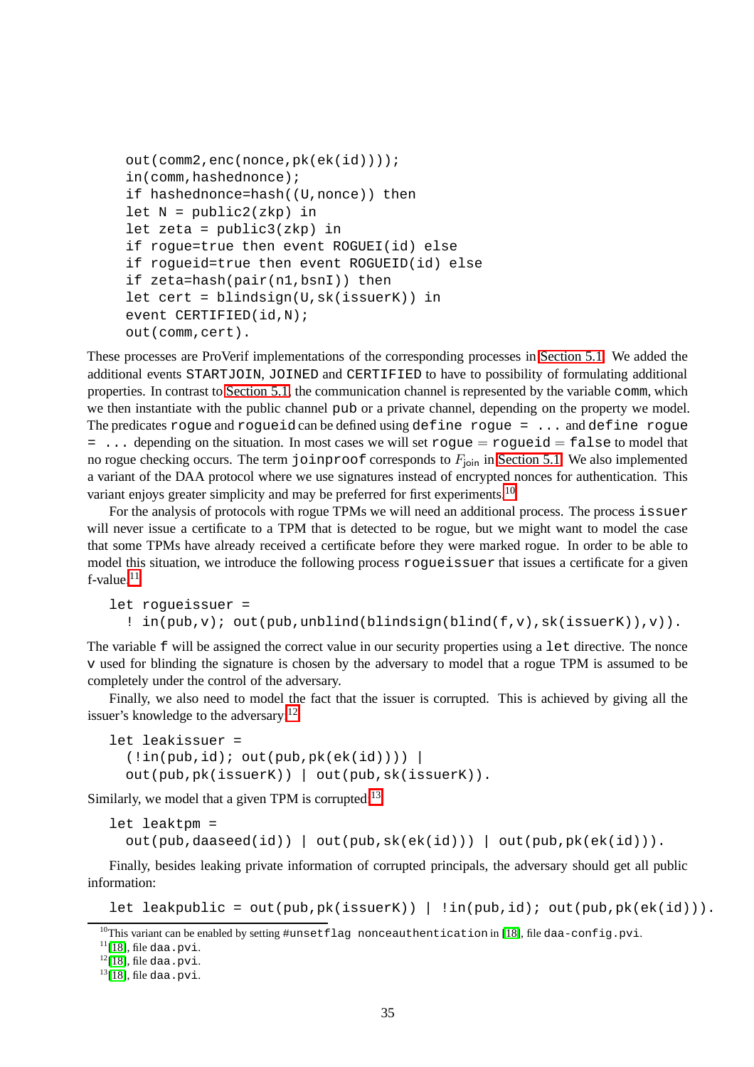```
out(comm2,enc(nonce,pk(ek(id))));
in(comm,hashednonce);
if hashednonce=hash((U,nonce)) then
let N = public2(zkp) in
let zeta = public3(zkp) in
if rogue=true then event ROGUEI(id) else
if rogueid=true then event ROGUEID(id) else
if zeta=hash(pair(n1,bsnI)) then
let cert = blindsign(U,sk(issuerK)) in
event CERTIFIED(id,N);
out(comm,cert).
```

These processes are ProVerif implementations of the corresponding processes in Section 5.1. We added the additional events `STARTJOIN`, `JOINED` and `CERTIFIED` to have to possibility of formulating additional properties. In contrast to Section 5.1, the communication channel is represented by the variable `comm`, which we then instantiate with the public channel `pub` or a private channel, depending on the property we model. The predicates `rogue` and `rogueid` can be defined using `define rogue = ...` and `define rogue = ...` depending on the situation. In most cases we will set `rogue` $=$ `rogueid` $=$ `false` to model that no rogue checking occurs. The term `joinproof` corresponds to $F_{\mathsf{join}}$ in Section 5.1. We also implemented a variant of the DAA protocol where we use signatures instead of encrypted nonces for authentication. This variant enjoys greater simplicity and may be preferred for first experiments.[10]

For the analysis of protocols with rogue TPMs we will need an additional process. The process `issuer` will never issue a certificate to a TPM that is detected to be rogue, but we might want to model the case that some TPMs have already received a certificate before they were marked rogue. In order to be able to model this situation, we introduce the following process `rogueissuer` that issues a certificate for a given f-value.[11]

```
let rogueissuer =
  ! in(pub,v); out(pub,unblind(blindsign(blind(f,v),sk(issuerK)),v)).
```

The variable `f` will be assigned the correct value in our security properties using a `let` directive. The nonce `v` used for blinding the signature is chosen by the adversary to model that a rogue TPM is assumed to be completely under the control of the adversary.

Finally, we also need to model the fact that the issuer is corrupted. This is achieved by giving all the issuer's knowledge to the adversary.[12]

```
let leakissuer =
  (!in(pub,id); out(pub,pk(ek(id)))) |
  out(pub,pk(issuerK)) | out(pub,sk(issuerK)).
```

Similarly, we model that a given TPM is corrupted.[13]

```
let leaktpm =
  out(pub,daaseed(id)) | out(pub,sk(ek(id))) | out(pub,pk(ek(id))).
```

Finally, besides leaking private information of corrupted principals, the adversary should get all public information:

```
let leakpublic = out(pub,pk(issuerK)) | !in(pub,id); out(pub,pk(ek(id))).
```

---

[10] This variant can be enabled by setting `#unsetflag nonceauthentication` in [18], file `daa-config.pvi`.

[11] [18], file `daa.pvi`.

[12] [18], file `daa.pvi`.

[13] [18], file `daa.pvi`.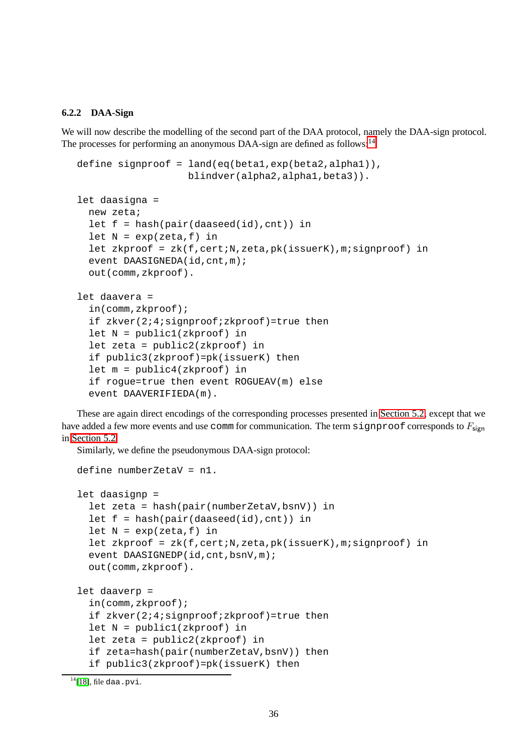### 6.2.2 DAA-Sign

We will now describe the modelling of the second part of the DAA protocol, namely the DAA-sign protocol. The processes for performing an anonymous DAA-sign are defined as follows:[14]

```
define signproof = land(eq(beta1,exp(beta2,alpha1)),
                   blindver(alpha2,alpha1,beta3)).

let daasigna =
  new zeta;
  let f = hash(pair(daaseed(id),cnt)) in
  let N = exp(zeta,f) in
  let zkproof = zk(f,cert;N,zeta,pk(issuerK),m;signproof) in
  event DAASIGNEDA(id,cnt,m);
  out(comm,zkproof).

let daavera =
  in(comm,zkproof);
  if zkver(2;4;signproof;zkproof)=true then
  let N = public1(zkproof) in
  let zeta = public2(zkproof) in
  if public3(zkproof)=pk(issuerK) then
  let m = public4(zkproof) in
  if rogue=true then event ROGUEAV(m) else
  event DAAVERIFIEDA(m).
```

These are again direct encodings of the corresponding processes presented in Section 5.2, except that we have added a few more events and use `comm` for communication. The term `signproof` corresponds to $F_{\mathsf{sign}}$ in Section 5.2.

Similarly, we define the pseudonymous DAA-sign protocol:

```
define numberZetaV = n1.

let daasignp =
  let zeta = hash(pair(numberZetaV,bsnV)) in
  let f = hash(pair(daaseed(id),cnt)) in
  let N = exp(zeta,f) in
  let zkproof = zk(f,cert;N,zeta,pk(issuerK),m;signproof) in
  event DAASIGNEDP(id,cnt,bsnV,m);
  out(comm,zkproof).

let daaverp =
  in(comm,zkproof);
  if zkver(2;4;signproof;zkproof)=true then
  let N = public1(zkproof) in
  let zeta = public2(zkproof) in
  if zeta=hash(pair(numberZetaV,bsnV)) then
  if public3(zkproof)=pk(issuerK) then
```

[14] [18], file `daa.pvi`.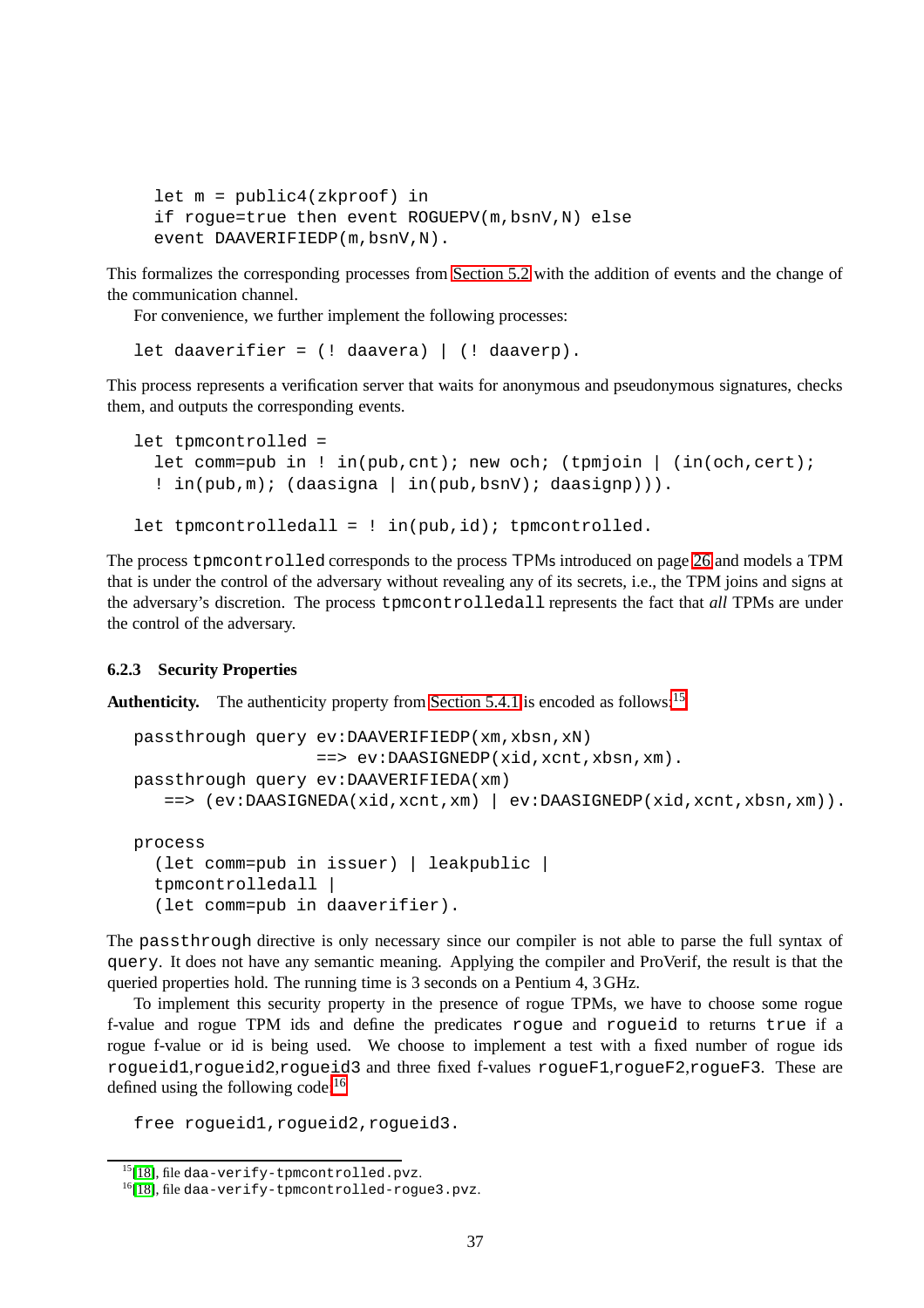```
  let m = public4(zkproof) in
  if rogue=true then event ROGUEPV(m,bsnV,N) else
  event DAAVERIFIEDP(m,bsnV,N).
```

This formalizes the corresponding processes from Section 5.2 with the addition of events and the change of the communication channel.

For convenience, we further implement the following processes:

```
let daaverifier = (! daavera) | (! daaverp).
```

This process represents a verification server that waits for anonymous and pseudonymous signatures, checks them, and outputs the corresponding events.

```
let tpmcontrolled =
  let comm=pub in ! in(pub,cnt); new och; (tpmjoin | (in(och,cert);
  ! in(pub,m); (daasigna | in(pub,bsnV); daasignp))).

let tpmcontrolledall = ! in(pub,id); tpmcontrolled.
```

The process `tpmcontrolled` corresponds to the process TPMs introduced on page 26 and models a TPM that is under the control of the adversary without revealing any of its secrets, i.e., the TPM joins and signs at the adversary's discretion. The process `tpmcontrolledall` represents the fact that *all* TPMs are under the control of the adversary.

### 6.2.3 Security Properties

**Authenticity.** The authenticity property from Section 5.4.1 is encoded as follows:[15]

```
passthrough query ev:DAAVERIFIEDP(xm,xbsn,xN)
                  ==> ev:DAASIGNEDP(xid,xcnt,xbsn,xm).
passthrough query ev:DAAVERIFIEDA(xm)
   ==> (ev:DAASIGNEDA(xid,xcnt,xm) | ev:DAASIGNEDP(xid,xcnt,xbsn,xm)).

process
  (let comm=pub in issuer) | leakpublic |
  tpmcontrolledall |
  (let comm=pub in daaverifier).
```

The `passthrough` directive is only necessary since our compiler is not able to parse the full syntax of `query`. It does not have any semantic meaning. Applying the compiler and ProVerif, the result is that the queried properties hold. The running time is 3 seconds on a Pentium 4, 3 GHz.

To implement this security property in the presence of rogue TPMs, we have to choose some rogue f-value and rogue TPM ids and define the predicates `rogue` and `rogueid` to returns `true` if a rogue f-value or id is being used. We choose to implement a test with a fixed number of rogue ids `rogueid1`,`rogueid2`,`rogueid3` and three fixed f-values `rogueF1`,`rogueF2`,`rogueF3`. These are defined using the following code:[16]

```
free rogueid1,rogueid2,rogueid3.
```

[15] [18], file `daa-verify-tpmcontrolled.pvz`.

[16] [18], file `daa-verify-tpmcontrolled-rogue3.pvz`.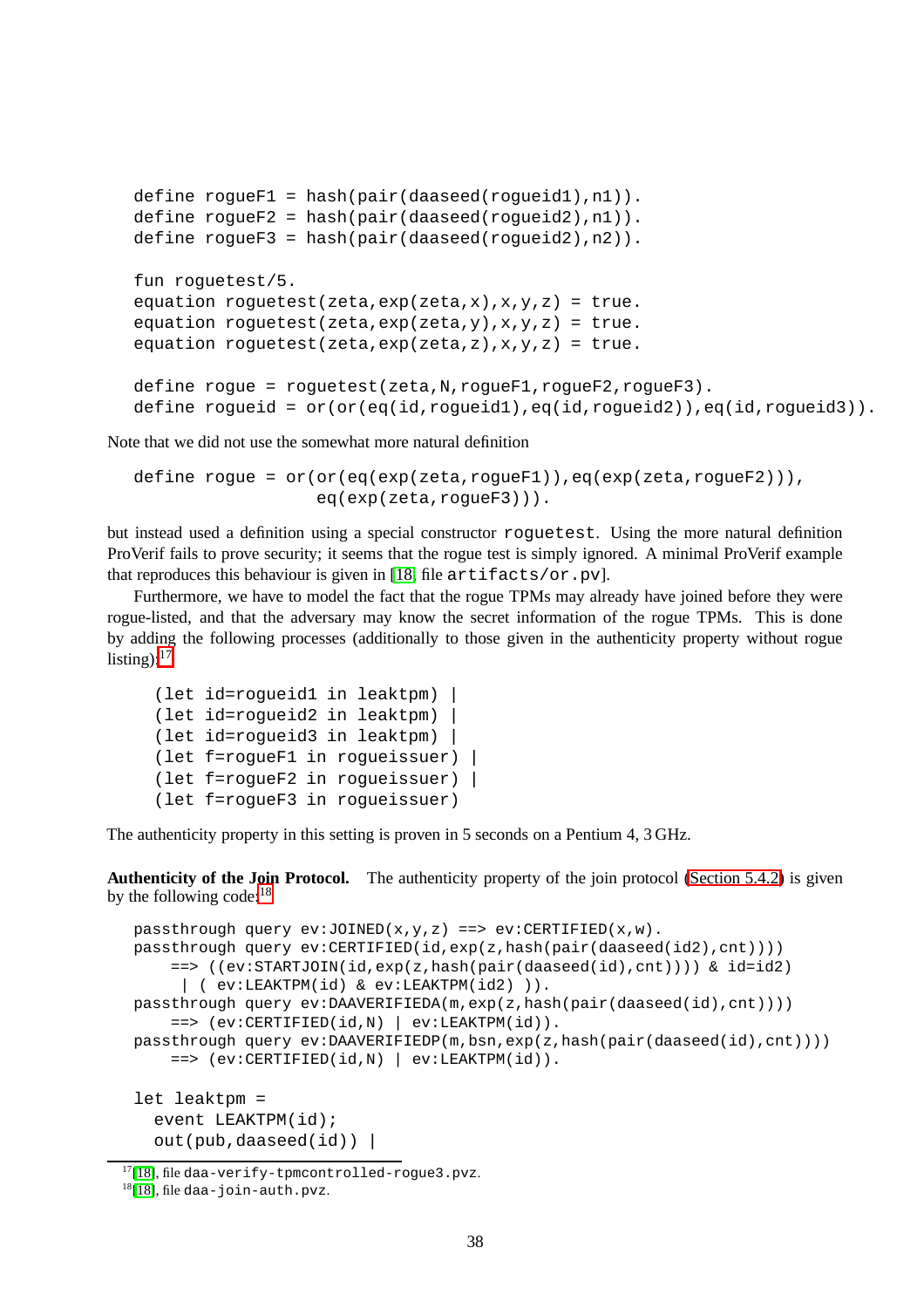```
define rogueF1 = hash(pair(daaseed(rogueid1),n1)).
define rogueF2 = hash(pair(daaseed(rogueid2),n1)).
define rogueF3 = hash(pair(daaseed(rogueid2),n2)).

fun roguetest/5.
equation roguetest(zeta,exp(zeta,x),x,y,z) = true.
equation roguetest(zeta,exp(zeta,y),x,y,z) = true.
equation roguetest(zeta,exp(zeta,z),x,y,z) = true.

define rogue = roguetest(zeta,N,rogueF1,rogueF2,rogueF3).
define rogueid = or(or(eq(id,rogueid1),eq(id,rogueid2)),eq(id,rogueid3)).
```

Note that we did not use the somewhat more natural definition

```
define rogue = or(or(eq(exp(zeta,rogueF1)),eq(exp(zeta,rogueF2))),
                  eq(exp(zeta,rogueF3))).
```

but instead used a definition using a special constructor `roguetest`. Using the more natural definition ProVerif fails to prove security; it seems that the rogue test is simply ignored. A minimal ProVerif example that reproduces this behaviour is given in [18, file `artifacts/or.pv`].

Furthermore, we have to model the fact that the rogue TPMs may already have joined before they were rogue-listed, and that the adversary may know the secret information of the rogue TPMs. This is done by adding the following processes (additionally to those given in the authenticity property without rogue listing):[17]

```
  (let id=rogueid1 in leaktpm) |
  (let id=rogueid2 in leaktpm) |
  (let id=rogueid3 in leaktpm) |
  (let f=rogueF1 in rogueissuer) |
  (let f=rogueF2 in rogueissuer) |
  (let f=rogueF3 in rogueissuer)
```

The authenticity property in this setting is proven in 5 seconds on a Pentium 4, 3 GHz.

**Authenticity of the Join Protocol.** The authenticity property of the join protocol (Section 5.4.2) is given by the following code:[18]

```
passthrough query ev:JOINED(x,y,z) ==> ev:CERTIFIED(x,w).
passthrough query ev:CERTIFIED(id,exp(z,hash(pair(daaseed(id2),cnt))))
    ==> ((ev:STARTJOIN(id,exp(z,hash(pair(daaseed(id),cnt)))) & id=id2)
     | ( ev:LEAKTPM(id) & ev:LEAKTPM(id2) )).
passthrough query ev:DAAVERIFIEDA(m,exp(z,hash(pair(daaseed(id),cnt))))
    ==> (ev:CERTIFIED(id,N) | ev:LEAKTPM(id)).
passthrough query ev:DAAVERIFIEDP(m,bsn,exp(z,hash(pair(daaseed(id),cnt))))
    ==> (ev:CERTIFIED(id,N) | ev:LEAKTPM(id)).

let leaktpm =
  event LEAKTPM(id);
  out(pub,daaseed(id)) |
```

[17] [18], file `daa-verify-tpmcontrolled-rogue3.pvz`.

[18] [18], file `daa-join-auth.pvz`.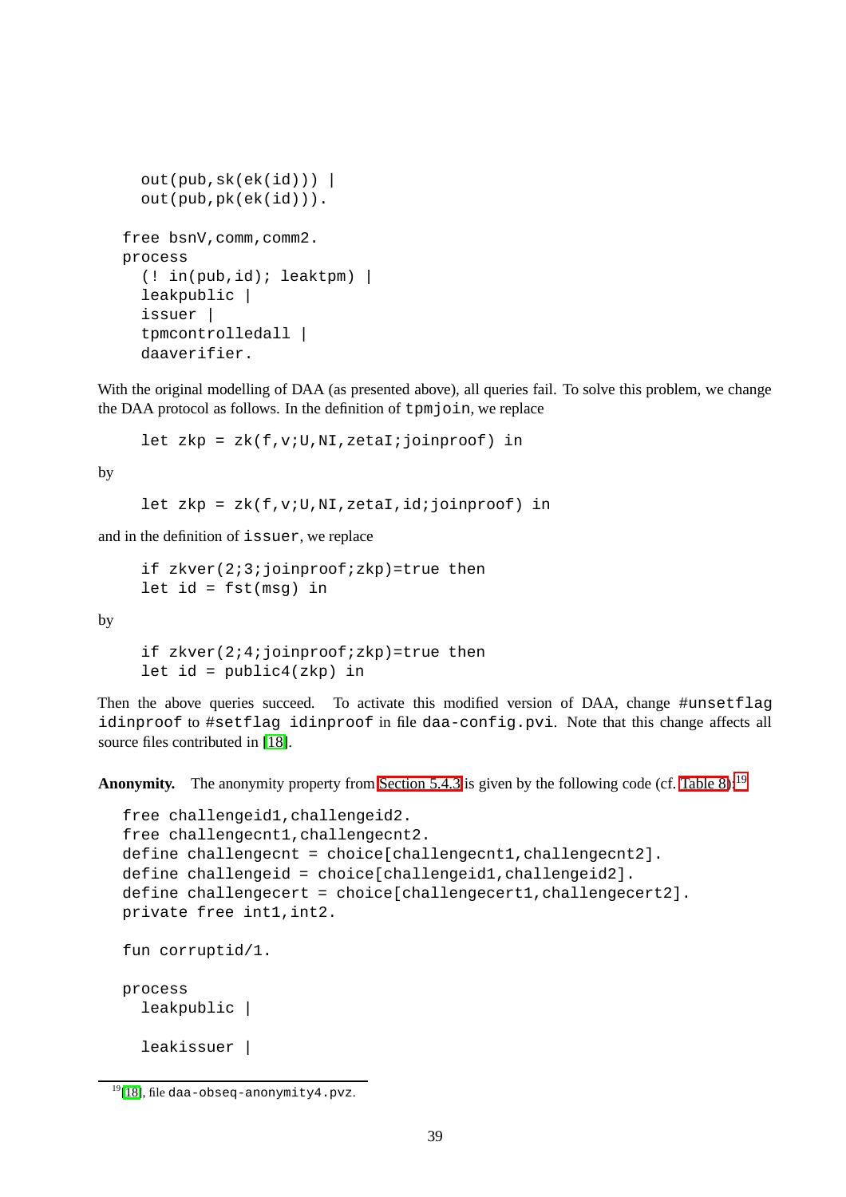```
    out(pub,sk(ek(id))) |
    out(pub,pk(ek(id))).

  free bsnV,comm,comm2.
  process
    (! in(pub,id); leaktpm) |
    leakpublic |
    issuer |
    tpmcontrolledall |
    daaverifier.
```

With the original modelling of DAA (as presented above), all queries fail. To solve this problem, we change the DAA protocol as follows. In the definition of `tpmjoin`, we replace

```
let zkp = zk(f,v;U,NI,zetaI;joinproof) in
```

by

```
let zkp = zk(f,v;U,NI,zetaI,id;joinproof) in
```

and in the definition of `issuer`, we replace

```
if zkver(2;3;joinproof;zkp)=true then
let id = fst(msg) in
```

by

```
if zkver(2;4;joinproof;zkp)=true then
let id = public4(zkp) in
```

Then the above queries succeed. To activate this modified version of DAA, change `#unsetflag idinproof` to `#setflag idinproof` in file `daa-config.pvi`. Note that this change affects all source files contributed in [18].

**Anonymity.** The anonymity property from Section 5.4.3 is given by the following code (cf. Table 8):[19]

```
  free challengeid1,challengeid2.
  free challengecnt1,challengecnt2.
  define challengecnt = choice[challengecnt1,challengecnt2].
  define challengeid = choice[challengeid1,challengeid2].
  define challengecert = choice[challengecert1,challengecert2].
  private free int1,int2.

  fun corruptid/1.

  process
    leakpublic |

    leakissuer |
```

[19] [18], file `daa-obseq-anonymity4.pvz`.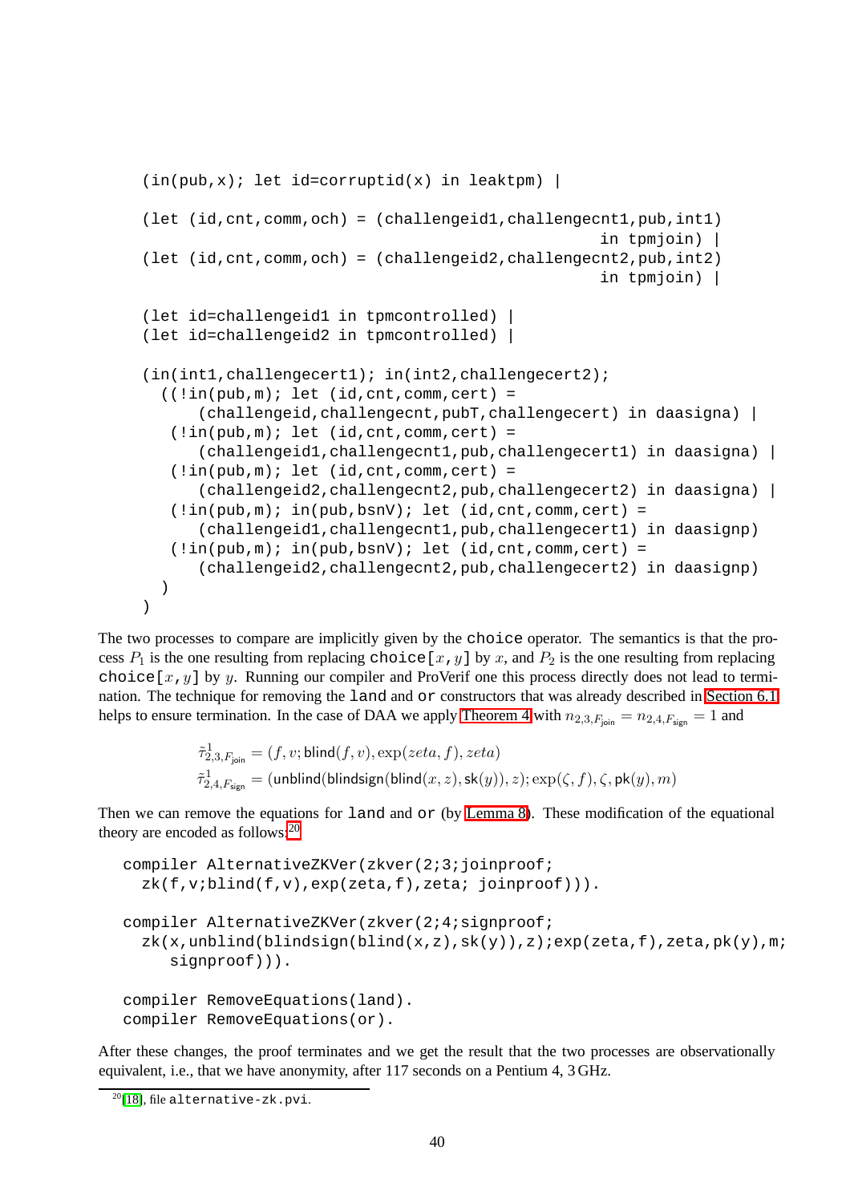```
(in(pub,x); let id=corruptid(x) in leaktpm) |

(let (id,cnt,comm,och) = (challengeid1,challengecnt1,pub,int1)
                                                     in tpmjoin) |
(let (id,cnt,comm,och) = (challengeid2,challengecnt2,pub,int2)
                                                     in tpmjoin) |

(let id=challengeid1 in tpmcontrolled) |
(let id=challengeid2 in tpmcontrolled) |

(in(int1,challengecert1); in(int2,challengecert2);
  ((!in(pub,m); let (id,cnt,comm,cert) =
      (challengeid,challengecnt,pubT,challengecert) in daasigna) |
   (!in(pub,m); let (id,cnt,comm,cert) =
      (challengeid1,challengecnt1,pub,challengecert1) in daasigna) |
   (!in(pub,m); let (id,cnt,comm,cert) =
      (challengeid2,challengecnt2,pub,challengecert2) in daasigna) |
   (!in(pub,m); in(pub,bsnV); let (id,cnt,comm,cert) =
      (challengeid1,challengecnt1,pub,challengecert1) in daasignp)
   (!in(pub,m); in(pub,bsnV); let (id,cnt,comm,cert) =
      (challengeid2,challengecnt2,pub,challengecert2) in daasignp)
  )
)
```

The two processes to compare are implicitly given by the `choice` operator. The semantics is that the process $P_1$ is the one resulting from replacing `choice[`$x$`,`$y$`]` by $x$, and $P_2$ is the one resulting from replacing `choice[`$x$`,`$y$`]` by $y$. Running our compiler and ProVerif one this process directly does not lead to termination. The technique for removing the `land` and `or` constructors that was already described in Section 6.1 helps to ensure termination. In the case of DAA we apply Theorem 4 with $n_{2,3,F_{\mathsf{join}}} = n_{2,4,F_{\mathsf{sign}}} = 1$ and

$$\tilde{\tau}^1_{2,3,F_{\mathsf{join}}} = (f, v; \mathsf{blind}(f, v), \exp(zeta, f), zeta)$$
$$\tilde{\tau}^1_{2,4,F_{\mathsf{sign}}} = (\mathsf{unblind}(\mathsf{blindsign}(\mathsf{blind}(x, z), \mathsf{sk}(y)), z); \exp(\zeta, f), \zeta, \mathsf{pk}(y), m)$$

Then we can remove the equations for `land` and `or` (by Lemma 8). These modification of the equational theory are encoded as follows:[20]

```
compiler AlternativeZKVer(zkver(2;3;joinproof;
  zk(f,v;blind(f,v),exp(zeta,f),zeta; joinproof))).

compiler AlternativeZKVer(zkver(2;4;signproof;
  zk(x,unblind(blindsign(blind(x,z),sk(y)),z);exp(zeta,f),zeta,pk(y),m;
     signproof))).

compiler RemoveEquations(land).
compiler RemoveEquations(or).
```

After these changes, the proof terminates and we get the result that the two processes are observationally equivalent, i.e., that we have anonymity, after 117 seconds on a Pentium 4, 3 GHz.

[20] [18], file `alternative-zk.pvi`.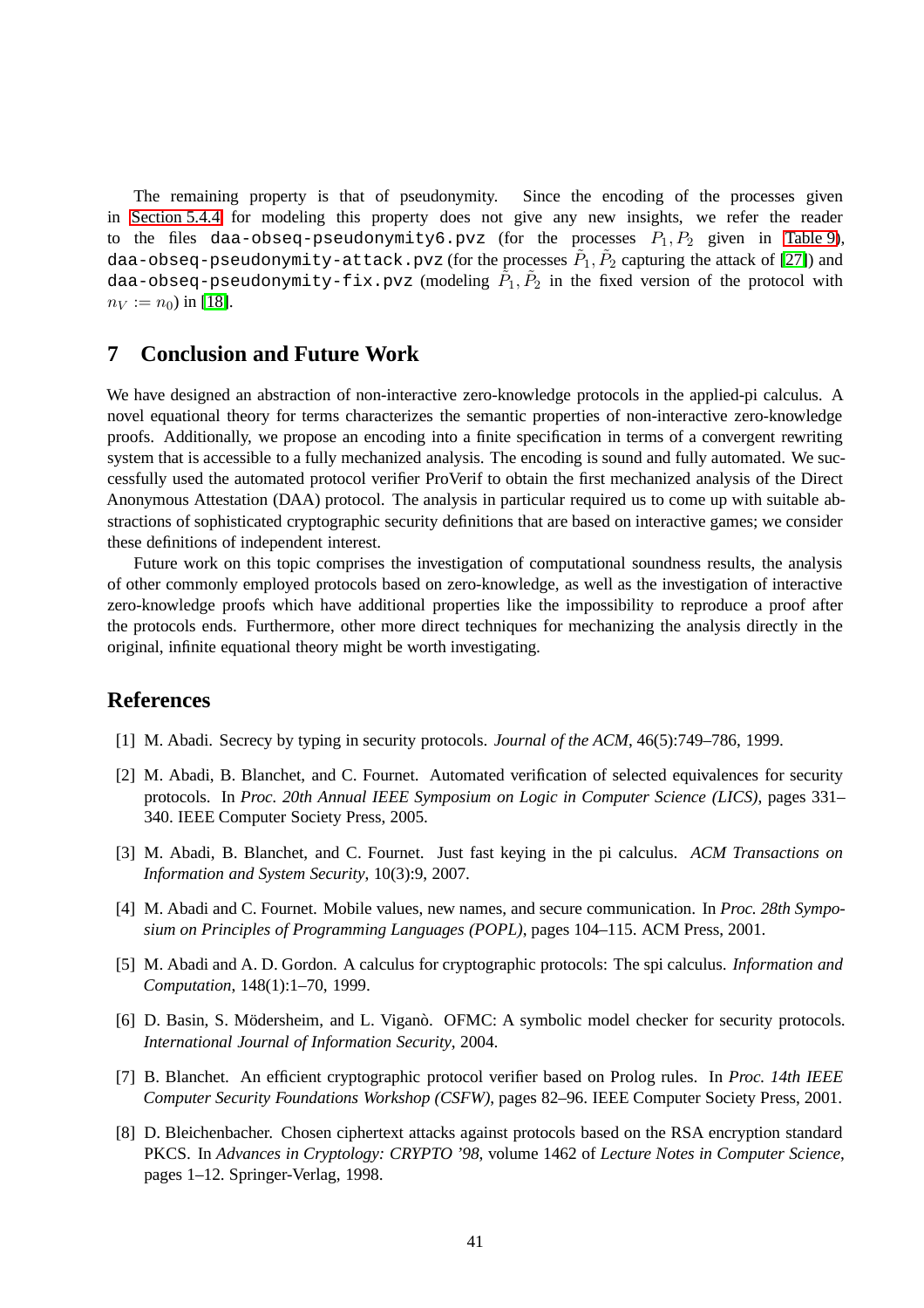The remaining property is that of pseudonymity. Since the encoding of the processes given in Section 5.4.4 for modeling this property does not give any new insights, we refer the reader to the files `daa-obseq-pseudonymity6.pvz` (for the processes $P_1, P_2$ given in Table 9), `daa-obseq-pseudonymity-attack.pvz` (for the processes $\tilde{P}_1, \tilde{P}_2$ capturing the attack of [27]) and `daa-obseq-pseudonymity-fix.pvz` (modeling $\tilde{P}_1, \tilde{P}_2$ in the fixed version of the protocol with $n_V := n_0$) in [18].

## 7 Conclusion and Future Work

We have designed an abstraction of non-interactive zero-knowledge protocols in the applied-pi calculus. A novel equational theory for terms characterizes the semantic properties of non-interactive zero-knowledge proofs. Additionally, we propose an encoding into a finite specification in terms of a convergent rewriting system that is accessible to a fully mechanized analysis. The encoding is sound and fully automated. We successfully used the automated protocol verifier ProVerif to obtain the first mechanized analysis of the Direct Anonymous Attestation (DAA) protocol. The analysis in particular required us to come up with suitable abstractions of sophisticated cryptographic security definitions that are based on interactive games; we consider these definitions of independent interest.

Future work on this topic comprises the investigation of computational soundness results, the analysis of other commonly employed protocols based on zero-knowledge, as well as the investigation of interactive zero-knowledge proofs which have additional properties like the impossibility to reproduce a proof after the protocols ends. Furthermore, other more direct techniques for mechanizing the analysis directly in the original, infinite equational theory might be worth investigating.

## References

[1] M. Abadi. Secrecy by typing in security protocols. *Journal of the ACM*, 46(5):749–786, 1999.

[2] M. Abadi, B. Blanchet, and C. Fournet. Automated verification of selected equivalences for security protocols. In *Proc. 20th Annual IEEE Symposium on Logic in Computer Science (LICS)*, pages 331–340. IEEE Computer Society Press, 2005.

[3] M. Abadi, B. Blanchet, and C. Fournet. Just fast keying in the pi calculus. *ACM Transactions on Information and System Security*, 10(3):9, 2007.

[4] M. Abadi and C. Fournet. Mobile values, new names, and secure communication. In *Proc. 28th Symposium on Principles of Programming Languages (POPL)*, pages 104–115. ACM Press, 2001.

[5] M. Abadi and A. D. Gordon. A calculus for cryptographic protocols: The spi calculus. *Information and Computation*, 148(1):1–70, 1999.

[6] D. Basin, S. Mödersheim, and L. Viganò. OFMC: A symbolic model checker for security protocols. *International Journal of Information Security*, 2004.

[7] B. Blanchet. An efficient cryptographic protocol verifier based on Prolog rules. In *Proc. 14th IEEE Computer Security Foundations Workshop (CSFW)*, pages 82–96. IEEE Computer Society Press, 2001.

[8] D. Bleichenbacher. Chosen ciphertext attacks against protocols based on the RSA encryption standard PKCS. In *Advances in Cryptology: CRYPTO '98*, volume 1462 of *Lecture Notes in Computer Science*, pages 1–12. Springer-Verlag, 1998.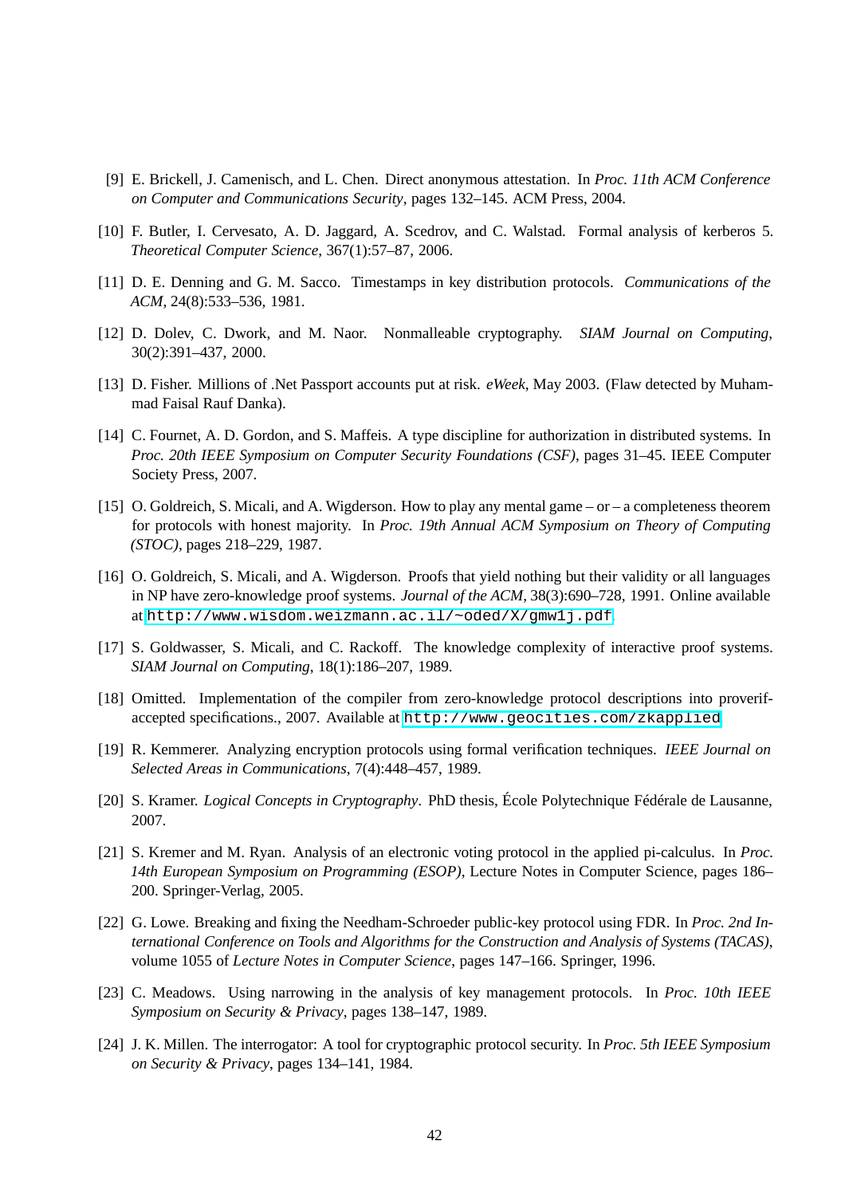[9] E. Brickell, J. Camenisch, and L. Chen. Direct anonymous attestation. In *Proc. 11th ACM Conference on Computer and Communications Security*, pages 132–145. ACM Press, 2004.

[10] F. Butler, I. Cervesato, A. D. Jaggard, A. Scedrov, and C. Walstad. Formal analysis of kerberos 5. *Theoretical Computer Science*, 367(1):57–87, 2006.

[11] D. E. Denning and G. M. Sacco. Timestamps in key distribution protocols. *Communications of the ACM*, 24(8):533–536, 1981.

[12] D. Dolev, C. Dwork, and M. Naor. Nonmalleable cryptography. *SIAM Journal on Computing*, 30(2):391–437, 2000.

[13] D. Fisher. Millions of .Net Passport accounts put at risk. *eWeek*, May 2003. (Flaw detected by Muhammad Faisal Rauf Danka).

[14] C. Fournet, A. D. Gordon, and S. Maffeis. A type discipline for authorization in distributed systems. In *Proc. 20th IEEE Symposium on Computer Security Foundations (CSF)*, pages 31–45. IEEE Computer Society Press, 2007.

[15] O. Goldreich, S. Micali, and A. Wigderson. How to play any mental game – or – a completeness theorem for protocols with honest majority. In *Proc. 19th Annual ACM Symposium on Theory of Computing (STOC)*, pages 218–229, 1987.

[16] O. Goldreich, S. Micali, and A. Wigderson. Proofs that yield nothing but their validity or all languages in NP have zero-knowledge proof systems. *Journal of the ACM*, 38(3):690–728, 1991. Online available at http://www.wisdom.weizmann.ac.il/~oded/X/gmw1j.pdf.

[17] S. Goldwasser, S. Micali, and C. Rackoff. The knowledge complexity of interactive proof systems. *SIAM Journal on Computing*, 18(1):186–207, 1989.

[18] Omitted. Implementation of the compiler from zero-knowledge protocol descriptions into proverif-accepted specifications., 2007. Available at http://www.geocities.com/zkapplied.

[19] R. Kemmerer. Analyzing encryption protocols using formal verification techniques. *IEEE Journal on Selected Areas in Communications*, 7(4):448–457, 1989.

[20] S. Kramer. *Logical Concepts in Cryptography*. PhD thesis, École Polytechnique Fédérale de Lausanne, 2007.

[21] S. Kremer and M. Ryan. Analysis of an electronic voting protocol in the applied pi-calculus. In *Proc. 14th European Symposium on Programming (ESOP)*, Lecture Notes in Computer Science, pages 186–200. Springer-Verlag, 2005.

[22] G. Lowe. Breaking and fixing the Needham-Schroeder public-key protocol using FDR. In *Proc. 2nd International Conference on Tools and Algorithms for the Construction and Analysis of Systems (TACAS)*, volume 1055 of *Lecture Notes in Computer Science*, pages 147–166. Springer, 1996.

[23] C. Meadows. Using narrowing in the analysis of key management protocols. In *Proc. 10th IEEE Symposium on Security & Privacy*, pages 138–147, 1989.

[24] J. K. Millen. The interrogator: A tool for cryptographic protocol security. In *Proc. 5th IEEE Symposium on Security & Privacy*, pages 134–141, 1984.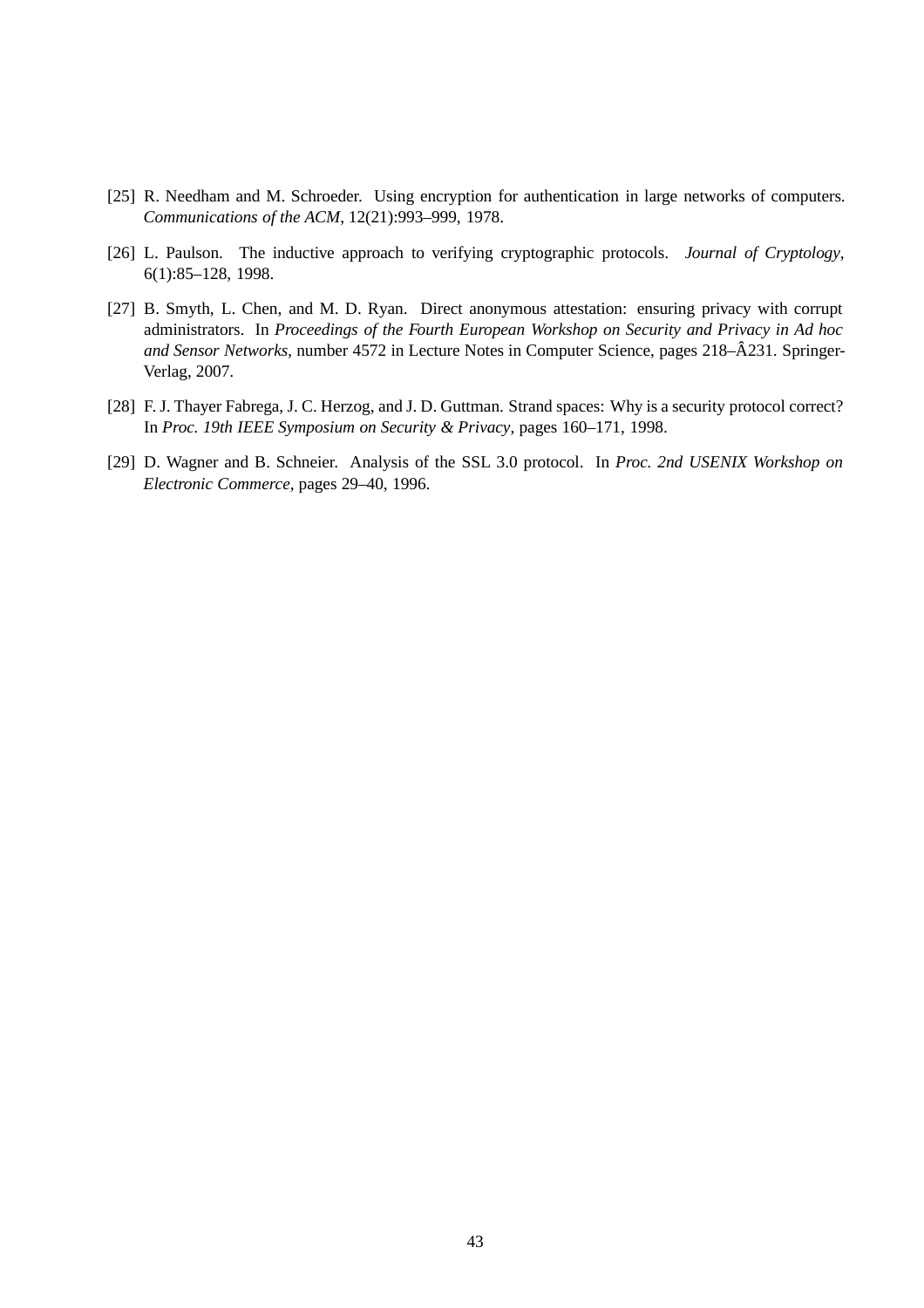[25] R. Needham and M. Schroeder. Using encryption for authentication in large networks of computers. *Communications of the ACM*, 12(21):993–999, 1978.

[26] L. Paulson. The inductive approach to verifying cryptographic protocols. *Journal of Cryptology*, 6(1):85–128, 1998.

[27] B. Smyth, L. Chen, and M. D. Ryan. Direct anonymous attestation: ensuring privacy with corrupt administrators. In *Proceedings of the Fourth European Workshop on Security and Privacy in Ad hoc and Sensor Networks*, number 4572 in Lecture Notes in Computer Science, pages 218–Â231. Springer-Verlag, 2007.

[28] F. J. Thayer Fabrega, J. C. Herzog, and J. D. Guttman. Strand spaces: Why is a security protocol correct? In *Proc. 19th IEEE Symposium on Security & Privacy*, pages 160–171, 1998.

[29] D. Wagner and B. Schneier. Analysis of the SSL 3.0 protocol. In *Proc. 2nd USENIX Workshop on Electronic Commerce*, pages 29–40, 1996.